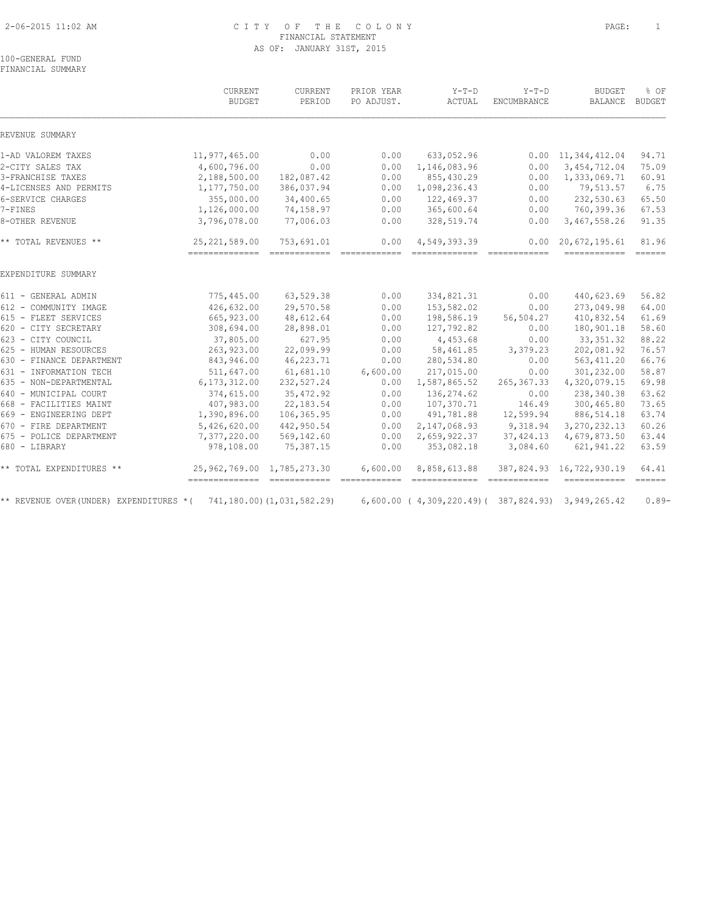CITY OF THE COLONY
FINANCIAL STATEMENT
AS OF: JANUARY 31ST, 2015

100-GENERAL FUND
FINANCIAL SUMMARY

| | CURRENT BUDGET | CURRENT PERIOD | PRIOR YEAR PO ADJUST. | Y-T-D ACTUAL | Y-T-D ENCUMBRANCE | BUDGET BALANCE | % OF BUDGET |
|---|---|---|---|---|---|---|---|
| REVENUE SUMMARY | | | | | | | |
| 1-AD VALOREM TAXES | 11,977,465.00 | 0.00 | 0.00 | 633,052.96 | 0.00 | 11,344,412.04 | 94.71 |
| 2-CITY SALES TAX | 4,600,796.00 | 0.00 | 0.00 | 1,146,083.96 | 0.00 | 3,454,712.04 | 75.09 |
| 3-FRANCHISE TAXES | 2,188,500.00 | 182,087.42 | 0.00 | 855,430.29 | 0.00 | 1,333,069.71 | 60.91 |
| 4-LICENSES AND PERMITS | 1,177,750.00 | 386,037.94 | 0.00 | 1,098,236.43 | 0.00 | 79,513.57 | 6.75 |
| 6-SERVICE CHARGES | 355,000.00 | 34,400.65 | 0.00 | 122,469.37 | 0.00 | 232,530.63 | 65.50 |
| 7-FINES | 1,126,000.00 | 74,158.97 | 0.00 | 365,600.64 | 0.00 | 760,399.36 | 67.53 |
| 8-OTHER REVENUE | 3,796,078.00 | 77,006.03 | 0.00 | 328,519.74 | 0.00 | 3,467,558.26 | 91.35 |
| ** TOTAL REVENUES ** | 25,221,589.00 | 753,691.01 | 0.00 | 4,549,393.39 | 0.00 | 20,672,195.61 | 81.96 |
| EXPENDITURE SUMMARY | | | | | | | |
| 611 - GENERAL ADMIN | 775,445.00 | 63,529.38 | 0.00 | 334,821.31 | 0.00 | 440,623.69 | 56.82 |
| 612 - COMMUNITY IMAGE | 426,632.00 | 29,570.58 | 0.00 | 153,582.02 | 0.00 | 273,049.98 | 64.00 |
| 615 - FLEET SERVICES | 665,923.00 | 48,612.64 | 0.00 | 198,586.19 | 56,504.27 | 410,832.54 | 61.69 |
| 620 - CITY SECRETARY | 308,694.00 | 28,898.01 | 0.00 | 127,792.82 | 0.00 | 180,901.18 | 58.60 |
| 623 - CITY COUNCIL | 37,805.00 | 627.95 | 0.00 | 4,453.68 | 0.00 | 33,351.32 | 88.22 |
| 625 - HUMAN RESOURCES | 263,923.00 | 22,099.99 | 0.00 | 58,461.85 | 3,379.23 | 202,081.92 | 76.57 |
| 630 - FINANCE DEPARTMENT | 843,946.00 | 46,223.71 | 0.00 | 280,534.80 | 0.00 | 563,411.20 | 66.76 |
| 631 - INFORMATION TECH | 511,647.00 | 61,681.10 | 6,600.00 | 217,015.00 | 0.00 | 301,232.00 | 58.87 |
| 635 - NON-DEPARTMENTAL | 6,173,312.00 | 232,527.24 | 0.00 | 1,587,865.52 | 265,367.33 | 4,320,079.15 | 69.98 |
| 640 - MUNICIPAL COURT | 374,615.00 | 35,472.92 | 0.00 | 136,274.62 | 0.00 | 238,340.38 | 63.62 |
| 668 - FACILITIES MAINT | 407,983.00 | 22,183.54 | 0.00 | 107,370.71 | 146.49 | 300,465.80 | 73.65 |
| 669 - ENGINEERING DEPT | 1,390,896.00 | 106,365.95 | 0.00 | 491,781.88 | 12,599.94 | 886,514.18 | 63.74 |
| 670 - FIRE DEPARTMENT | 5,426,620.00 | 442,950.54 | 0.00 | 2,147,068.93 | 9,318.94 | 3,270,232.13 | 60.26 |
| 675 - POLICE DEPARTMENT | 7,377,220.00 | 569,142.60 | 0.00 | 2,659,922.37 | 37,424.13 | 4,679,873.50 | 63.44 |
| 680 - LIBRARY | 978,108.00 | 75,387.15 | 0.00 | 353,082.18 | 3,084.60 | 621,941.22 | 63.59 |
| ** TOTAL EXPENDITURES ** | 25,962,769.00 | 1,785,273.30 | 6,600.00 | 8,858,613.88 | 387,824.93 | 16,722,930.19 | 64.41 |
| ** REVENUE OVER(UNDER) EXPENDITURES * | ( 741,180.00) | (1,031,582.29) | 6,600.00 | ( 4,309,220.49) | ( 387,824.93) | 3,949,265.42 | 0.89- |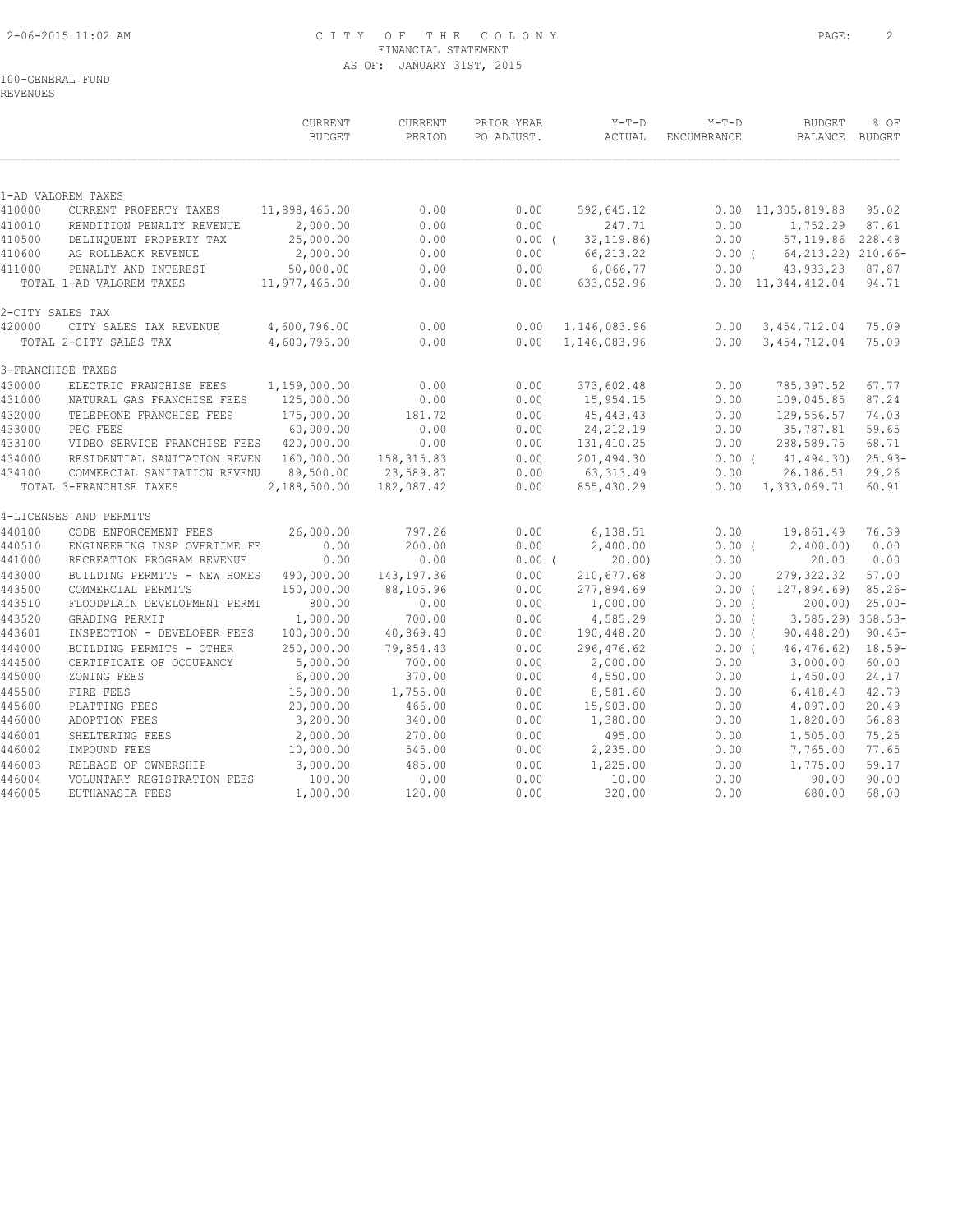CITY OF THE COLONY
FINANCIAL STATEMENT
AS OF: JANUARY 31ST, 2015

100-GENERAL FUND
REVENUES

| | | CURRENT BUDGET | CURRENT PERIOD | PRIOR YEAR PO ADJUST. | Y-T-D ACTUAL | Y-T-D ENCUMBRANCE | BUDGET BALANCE | % OF BUDGET |
|---|---|---|---|---|---|---|---|---|
| 1-AD VALOREM TAXES | | | | | | | | |
| 410000 | CURRENT PROPERTY TAXES | 11,898,465.00 | 0.00 | 0.00 | 592,645.12 | 0.00 | 11,305,819.88 | 95.02 |
| 410010 | RENDITION PENALTY REVENUE | 2,000.00 | 0.00 | 0.00 | 247.71 | 0.00 | 1,752.29 | 87.61 |
| 410500 | DELINQUENT PROPERTY TAX | 25,000.00 | 0.00 | 0.00 ( | 32,119.86) | 0.00 | 57,119.86 | 228.48 |
| 410600 | AG ROLLBACK REVENUE | 2,000.00 | 0.00 | 0.00 | 66,213.22 | 0.00 ( | 64,213.22) | 210.66- |
| 411000 | PENALTY AND INTEREST | 50,000.00 | 0.00 | 0.00 | 6,066.77 | 0.00 | 43,933.23 | 87.87 |
| | TOTAL 1-AD VALOREM TAXES | 11,977,465.00 | 0.00 | 0.00 | 633,052.96 | 0.00 | 11,344,412.04 | 94.71 |
| 2-CITY SALES TAX | | | | | | | | |
| 420000 | CITY SALES TAX REVENUE | 4,600,796.00 | 0.00 | 0.00 | 1,146,083.96 | 0.00 | 3,454,712.04 | 75.09 |
| | TOTAL 2-CITY SALES TAX | 4,600,796.00 | 0.00 | 0.00 | 1,146,083.96 | 0.00 | 3,454,712.04 | 75.09 |
| 3-FRANCHISE TAXES | | | | | | | | |
| 430000 | ELECTRIC FRANCHISE FEES | 1,159,000.00 | 0.00 | 0.00 | 373,602.48 | 0.00 | 785,397.52 | 67.77 |
| 431000 | NATURAL GAS FRANCHISE FEES | 125,000.00 | 0.00 | 0.00 | 15,954.15 | 0.00 | 109,045.85 | 87.24 |
| 432000 | TELEPHONE FRANCHISE FEES | 175,000.00 | 181.72 | 0.00 | 45,443.43 | 0.00 | 129,556.57 | 74.03 |
| 433000 | PEG FEES | 60,000.00 | 0.00 | 0.00 | 24,212.19 | 0.00 | 35,787.81 | 59.65 |
| 433100 | VIDEO SERVICE FRANCHISE FEES | 420,000.00 | 0.00 | 0.00 | 131,410.25 | 0.00 | 288,589.75 | 68.71 |
| 434000 | RESIDENTIAL SANITATION REVEN | 160,000.00 | 158,315.83 | 0.00 | 201,494.30 | 0.00 ( | 41,494.30) | 25.93- |
| 434100 | COMMERCIAL SANITATION REVENU | 89,500.00 | 23,589.87 | 0.00 | 63,313.49 | 0.00 | 26,186.51 | 29.26 |
| | TOTAL 3-FRANCHISE TAXES | 2,188,500.00 | 182,087.42 | 0.00 | 855,430.29 | 0.00 | 1,333,069.71 | 60.91 |
| 4-LICENSES AND PERMITS | | | | | | | | |
| 440100 | CODE ENFORCEMENT FEES | 26,000.00 | 797.26 | 0.00 | 6,138.51 | 0.00 | 19,861.49 | 76.39 |
| 440510 | ENGINEERING INSP OVERTIME FE | 0.00 | 200.00 | 0.00 | 2,400.00 | 0.00 ( | 2,400.00) | 0.00 |
| 441000 | RECREATION PROGRAM REVENUE | 0.00 | 0.00 | 0.00 ( | 20.00) | 0.00 | 20.00 | 0.00 |
| 443000 | BUILDING PERMITS - NEW HOMES | 490,000.00 | 143,197.36 | 0.00 | 210,677.68 | 0.00 | 279,322.32 | 57.00 |
| 443500 | COMMERCIAL PERMITS | 150,000.00 | 88,105.96 | 0.00 | 277,894.69 | 0.00 ( | 127,894.69) | 85.26- |
| 443510 | FLOODPLAIN DEVELOPMENT PERMI | 800.00 | 0.00 | 0.00 | 1,000.00 | 0.00 ( | 200.00) | 25.00- |
| 443520 | GRADING PERMIT | 1,000.00 | 700.00 | 0.00 | 4,585.29 | 0.00 ( | 3,585.29) | 358.53- |
| 443601 | INSPECTION - DEVELOPER FEES | 100,000.00 | 40,869.43 | 0.00 | 190,448.20 | 0.00 ( | 90,448.20) | 90.45- |
| 444000 | BUILDING PERMITS - OTHER | 250,000.00 | 79,854.43 | 0.00 | 296,476.62 | 0.00 ( | 46,476.62) | 18.59- |
| 444500 | CERTIFICATE OF OCCUPANCY | 5,000.00 | 700.00 | 0.00 | 2,000.00 | 0.00 | 3,000.00 | 60.00 |
| 445000 | ZONING FEES | 6,000.00 | 370.00 | 0.00 | 4,550.00 | 0.00 | 1,450.00 | 24.17 |
| 445500 | FIRE FEES | 15,000.00 | 1,755.00 | 0.00 | 8,581.60 | 0.00 | 6,418.40 | 42.79 |
| 445600 | PLATTING FEES | 20,000.00 | 466.00 | 0.00 | 15,903.00 | 0.00 | 4,097.00 | 20.49 |
| 446000 | ADOPTION FEES | 3,200.00 | 340.00 | 0.00 | 1,380.00 | 0.00 | 1,820.00 | 56.88 |
| 446001 | SHELTERING FEES | 2,000.00 | 270.00 | 0.00 | 495.00 | 0.00 | 1,505.00 | 75.25 |
| 446002 | IMPOUND FEES | 10,000.00 | 545.00 | 0.00 | 2,235.00 | 0.00 | 7,765.00 | 77.65 |
| 446003 | RELEASE OF OWNERSHIP | 3,000.00 | 485.00 | 0.00 | 1,225.00 | 0.00 | 1,775.00 | 59.17 |
| 446004 | VOLUNTARY REGISTRATION FEES | 100.00 | 0.00 | 0.00 | 10.00 | 0.00 | 90.00 | 90.00 |
| 446005 | EUTHANASIA FEES | 1,000.00 | 120.00 | 0.00 | 320.00 | 0.00 | 680.00 | 68.00 |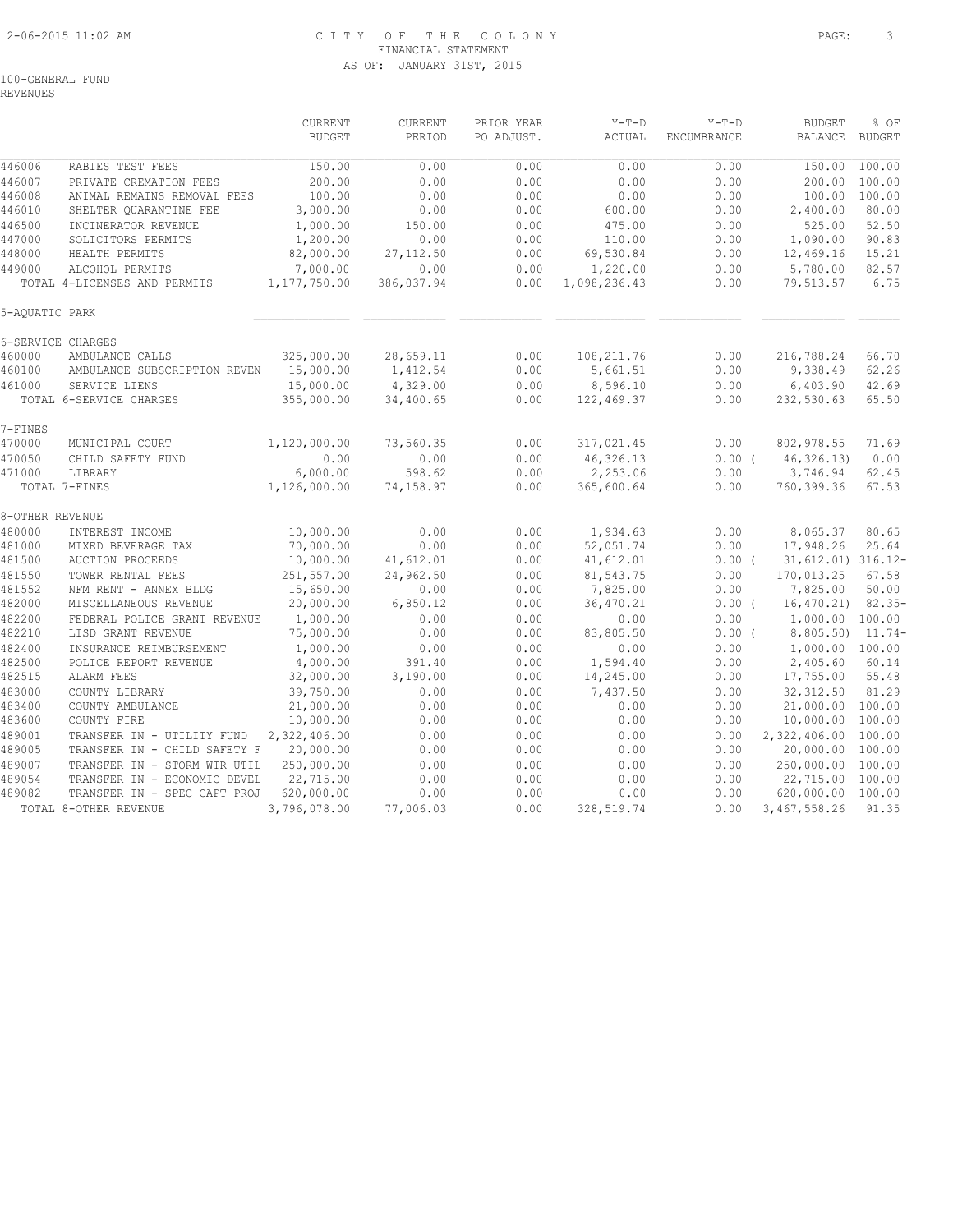# CITY OF THE COLONY
## FINANCIAL STATEMENT
### AS OF: JANUARY 31ST, 2015

100-GENERAL FUND
REVENUES

| | | CURRENT BUDGET | CURRENT PERIOD | PRIOR YEAR PO ADJUST. | Y-T-D ACTUAL | Y-T-D ENCUMBRANCE | BUDGET BALANCE | % OF BUDGET |
|---|---|---|---|---|---|---|---|---|
| 446006 | RABIES TEST FEES | 150.00 | 0.00 | 0.00 | 0.00 | 0.00 | 150.00 | 100.00 |
| 446007 | PRIVATE CREMATION FEES | 200.00 | 0.00 | 0.00 | 0.00 | 0.00 | 200.00 | 100.00 |
| 446008 | ANIMAL REMAINS REMOVAL FEES | 100.00 | 0.00 | 0.00 | 0.00 | 0.00 | 100.00 | 100.00 |
| 446010 | SHELTER QUARANTINE FEE | 3,000.00 | 0.00 | 0.00 | 600.00 | 0.00 | 2,400.00 | 80.00 |
| 446500 | INCINERATOR REVENUE | 1,000.00 | 150.00 | 0.00 | 475.00 | 0.00 | 525.00 | 52.50 |
| 447000 | SOLICITORS PERMITS | 1,200.00 | 0.00 | 0.00 | 110.00 | 0.00 | 1,090.00 | 90.83 |
| 448000 | HEALTH PERMITS | 82,000.00 | 27,112.50 | 0.00 | 69,530.84 | 0.00 | 12,469.16 | 15.21 |
| 449000 | ALCOHOL PERMITS | 7,000.00 | 0.00 | 0.00 | 1,220.00 | 0.00 | 5,780.00 | 82.57 |
| | TOTAL 4-LICENSES AND PERMITS | 1,177,750.00 | 386,037.94 | 0.00 | 1,098,236.43 | 0.00 | 79,513.57 | 6.75 |
| 5-AQUATIC PARK | | | | | | | | |
| 6-SERVICE CHARGES | | | | | | | | |
| 460000 | AMBULANCE CALLS | 325,000.00 | 28,659.11 | 0.00 | 108,211.76 | 0.00 | 216,788.24 | 66.70 |
| 460100 | AMBULANCE SUBSCRIPTION REVEN | 15,000.00 | 1,412.54 | 0.00 | 5,661.51 | 0.00 | 9,338.49 | 62.26 |
| 461000 | SERVICE LIENS | 15,000.00 | 4,329.00 | 0.00 | 8,596.10 | 0.00 | 6,403.90 | 42.69 |
| | TOTAL 6-SERVICE CHARGES | 355,000.00 | 34,400.65 | 0.00 | 122,469.37 | 0.00 | 232,530.63 | 65.50 |
| 7-FINES | | | | | | | | |
| 470000 | MUNICIPAL COURT | 1,120,000.00 | 73,560.35 | 0.00 | 317,021.45 | 0.00 | 802,978.55 | 71.69 |
| 470050 | CHILD SAFETY FUND | 0.00 | 0.00 | 0.00 | 46,326.13 | 0.00 | ( 46,326.13) | 0.00 |
| 471000 | LIBRARY | 6,000.00 | 598.62 | 0.00 | 2,253.06 | 0.00 | 3,746.94 | 62.45 |
| | TOTAL 7-FINES | 1,126,000.00 | 74,158.97 | 0.00 | 365,600.64 | 0.00 | 760,399.36 | 67.53 |
| 8-OTHER REVENUE | | | | | | | | |
| 480000 | INTEREST INCOME | 10,000.00 | 0.00 | 0.00 | 1,934.63 | 0.00 | 8,065.37 | 80.65 |
| 481000 | MIXED BEVERAGE TAX | 70,000.00 | 0.00 | 0.00 | 52,051.74 | 0.00 | 17,948.26 | 25.64 |
| 481500 | AUCTION PROCEEDS | 10,000.00 | 41,612.01 | 0.00 | 41,612.01 | 0.00 | ( 31,612.01) | 316.12- |
| 481550 | TOWER RENTAL FEES | 251,557.00 | 24,962.50 | 0.00 | 81,543.75 | 0.00 | 170,013.25 | 67.58 |
| 481552 | NFM RENT - ANNEX BLDG | 15,650.00 | 0.00 | 0.00 | 7,825.00 | 0.00 | 7,825.00 | 50.00 |
| 482000 | MISCELLANEOUS REVENUE | 20,000.00 | 6,850.12 | 0.00 | 36,470.21 | 0.00 | ( 16,470.21) | 82.35- |
| 482200 | FEDERAL POLICE GRANT REVENUE | 1,000.00 | 0.00 | 0.00 | 0.00 | 0.00 | 1,000.00 | 100.00 |
| 482210 | LISD GRANT REVENUE | 75,000.00 | 0.00 | 0.00 | 83,805.50 | 0.00 | ( 8,805.50) | 11.74- |
| 482400 | INSURANCE REIMBURSEMENT | 1,000.00 | 0.00 | 0.00 | 0.00 | 0.00 | 1,000.00 | 100.00 |
| 482500 | POLICE REPORT REVENUE | 4,000.00 | 391.40 | 0.00 | 1,594.40 | 0.00 | 2,405.60 | 60.14 |
| 482515 | ALARM FEES | 32,000.00 | 3,190.00 | 0.00 | 14,245.00 | 0.00 | 17,755.00 | 55.48 |
| 483000 | COUNTY LIBRARY | 39,750.00 | 0.00 | 0.00 | 7,437.50 | 0.00 | 32,312.50 | 81.29 |
| 483400 | COUNTY AMBULANCE | 21,000.00 | 0.00 | 0.00 | 0.00 | 0.00 | 21,000.00 | 100.00 |
| 483600 | COUNTY FIRE | 10,000.00 | 0.00 | 0.00 | 0.00 | 0.00 | 10,000.00 | 100.00 |
| 489001 | TRANSFER IN - UTILITY FUND | 2,322,406.00 | 0.00 | 0.00 | 0.00 | 0.00 | 2,322,406.00 | 100.00 |
| 489005 | TRANSFER IN - CHILD SAFETY F | 20,000.00 | 0.00 | 0.00 | 0.00 | 0.00 | 20,000.00 | 100.00 |
| 489007 | TRANSFER IN - STORM WTR UTIL | 250,000.00 | 0.00 | 0.00 | 0.00 | 0.00 | 250,000.00 | 100.00 |
| 489054 | TRANSFER IN - ECONOMIC DEVEL | 22,715.00 | 0.00 | 0.00 | 0.00 | 0.00 | 22,715.00 | 100.00 |
| 489082 | TRANSFER IN - SPEC CAPT PROJ | 620,000.00 | 0.00 | 0.00 | 0.00 | 0.00 | 620,000.00 | 100.00 |
| | TOTAL 8-OTHER REVENUE | 3,796,078.00 | 77,006.03 | 0.00 | 328,519.74 | 0.00 | 3,467,558.26 | 91.35 |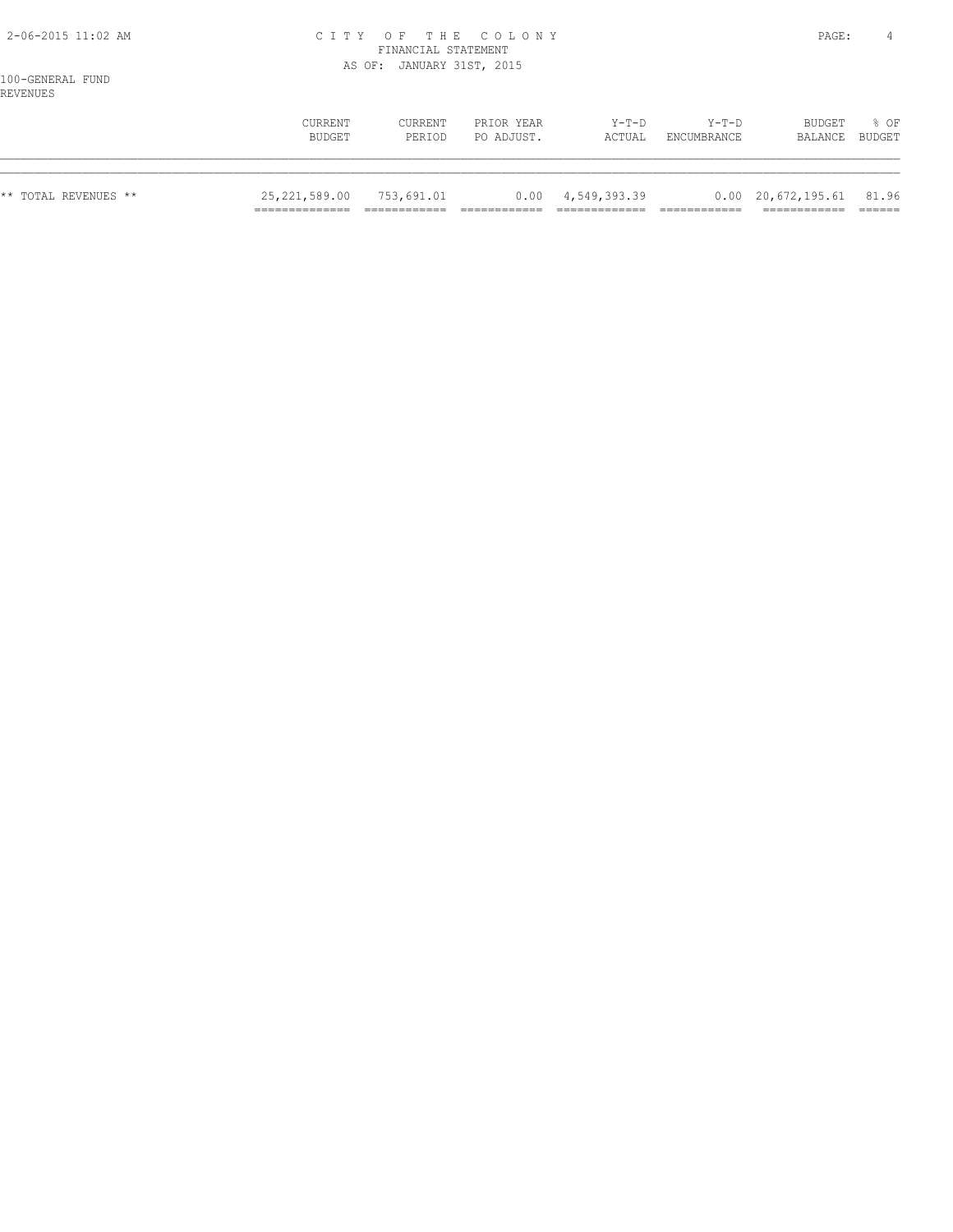100-GENERAL FUND
REVENUES

| | CURRENT BUDGET | CURRENT PERIOD | PRIOR YEAR PO ADJUST. | Y-T-D ACTUAL | Y-T-D ENCUMBRANCE | BUDGET BALANCE | % OF BUDGET |
|---|---|---|---|---|---|---|---|
| ** TOTAL REVENUES ** | 25,221,589.00 | 753,691.01 | 0.00 | 4,549,393.39 | 0.00 | 20,672,195.61 | 81.96 |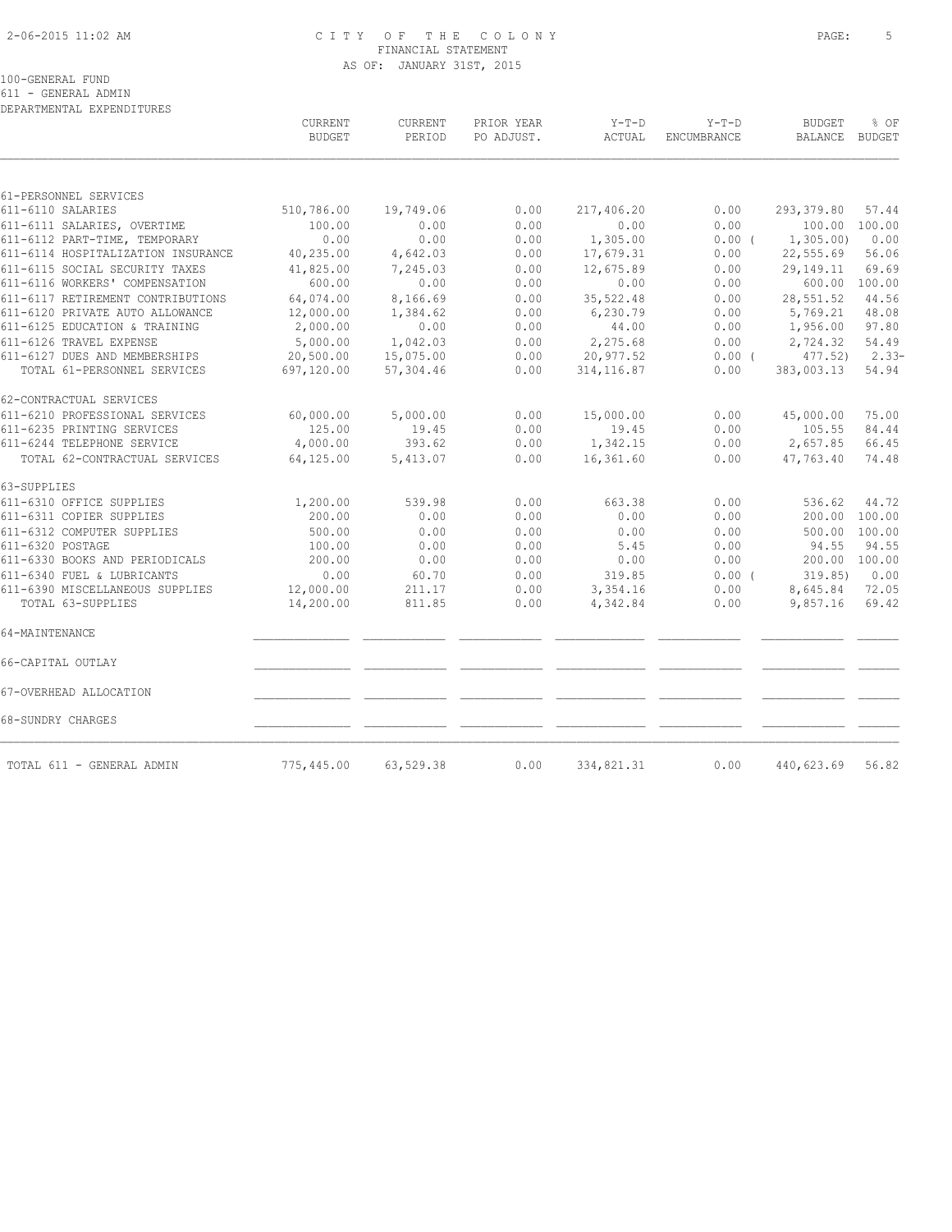# CITY OF THE COLONY

FINANCIAL STATEMENT

AS OF: JANUARY 31ST, 2015

100-GENERAL FUND

611 - GENERAL ADMIN

DEPARTMENTAL EXPENDITURES

| | CURRENT BUDGET | CURRENT PERIOD | PRIOR YEAR PO ADJUST. | Y-T-D ACTUAL | Y-T-D ENCUMBRANCE | BUDGET BALANCE | % OF BUDGET |
|---|---|---|---|---|---|---|---|
| 61-PERSONNEL SERVICES | | | | | | | |
| 611-6110 SALARIES | 510,786.00 | 19,749.06 | 0.00 | 217,406.20 | 0.00 | 293,379.80 | 57.44 |
| 611-6111 SALARIES, OVERTIME | 100.00 | 0.00 | 0.00 | 0.00 | 0.00 | 100.00 | 100.00 |
| 611-6112 PART-TIME, TEMPORARY | 0.00 | 0.00 | 0.00 | 1,305.00 | 0.00 ( | 1,305.00) | 0.00 |
| 611-6114 HOSPITALIZATION INSURANCE | 40,235.00 | 4,642.03 | 0.00 | 17,679.31 | 0.00 | 22,555.69 | 56.06 |
| 611-6115 SOCIAL SECURITY TAXES | 41,825.00 | 7,245.03 | 0.00 | 12,675.89 | 0.00 | 29,149.11 | 69.69 |
| 611-6116 WORKERS' COMPENSATION | 600.00 | 0.00 | 0.00 | 0.00 | 0.00 | 600.00 | 100.00 |
| 611-6117 RETIREMENT CONTRIBUTIONS | 64,074.00 | 8,166.69 | 0.00 | 35,522.48 | 0.00 | 28,551.52 | 44.56 |
| 611-6120 PRIVATE AUTO ALLOWANCE | 12,000.00 | 1,384.62 | 0.00 | 6,230.79 | 0.00 | 5,769.21 | 48.08 |
| 611-6125 EDUCATION & TRAINING | 2,000.00 | 0.00 | 0.00 | 44.00 | 0.00 | 1,956.00 | 97.80 |
| 611-6126 TRAVEL EXPENSE | 5,000.00 | 1,042.03 | 0.00 | 2,275.68 | 0.00 | 2,724.32 | 54.49 |
| 611-6127 DUES AND MEMBERSHIPS | 20,500.00 | 15,075.00 | 0.00 | 20,977.52 | 0.00 ( | 477.52) | 2.33- |
| TOTAL 61-PERSONNEL SERVICES | 697,120.00 | 57,304.46 | 0.00 | 314,116.87 | 0.00 | 383,003.13 | 54.94 |
| 62-CONTRACTUAL SERVICES | | | | | | | |
| 611-6210 PROFESSIONAL SERVICES | 60,000.00 | 5,000.00 | 0.00 | 15,000.00 | 0.00 | 45,000.00 | 75.00 |
| 611-6235 PRINTING SERVICES | 125.00 | 19.45 | 0.00 | 19.45 | 0.00 | 105.55 | 84.44 |
| 611-6244 TELEPHONE SERVICE | 4,000.00 | 393.62 | 0.00 | 1,342.15 | 0.00 | 2,657.85 | 66.45 |
| TOTAL 62-CONTRACTUAL SERVICES | 64,125.00 | 5,413.07 | 0.00 | 16,361.60 | 0.00 | 47,763.40 | 74.48 |
| 63-SUPPLIES | | | | | | | |
| 611-6310 OFFICE SUPPLIES | 1,200.00 | 539.98 | 0.00 | 663.38 | 0.00 | 536.62 | 44.72 |
| 611-6311 COPIER SUPPLIES | 200.00 | 0.00 | 0.00 | 0.00 | 0.00 | 200.00 | 100.00 |
| 611-6312 COMPUTER SUPPLIES | 500.00 | 0.00 | 0.00 | 0.00 | 0.00 | 500.00 | 100.00 |
| 611-6320 POSTAGE | 100.00 | 0.00 | 0.00 | 5.45 | 0.00 | 94.55 | 94.55 |
| 611-6330 BOOKS AND PERIODICALS | 200.00 | 0.00 | 0.00 | 0.00 | 0.00 | 200.00 | 100.00 |
| 611-6340 FUEL & LUBRICANTS | 0.00 | 60.70 | 0.00 | 319.85 | 0.00 ( | 319.85) | 0.00 |
| 611-6390 MISCELLANEOUS SUPPLIES | 12,000.00 | 211.17 | 0.00 | 3,354.16 | 0.00 | 8,645.84 | 72.05 |
| TOTAL 63-SUPPLIES | 14,200.00 | 811.85 | 0.00 | 4,342.84 | 0.00 | 9,857.16 | 69.42 |
| 64-MAINTENANCE | | | | | | | |
| 66-CAPITAL OUTLAY | | | | | | | |
| 67-OVERHEAD ALLOCATION | | | | | | | |
| 68-SUNDRY CHARGES | | | | | | | |
| TOTAL 611 - GENERAL ADMIN | 775,445.00 | 63,529.38 | 0.00 | 334,821.31 | 0.00 | 440,623.69 | 56.82 |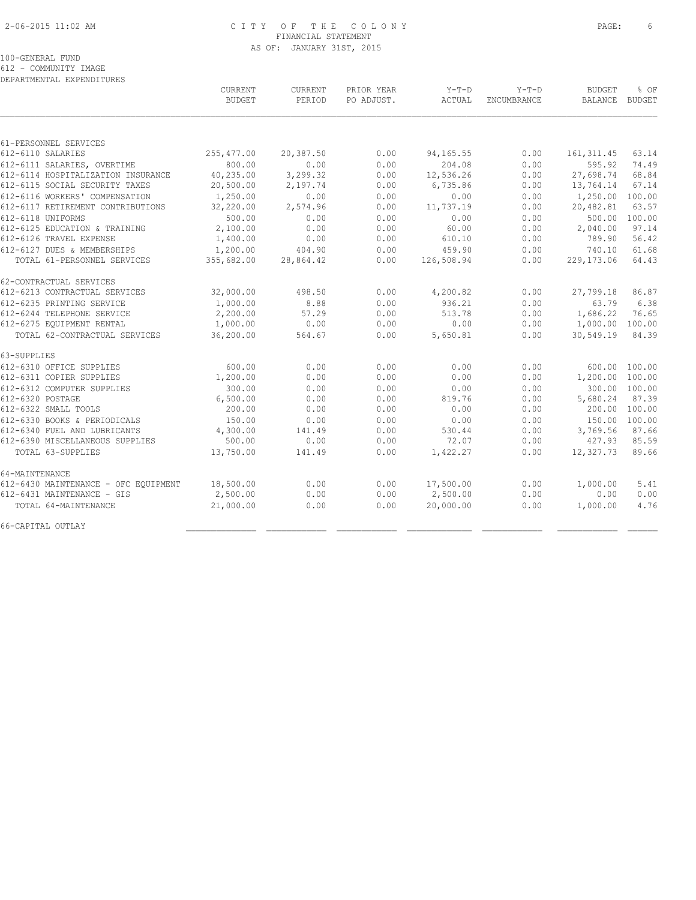# CITY OF THE COLONY
## FINANCIAL STATEMENT
### AS OF: JANUARY 31ST, 2015

100-GENERAL FUND
612 - COMMUNITY IMAGE
DEPARTMENTAL EXPENDITURES

| | CURRENT BUDGET | CURRENT PERIOD | PRIOR YEAR PO ADJUST. | Y-T-D ACTUAL | Y-T-D ENCUMBRANCE | BUDGET BALANCE | % OF BUDGET |
|---|---|---|---|---|---|---|---|
| **61-PERSONNEL SERVICES** | | | | | | | |
| 612-6110 SALARIES | 255,477.00 | 20,387.50 | 0.00 | 94,165.55 | 0.00 | 161,311.45 | 63.14 |
| 612-6111 SALARIES, OVERTIME | 800.00 | 0.00 | 0.00 | 204.08 | 0.00 | 595.92 | 74.49 |
| 612-6114 HOSPITALIZATION INSURANCE | 40,235.00 | 3,299.32 | 0.00 | 12,536.26 | 0.00 | 27,698.74 | 68.84 |
| 612-6115 SOCIAL SECURITY TAXES | 20,500.00 | 2,197.74 | 0.00 | 6,735.86 | 0.00 | 13,764.14 | 67.14 |
| 612-6116 WORKERS' COMPENSATION | 1,250.00 | 0.00 | 0.00 | 0.00 | 0.00 | 1,250.00 | 100.00 |
| 612-6117 RETIREMENT CONTRIBUTIONS | 32,220.00 | 2,574.96 | 0.00 | 11,737.19 | 0.00 | 20,482.81 | 63.57 |
| 612-6118 UNIFORMS | 500.00 | 0.00 | 0.00 | 0.00 | 0.00 | 500.00 | 100.00 |
| 612-6125 EDUCATION & TRAINING | 2,100.00 | 0.00 | 0.00 | 60.00 | 0.00 | 2,040.00 | 97.14 |
| 612-6126 TRAVEL EXPENSE | 1,400.00 | 0.00 | 0.00 | 610.10 | 0.00 | 789.90 | 56.42 |
| 612-6127 DUES & MEMBERSHIPS | 1,200.00 | 404.90 | 0.00 | 459.90 | 0.00 | 740.10 | 61.68 |
| TOTAL 61-PERSONNEL SERVICES | 355,682.00 | 28,864.42 | 0.00 | 126,508.94 | 0.00 | 229,173.06 | 64.43 |
| **62-CONTRACTUAL SERVICES** | | | | | | | |
| 612-6213 CONTRACTUAL SERVICES | 32,000.00 | 498.50 | 0.00 | 4,200.82 | 0.00 | 27,799.18 | 86.87 |
| 612-6235 PRINTING SERVICE | 1,000.00 | 8.88 | 0.00 | 936.21 | 0.00 | 63.79 | 6.38 |
| 612-6244 TELEPHONE SERVICE | 2,200.00 | 57.29 | 0.00 | 513.78 | 0.00 | 1,686.22 | 76.65 |
| 612-6275 EQUIPMENT RENTAL | 1,000.00 | 0.00 | 0.00 | 0.00 | 0.00 | 1,000.00 | 100.00 |
| TOTAL 62-CONTRACTUAL SERVICES | 36,200.00 | 564.67 | 0.00 | 5,650.81 | 0.00 | 30,549.19 | 84.39 |
| **63-SUPPLIES** | | | | | | | |
| 612-6310 OFFICE SUPPLIES | 600.00 | 0.00 | 0.00 | 0.00 | 0.00 | 600.00 | 100.00 |
| 612-6311 COPIER SUPPLIES | 1,200.00 | 0.00 | 0.00 | 0.00 | 0.00 | 1,200.00 | 100.00 |
| 612-6312 COMPUTER SUPPLIES | 300.00 | 0.00 | 0.00 | 0.00 | 0.00 | 300.00 | 100.00 |
| 612-6320 POSTAGE | 6,500.00 | 0.00 | 0.00 | 819.76 | 0.00 | 5,680.24 | 87.39 |
| 612-6322 SMALL TOOLS | 200.00 | 0.00 | 0.00 | 0.00 | 0.00 | 200.00 | 100.00 |
| 612-6330 BOOKS & PERIODICALS | 150.00 | 0.00 | 0.00 | 0.00 | 0.00 | 150.00 | 100.00 |
| 612-6340 FUEL AND LUBRICANTS | 4,300.00 | 141.49 | 0.00 | 530.44 | 0.00 | 3,769.56 | 87.66 |
| 612-6390 MISCELLANEOUS SUPPLIES | 500.00 | 0.00 | 0.00 | 72.07 | 0.00 | 427.93 | 85.59 |
| TOTAL 63-SUPPLIES | 13,750.00 | 141.49 | 0.00 | 1,422.27 | 0.00 | 12,327.73 | 89.66 |
| **64-MAINTENANCE** | | | | | | | |
| 612-6430 MAINTENANCE - OFC EQUIPMENT | 18,500.00 | 0.00 | 0.00 | 17,500.00 | 0.00 | 1,000.00 | 5.41 |
| 612-6431 MAINTENANCE - GIS | 2,500.00 | 0.00 | 0.00 | 2,500.00 | 0.00 | 0.00 | 0.00 |
| TOTAL 64-MAINTENANCE | 21,000.00 | 0.00 | 0.00 | 20,000.00 | 0.00 | 1,000.00 | 4.76 |
| **66-CAPITAL OUTLAY** | | | | | | | |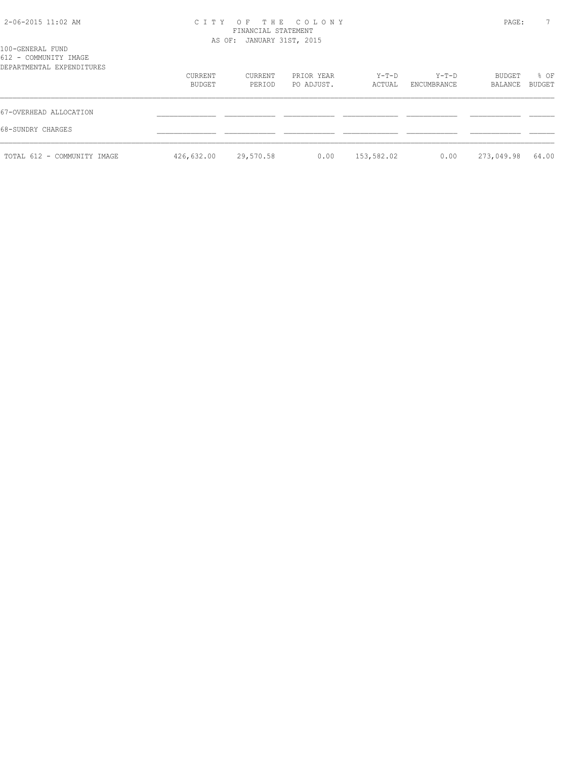100-GENERAL FUND
612 - COMMUNITY IMAGE
DEPARTMENTAL EXPENDITURES

| | CURRENT BUDGET | CURRENT PERIOD | PRIOR YEAR PO ADJUST. | Y-T-D ACTUAL | Y-T-D ENCUMBRANCE | BUDGET BALANCE | % OF BUDGET |
|---|---|---|---|---|---|---|---|
| 67-OVERHEAD ALLOCATION | | | | | | | |
| 68-SUNDRY CHARGES | | | | | | | |
| TOTAL 612 - COMMUNITY IMAGE | 426,632.00 | 29,570.58 | 0.00 | 153,582.02 | 0.00 | 273,049.98 | 64.00 |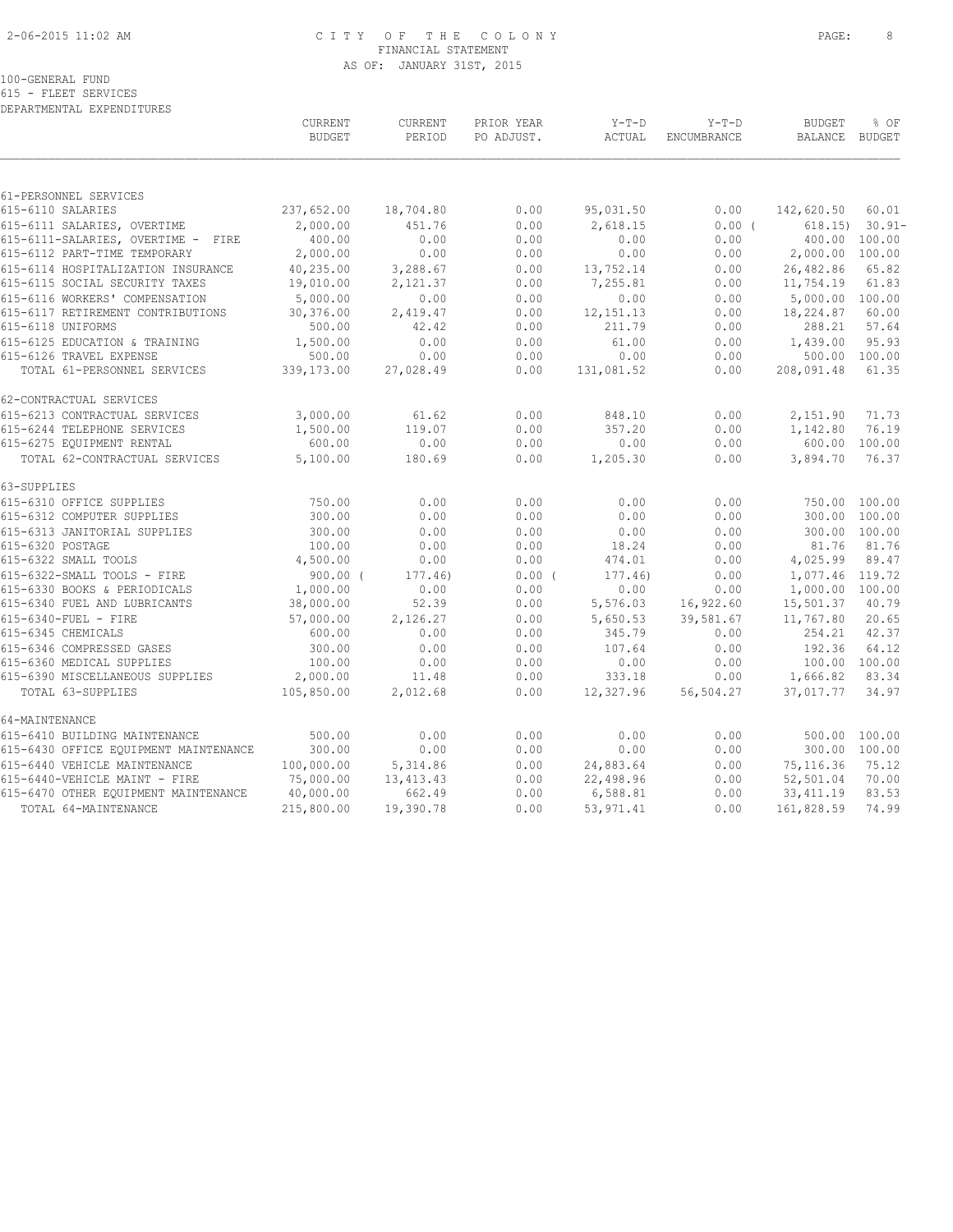CITY OF THE COLONY
FINANCIAL STATEMENT
AS OF: JANUARY 31ST, 2015

100-GENERAL FUND
615 - FLEET SERVICES
DEPARTMENTAL EXPENDITURES

| | CURRENT BUDGET | CURRENT PERIOD | PRIOR YEAR PO ADJUST. | Y-T-D ACTUAL | Y-T-D ENCUMBRANCE | BUDGET BALANCE | % OF BUDGET |
|---|---|---|---|---|---|---|---|
| 61-PERSONNEL SERVICES | | | | | | | |
| 615-6110 SALARIES | 237,652.00 | 18,704.80 | 0.00 | 95,031.50 | 0.00 | 142,620.50 | 60.01 |
| 615-6111 SALARIES, OVERTIME | 2,000.00 | 451.76 | 0.00 | 2,618.15 | 0.00 | ( 618.15) | 30.91- |
| 615-6111-SALARIES, OVERTIME - FIRE | 400.00 | 0.00 | 0.00 | 0.00 | 0.00 | 400.00 | 100.00 |
| 615-6112 PART-TIME TEMPORARY | 2,000.00 | 0.00 | 0.00 | 0.00 | 0.00 | 2,000.00 | 100.00 |
| 615-6114 HOSPITALIZATION INSURANCE | 40,235.00 | 3,288.67 | 0.00 | 13,752.14 | 0.00 | 26,482.86 | 65.82 |
| 615-6115 SOCIAL SECURITY TAXES | 19,010.00 | 2,121.37 | 0.00 | 7,255.81 | 0.00 | 11,754.19 | 61.83 |
| 615-6116 WORKERS' COMPENSATION | 5,000.00 | 0.00 | 0.00 | 0.00 | 0.00 | 5,000.00 | 100.00 |
| 615-6117 RETIREMENT CONTRIBUTIONS | 30,376.00 | 2,419.47 | 0.00 | 12,151.13 | 0.00 | 18,224.87 | 60.00 |
| 615-6118 UNIFORMS | 500.00 | 42.42 | 0.00 | 211.79 | 0.00 | 288.21 | 57.64 |
| 615-6125 EDUCATION & TRAINING | 1,500.00 | 0.00 | 0.00 | 61.00 | 0.00 | 1,439.00 | 95.93 |
| 615-6126 TRAVEL EXPENSE | 500.00 | 0.00 | 0.00 | 0.00 | 0.00 | 500.00 | 100.00 |
| TOTAL 61-PERSONNEL SERVICES | 339,173.00 | 27,028.49 | 0.00 | 131,081.52 | 0.00 | 208,091.48 | 61.35 |
| 62-CONTRACTUAL SERVICES | | | | | | | |
| 615-6213 CONTRACTUAL SERVICES | 3,000.00 | 61.62 | 0.00 | 848.10 | 0.00 | 2,151.90 | 71.73 |
| 615-6244 TELEPHONE SERVICES | 1,500.00 | 119.07 | 0.00 | 357.20 | 0.00 | 1,142.80 | 76.19 |
| 615-6275 EQUIPMENT RENTAL | 600.00 | 0.00 | 0.00 | 0.00 | 0.00 | 600.00 | 100.00 |
| TOTAL 62-CONTRACTUAL SERVICES | 5,100.00 | 180.69 | 0.00 | 1,205.30 | 0.00 | 3,894.70 | 76.37 |
| 63-SUPPLIES | | | | | | | |
| 615-6310 OFFICE SUPPLIES | 750.00 | 0.00 | 0.00 | 0.00 | 0.00 | 750.00 | 100.00 |
| 615-6312 COMPUTER SUPPLIES | 300.00 | 0.00 | 0.00 | 0.00 | 0.00 | 300.00 | 100.00 |
| 615-6313 JANITORIAL SUPPLIES | 300.00 | 0.00 | 0.00 | 0.00 | 0.00 | 300.00 | 100.00 |
| 615-6320 POSTAGE | 100.00 | 0.00 | 0.00 | 18.24 | 0.00 | 81.76 | 81.76 |
| 615-6322 SMALL TOOLS | 4,500.00 | 0.00 | 0.00 | 474.01 | 0.00 | 4,025.99 | 89.47 |
| 615-6322-SMALL TOOLS - FIRE | 900.00 | ( 177.46) | 0.00 | ( 177.46) | 0.00 | 1,077.46 | 119.72 |
| 615-6330 BOOKS & PERIODICALS | 1,000.00 | 0.00 | 0.00 | 0.00 | 0.00 | 1,000.00 | 100.00 |
| 615-6340 FUEL AND LUBRICANTS | 38,000.00 | 52.39 | 0.00 | 5,576.03 | 16,922.60 | 15,501.37 | 40.79 |
| 615-6340-FUEL - FIRE | 57,000.00 | 2,126.27 | 0.00 | 5,650.53 | 39,581.67 | 11,767.80 | 20.65 |
| 615-6345 CHEMICALS | 600.00 | 0.00 | 0.00 | 345.79 | 0.00 | 254.21 | 42.37 |
| 615-6346 COMPRESSED GASES | 300.00 | 0.00 | 0.00 | 107.64 | 0.00 | 192.36 | 64.12 |
| 615-6360 MEDICAL SUPPLIES | 100.00 | 0.00 | 0.00 | 0.00 | 0.00 | 100.00 | 100.00 |
| 615-6390 MISCELLANEOUS SUPPLIES | 2,000.00 | 11.48 | 0.00 | 333.18 | 0.00 | 1,666.82 | 83.34 |
| TOTAL 63-SUPPLIES | 105,850.00 | 2,012.68 | 0.00 | 12,327.96 | 56,504.27 | 37,017.77 | 34.97 |
| 64-MAINTENANCE | | | | | | | |
| 615-6410 BUILDING MAINTENANCE | 500.00 | 0.00 | 0.00 | 0.00 | 0.00 | 500.00 | 100.00 |
| 615-6430 OFFICE EQUIPMENT MAINTENANCE | 300.00 | 0.00 | 0.00 | 0.00 | 0.00 | 300.00 | 100.00 |
| 615-6440 VEHICLE MAINTENANCE | 100,000.00 | 5,314.86 | 0.00 | 24,883.64 | 0.00 | 75,116.36 | 75.12 |
| 615-6440-VEHICLE MAINT - FIRE | 75,000.00 | 13,413.43 | 0.00 | 22,498.96 | 0.00 | 52,501.04 | 70.00 |
| 615-6470 OTHER EQUIPMENT MAINTENANCE | 40,000.00 | 662.49 | 0.00 | 6,588.81 | 0.00 | 33,411.19 | 83.53 |
| TOTAL 64-MAINTENANCE | 215,800.00 | 19,390.78 | 0.00 | 53,971.41 | 0.00 | 161,828.59 | 74.99 |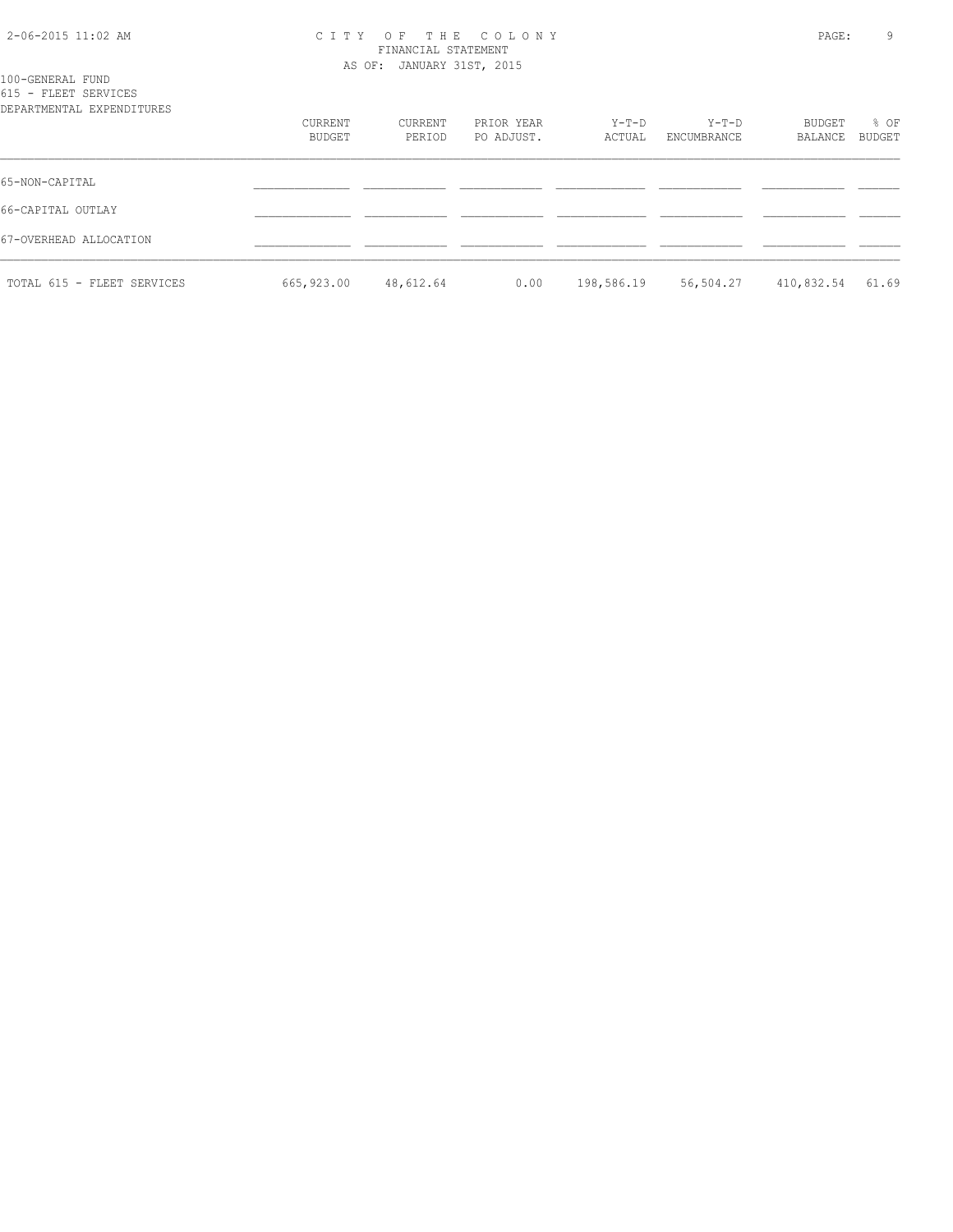100-GENERAL FUND
615 - FLEET SERVICES
DEPARTMENTAL EXPENDITURES

| | CURRENT BUDGET | CURRENT PERIOD | PRIOR YEAR PO ADJUST. | Y-T-D ACTUAL | Y-T-D ENCUMBRANCE | BUDGET BALANCE | % OF BUDGET |
|---|---|---|---|---|---|---|---|
| 65-NON-CAPITAL | | | | | | | |
| 66-CAPITAL OUTLAY | | | | | | | |
| 67-OVERHEAD ALLOCATION | | | | | | | |
| TOTAL 615 - FLEET SERVICES | 665,923.00 | 48,612.64 | 0.00 | 198,586.19 | 56,504.27 | 410,832.54 | 61.69 |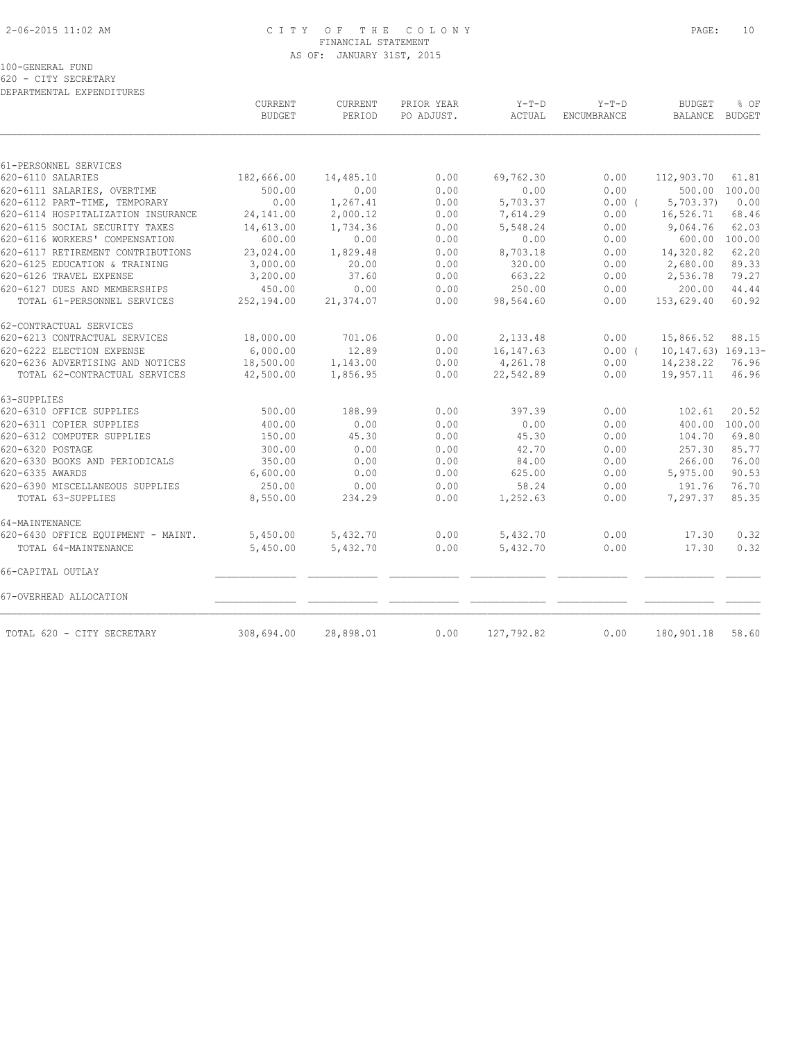CITY OF THE COLONY
FINANCIAL STATEMENT
AS OF: JANUARY 31ST, 2015

100-GENERAL FUND
620 - CITY SECRETARY
DEPARTMENTAL EXPENDITURES

| | CURRENT BUDGET | CURRENT PERIOD | PRIOR YEAR PO ADJUST. | Y-T-D ACTUAL | Y-T-D ENCUMBRANCE | BUDGET BALANCE | % OF BUDGET |
|---|---|---|---|---|---|---|---|
| 61-PERSONNEL SERVICES | | | | | | | |
| 620-6110 SALARIES | 182,666.00 | 14,485.10 | 0.00 | 69,762.30 | 0.00 | 112,903.70 | 61.81 |
| 620-6111 SALARIES, OVERTIME | 500.00 | 0.00 | 0.00 | 0.00 | 0.00 | 500.00 | 100.00 |
| 620-6112 PART-TIME, TEMPORARY | 0.00 | 1,267.41 | 0.00 | 5,703.37 | 0.00 | ( 5,703.37) | 0.00 |
| 620-6114 HOSPITALIZATION INSURANCE | 24,141.00 | 2,000.12 | 0.00 | 7,614.29 | 0.00 | 16,526.71 | 68.46 |
| 620-6115 SOCIAL SECURITY TAXES | 14,613.00 | 1,734.36 | 0.00 | 5,548.24 | 0.00 | 9,064.76 | 62.03 |
| 620-6116 WORKERS' COMPENSATION | 600.00 | 0.00 | 0.00 | 0.00 | 0.00 | 600.00 | 100.00 |
| 620-6117 RETIREMENT CONTRIBUTIONS | 23,024.00 | 1,829.48 | 0.00 | 8,703.18 | 0.00 | 14,320.82 | 62.20 |
| 620-6125 EDUCATION & TRAINING | 3,000.00 | 20.00 | 0.00 | 320.00 | 0.00 | 2,680.00 | 89.33 |
| 620-6126 TRAVEL EXPENSE | 3,200.00 | 37.60 | 0.00 | 663.22 | 0.00 | 2,536.78 | 79.27 |
| 620-6127 DUES AND MEMBERSHIPS | 450.00 | 0.00 | 0.00 | 250.00 | 0.00 | 200.00 | 44.44 |
| TOTAL 61-PERSONNEL SERVICES | 252,194.00 | 21,374.07 | 0.00 | 98,564.60 | 0.00 | 153,629.40 | 60.92 |
| 62-CONTRACTUAL SERVICES | | | | | | | |
| 620-6213 CONTRACTUAL SERVICES | 18,000.00 | 701.06 | 0.00 | 2,133.48 | 0.00 | 15,866.52 | 88.15 |
| 620-6222 ELECTION EXPENSE | 6,000.00 | 12.89 | 0.00 | 16,147.63 | 0.00 | ( 10,147.63) | 169.13- |
| 620-6236 ADVERTISING AND NOTICES | 18,500.00 | 1,143.00 | 0.00 | 4,261.78 | 0.00 | 14,238.22 | 76.96 |
| TOTAL 62-CONTRACTUAL SERVICES | 42,500.00 | 1,856.95 | 0.00 | 22,542.89 | 0.00 | 19,957.11 | 46.96 |
| 63-SUPPLIES | | | | | | | |
| 620-6310 OFFICE SUPPLIES | 500.00 | 188.99 | 0.00 | 397.39 | 0.00 | 102.61 | 20.52 |
| 620-6311 COPIER SUPPLIES | 400.00 | 0.00 | 0.00 | 0.00 | 0.00 | 400.00 | 100.00 |
| 620-6312 COMPUTER SUPPLIES | 150.00 | 45.30 | 0.00 | 45.30 | 0.00 | 104.70 | 69.80 |
| 620-6320 POSTAGE | 300.00 | 0.00 | 0.00 | 42.70 | 0.00 | 257.30 | 85.77 |
| 620-6330 BOOKS AND PERIODICALS | 350.00 | 0.00 | 0.00 | 84.00 | 0.00 | 266.00 | 76.00 |
| 620-6335 AWARDS | 6,600.00 | 0.00 | 0.00 | 625.00 | 0.00 | 5,975.00 | 90.53 |
| 620-6390 MISCELLANEOUS SUPPLIES | 250.00 | 0.00 | 0.00 | 58.24 | 0.00 | 191.76 | 76.70 |
| TOTAL 63-SUPPLIES | 8,550.00 | 234.29 | 0.00 | 1,252.63 | 0.00 | 7,297.37 | 85.35 |
| 64-MAINTENANCE | | | | | | | |
| 620-6430 OFFICE EQUIPMENT - MAINT. | 5,450.00 | 5,432.70 | 0.00 | 5,432.70 | 0.00 | 17.30 | 0.32 |
| TOTAL 64-MAINTENANCE | 5,450.00 | 5,432.70 | 0.00 | 5,432.70 | 0.00 | 17.30 | 0.32 |
| 66-CAPITAL OUTLAY | | | | | | | |
| 67-OVERHEAD ALLOCATION | | | | | | | |
| TOTAL 620 - CITY SECRETARY | 308,694.00 | 28,898.01 | 0.00 | 127,792.82 | 0.00 | 180,901.18 | 58.60 |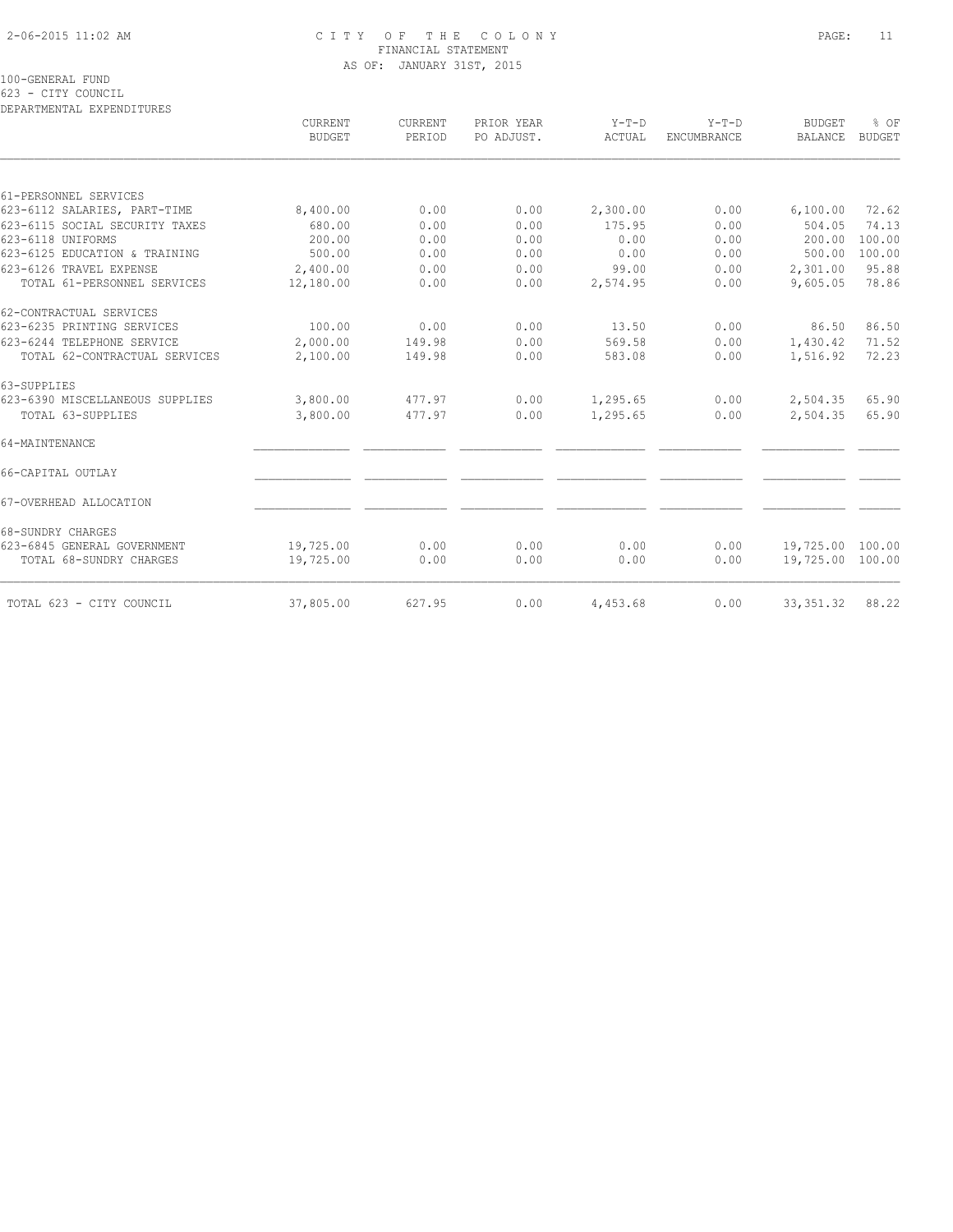# CITY OF THE COLONY
## FINANCIAL STATEMENT
### AS OF: JANUARY 31ST, 2015

100-GENERAL FUND
623 - CITY COUNCIL
DEPARTMENTAL EXPENDITURES

| | CURRENT BUDGET | CURRENT PERIOD | PRIOR YEAR PO ADJUST. | Y-T-D ACTUAL | Y-T-D ENCUMBRANCE | BUDGET BALANCE | % OF BUDGET |
|---|---|---|---|---|---|---|---|
| 61-PERSONNEL SERVICES | | | | | | | |
| 623-6112 SALARIES, PART-TIME | 8,400.00 | 0.00 | 0.00 | 2,300.00 | 0.00 | 6,100.00 | 72.62 |
| 623-6115 SOCIAL SECURITY TAXES | 680.00 | 0.00 | 0.00 | 175.95 | 0.00 | 504.05 | 74.13 |
| 623-6118 UNIFORMS | 200.00 | 0.00 | 0.00 | 0.00 | 0.00 | 200.00 | 100.00 |
| 623-6125 EDUCATION & TRAINING | 500.00 | 0.00 | 0.00 | 0.00 | 0.00 | 500.00 | 100.00 |
| 623-6126 TRAVEL EXPENSE | 2,400.00 | 0.00 | 0.00 | 99.00 | 0.00 | 2,301.00 | 95.88 |
| TOTAL 61-PERSONNEL SERVICES | 12,180.00 | 0.00 | 0.00 | 2,574.95 | 0.00 | 9,605.05 | 78.86 |
| 62-CONTRACTUAL SERVICES | | | | | | | |
| 623-6235 PRINTING SERVICES | 100.00 | 0.00 | 0.00 | 13.50 | 0.00 | 86.50 | 86.50 |
| 623-6244 TELEPHONE SERVICE | 2,000.00 | 149.98 | 0.00 | 569.58 | 0.00 | 1,430.42 | 71.52 |
| TOTAL 62-CONTRACTUAL SERVICES | 2,100.00 | 149.98 | 0.00 | 583.08 | 0.00 | 1,516.92 | 72.23 |
| 63-SUPPLIES | | | | | | | |
| 623-6390 MISCELLANEOUS SUPPLIES | 3,800.00 | 477.97 | 0.00 | 1,295.65 | 0.00 | 2,504.35 | 65.90 |
| TOTAL 63-SUPPLIES | 3,800.00 | 477.97 | 0.00 | 1,295.65 | 0.00 | 2,504.35 | 65.90 |
| 64-MAINTENANCE | | | | | | | |
| 66-CAPITAL OUTLAY | | | | | | | |
| 67-OVERHEAD ALLOCATION | | | | | | | |
| 68-SUNDRY CHARGES | | | | | | | |
| 623-6845 GENERAL GOVERNMENT | 19,725.00 | 0.00 | 0.00 | 0.00 | 0.00 | 19,725.00 | 100.00 |
| TOTAL 68-SUNDRY CHARGES | 19,725.00 | 0.00 | 0.00 | 0.00 | 0.00 | 19,725.00 | 100.00 |
| TOTAL 623 - CITY COUNCIL | 37,805.00 | 627.95 | 0.00 | 4,453.68 | 0.00 | 33,351.32 | 88.22 |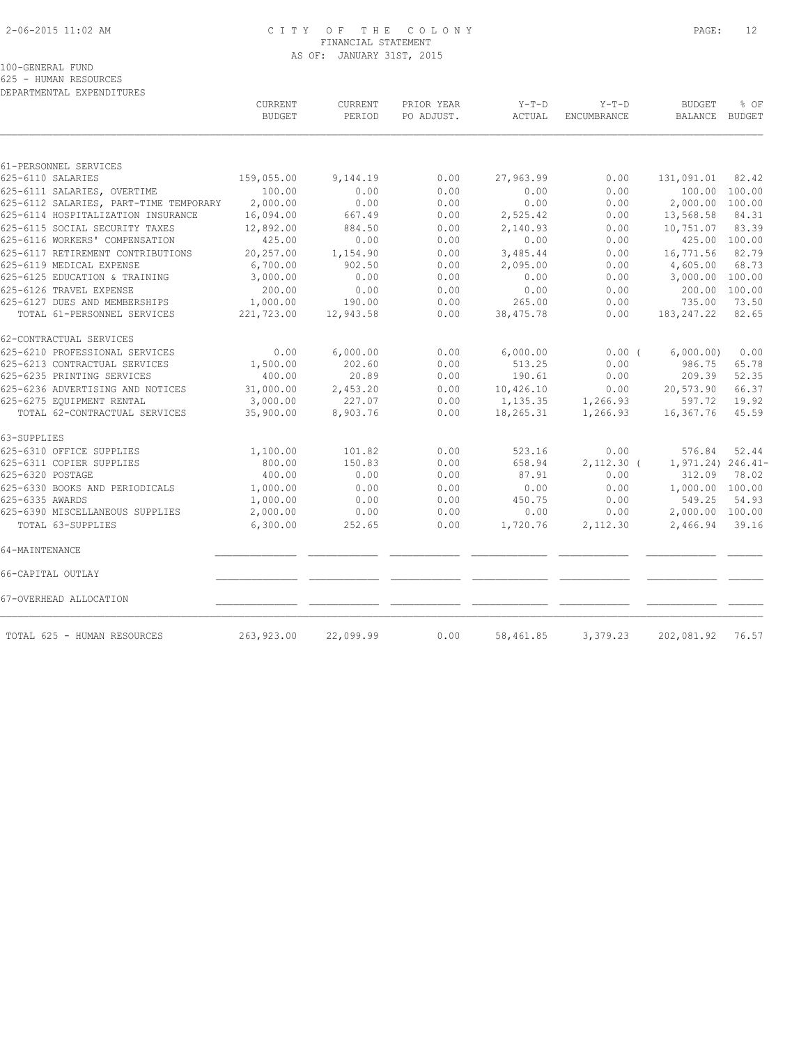# CITY OF THE COLONY
## FINANCIAL STATEMENT
### AS OF: JANUARY 31ST, 2015

100-GENERAL FUND
625 - HUMAN RESOURCES
DEPARTMENTAL EXPENDITURES

| | CURRENT BUDGET | CURRENT PERIOD | PRIOR YEAR PO ADJUST. | Y-T-D ACTUAL | Y-T-D ENCUMBRANCE | BUDGET BALANCE | % OF BUDGET |
|---|---|---|---|---|---|---|---|
| 61-PERSONNEL SERVICES | | | | | | | |
| 625-6110 SALARIES | 159,055.00 | 9,144.19 | 0.00 | 27,963.99 | 0.00 | 131,091.01 | 82.42 |
| 625-6111 SALARIES, OVERTIME | 100.00 | 0.00 | 0.00 | 0.00 | 0.00 | 100.00 | 100.00 |
| 625-6112 SALARIES, PART-TIME TEMPORARY | 2,000.00 | 0.00 | 0.00 | 0.00 | 0.00 | 2,000.00 | 100.00 |
| 625-6114 HOSPITALIZATION INSURANCE | 16,094.00 | 667.49 | 0.00 | 2,525.42 | 0.00 | 13,568.58 | 84.31 |
| 625-6115 SOCIAL SECURITY TAXES | 12,892.00 | 884.50 | 0.00 | 2,140.93 | 0.00 | 10,751.07 | 83.39 |
| 625-6116 WORKERS' COMPENSATION | 425.00 | 0.00 | 0.00 | 0.00 | 0.00 | 425.00 | 100.00 |
| 625-6117 RETIREMENT CONTRIBUTIONS | 20,257.00 | 1,154.90 | 0.00 | 3,485.44 | 0.00 | 16,771.56 | 82.79 |
| 625-6119 MEDICAL EXPENSE | 6,700.00 | 902.50 | 0.00 | 2,095.00 | 0.00 | 4,605.00 | 68.73 |
| 625-6125 EDUCATION & TRAINING | 3,000.00 | 0.00 | 0.00 | 0.00 | 0.00 | 3,000.00 | 100.00 |
| 625-6126 TRAVEL EXPENSE | 200.00 | 0.00 | 0.00 | 0.00 | 0.00 | 200.00 | 100.00 |
| 625-6127 DUES AND MEMBERSHIPS | 1,000.00 | 190.00 | 0.00 | 265.00 | 0.00 | 735.00 | 73.50 |
| TOTAL 61-PERSONNEL SERVICES | 221,723.00 | 12,943.58 | 0.00 | 38,475.78 | 0.00 | 183,247.22 | 82.65 |
| 62-CONTRACTUAL SERVICES | | | | | | | |
| 625-6210 PROFESSIONAL SERVICES | 0.00 | 6,000.00 | 0.00 | 6,000.00 | 0.00 | ( 6,000.00) | 0.00 |
| 625-6213 CONTRACTUAL SERVICES | 1,500.00 | 202.60 | 0.00 | 513.25 | 0.00 | 986.75 | 65.78 |
| 625-6235 PRINTING SERVICES | 400.00 | 20.89 | 0.00 | 190.61 | 0.00 | 209.39 | 52.35 |
| 625-6236 ADVERTISING AND NOTICES | 31,000.00 | 2,453.20 | 0.00 | 10,426.10 | 0.00 | 20,573.90 | 66.37 |
| 625-6275 EQUIPMENT RENTAL | 3,000.00 | 227.07 | 0.00 | 1,135.35 | 1,266.93 | 597.72 | 19.92 |
| TOTAL 62-CONTRACTUAL SERVICES | 35,900.00 | 8,903.76 | 0.00 | 18,265.31 | 1,266.93 | 16,367.76 | 45.59 |
| 63-SUPPLIES | | | | | | | |
| 625-6310 OFFICE SUPPLIES | 1,100.00 | 101.82 | 0.00 | 523.16 | 0.00 | 576.84 | 52.44 |
| 625-6311 COPIER SUPPLIES | 800.00 | 150.83 | 0.00 | 658.94 | 2,112.30 | ( 1,971.24) | 246.41- |
| 625-6320 POSTAGE | 400.00 | 0.00 | 0.00 | 87.91 | 0.00 | 312.09 | 78.02 |
| 625-6330 BOOKS AND PERIODICALS | 1,000.00 | 0.00 | 0.00 | 0.00 | 0.00 | 1,000.00 | 100.00 |
| 625-6335 AWARDS | 1,000.00 | 0.00 | 0.00 | 450.75 | 0.00 | 549.25 | 54.93 |
| 625-6390 MISCELLANEOUS SUPPLIES | 2,000.00 | 0.00 | 0.00 | 0.00 | 0.00 | 2,000.00 | 100.00 |
| TOTAL 63-SUPPLIES | 6,300.00 | 252.65 | 0.00 | 1,720.76 | 2,112.30 | 2,466.94 | 39.16 |
| 64-MAINTENANCE | | | | | | | |
| 66-CAPITAL OUTLAY | | | | | | | |
| 67-OVERHEAD ALLOCATION | | | | | | | |
| TOTAL 625 - HUMAN RESOURCES | 263,923.00 | 22,099.99 | 0.00 | 58,461.85 | 3,379.23 | 202,081.92 | 76.57 |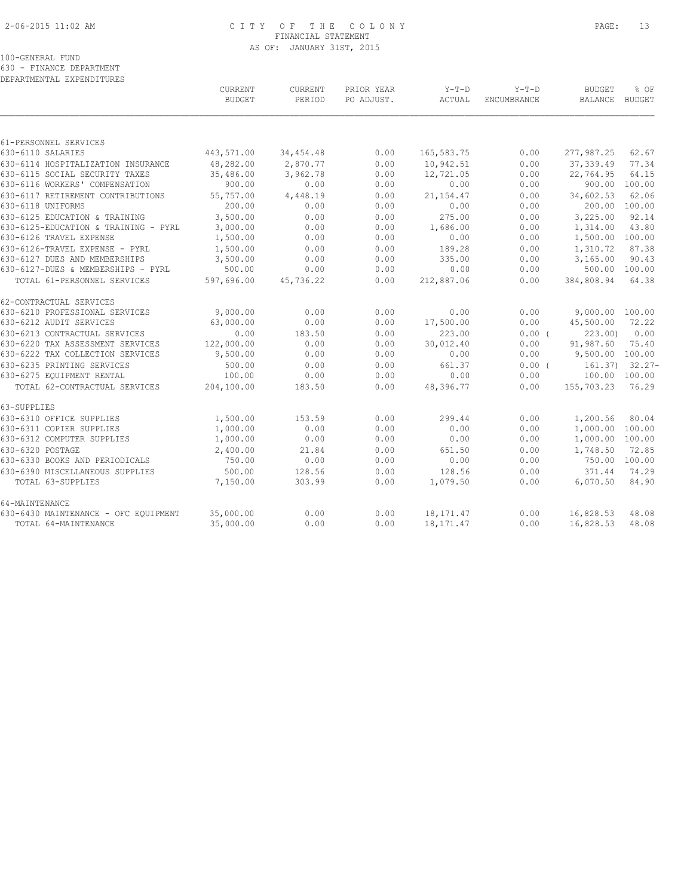# CITY OF THE COLONY
## FINANCIAL STATEMENT
### AS OF: JANUARY 31ST, 2015

100-GENERAL FUND
630 - FINANCE DEPARTMENT
DEPARTMENTAL EXPENDITURES

| | CURRENT BUDGET | CURRENT PERIOD | PRIOR YEAR PO ADJUST. | Y-T-D ACTUAL | Y-T-D ENCUMBRANCE | BUDGET BALANCE | % OF BUDGET |
|---|---|---|---|---|---|---|---|
| **61-PERSONNEL SERVICES** | | | | | | | |
| 630-6110 SALARIES | 443,571.00 | 34,454.48 | 0.00 | 165,583.75 | 0.00 | 277,987.25 | 62.67 |
| 630-6114 HOSPITALIZATION INSURANCE | 48,282.00 | 2,870.77 | 0.00 | 10,942.51 | 0.00 | 37,339.49 | 77.34 |
| 630-6115 SOCIAL SECURITY TAXES | 35,486.00 | 3,962.78 | 0.00 | 12,721.05 | 0.00 | 22,764.95 | 64.15 |
| 630-6116 WORKERS' COMPENSATION | 900.00 | 0.00 | 0.00 | 0.00 | 0.00 | 900.00 | 100.00 |
| 630-6117 RETIREMENT CONTRIBUTIONS | 55,757.00 | 4,448.19 | 0.00 | 21,154.47 | 0.00 | 34,602.53 | 62.06 |
| 630-6118 UNIFORMS | 200.00 | 0.00 | 0.00 | 0.00 | 0.00 | 200.00 | 100.00 |
| 630-6125 EDUCATION & TRAINING | 3,500.00 | 0.00 | 0.00 | 275.00 | 0.00 | 3,225.00 | 92.14 |
| 630-6125-EDUCATION & TRAINING - PYRL | 3,000.00 | 0.00 | 0.00 | 1,686.00 | 0.00 | 1,314.00 | 43.80 |
| 630-6126 TRAVEL EXPENSE | 1,500.00 | 0.00 | 0.00 | 0.00 | 0.00 | 1,500.00 | 100.00 |
| 630-6126-TRAVEL EXPENSE - PYRL | 1,500.00 | 0.00 | 0.00 | 189.28 | 0.00 | 1,310.72 | 87.38 |
| 630-6127 DUES AND MEMBERSHIPS | 3,500.00 | 0.00 | 0.00 | 335.00 | 0.00 | 3,165.00 | 90.43 |
| 630-6127-DUES & MEMBERSHIPS - PYRL | 500.00 | 0.00 | 0.00 | 0.00 | 0.00 | 500.00 | 100.00 |
| TOTAL 61-PERSONNEL SERVICES | 597,696.00 | 45,736.22 | 0.00 | 212,887.06 | 0.00 | 384,808.94 | 64.38 |
| **62-CONTRACTUAL SERVICES** | | | | | | | |
| 630-6210 PROFESSIONAL SERVICES | 9,000.00 | 0.00 | 0.00 | 0.00 | 0.00 | 9,000.00 | 100.00 |
| 630-6212 AUDIT SERVICES | 63,000.00 | 0.00 | 0.00 | 17,500.00 | 0.00 | 45,500.00 | 72.22 |
| 630-6213 CONTRACTUAL SERVICES | 0.00 | 183.50 | 0.00 | 223.00 | 0.00 | ( 223.00) | 0.00 |
| 630-6220 TAX ASSESSMENT SERVICES | 122,000.00 | 0.00 | 0.00 | 30,012.40 | 0.00 | 91,987.60 | 75.40 |
| 630-6222 TAX COLLECTION SERVICES | 9,500.00 | 0.00 | 0.00 | 0.00 | 0.00 | 9,500.00 | 100.00 |
| 630-6235 PRINTING SERVICES | 500.00 | 0.00 | 0.00 | 661.37 | 0.00 | ( 161.37) | 32.27- |
| 630-6275 EQUIPMENT RENTAL | 100.00 | 0.00 | 0.00 | 0.00 | 0.00 | 100.00 | 100.00 |
| TOTAL 62-CONTRACTUAL SERVICES | 204,100.00 | 183.50 | 0.00 | 48,396.77 | 0.00 | 155,703.23 | 76.29 |
| **63-SUPPLIES** | | | | | | | |
| 630-6310 OFFICE SUPPLIES | 1,500.00 | 153.59 | 0.00 | 299.44 | 0.00 | 1,200.56 | 80.04 |
| 630-6311 COPIER SUPPLIES | 1,000.00 | 0.00 | 0.00 | 0.00 | 0.00 | 1,000.00 | 100.00 |
| 630-6312 COMPUTER SUPPLIES | 1,000.00 | 0.00 | 0.00 | 0.00 | 0.00 | 1,000.00 | 100.00 |
| 630-6320 POSTAGE | 2,400.00 | 21.84 | 0.00 | 651.50 | 0.00 | 1,748.50 | 72.85 |
| 630-6330 BOOKS AND PERIODICALS | 750.00 | 0.00 | 0.00 | 0.00 | 0.00 | 750.00 | 100.00 |
| 630-6390 MISCELLANEOUS SUPPLIES | 500.00 | 128.56 | 0.00 | 128.56 | 0.00 | 371.44 | 74.29 |
| TOTAL 63-SUPPLIES | 7,150.00 | 303.99 | 0.00 | 1,079.50 | 0.00 | 6,070.50 | 84.90 |
| **64-MAINTENANCE** | | | | | | | |
| 630-6430 MAINTENANCE - OFC EQUIPMENT | 35,000.00 | 0.00 | 0.00 | 18,171.47 | 0.00 | 16,828.53 | 48.08 |
| TOTAL 64-MAINTENANCE | 35,000.00 | 0.00 | 0.00 | 18,171.47 | 0.00 | 16,828.53 | 48.08 |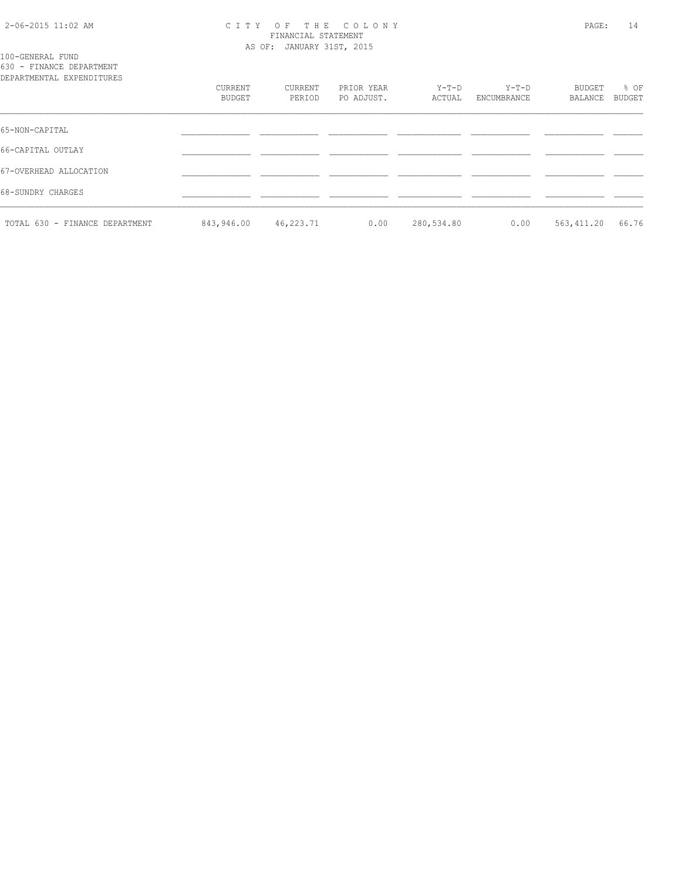CITY OF THE COLONY
FINANCIAL STATEMENT
AS OF: JANUARY 31ST, 2015

100-GENERAL FUND
630 - FINANCE DEPARTMENT
DEPARTMENTAL EXPENDITURES

| | CURRENT BUDGET | CURRENT PERIOD | PRIOR YEAR PO ADJUST. | Y-T-D ACTUAL | Y-T-D ENCUMBRANCE | BUDGET BALANCE | % OF BUDGET |
|---|---|---|---|---|---|---|---|
| 65-NON-CAPITAL | | | | | | | |
| 66-CAPITAL OUTLAY | | | | | | | |
| 67-OVERHEAD ALLOCATION | | | | | | | |
| 68-SUNDRY CHARGES | | | | | | | |
| TOTAL 630 - FINANCE DEPARTMENT | 843,946.00 | 46,223.71 | 0.00 | 280,534.80 | 0.00 | 563,411.20 | 66.76 |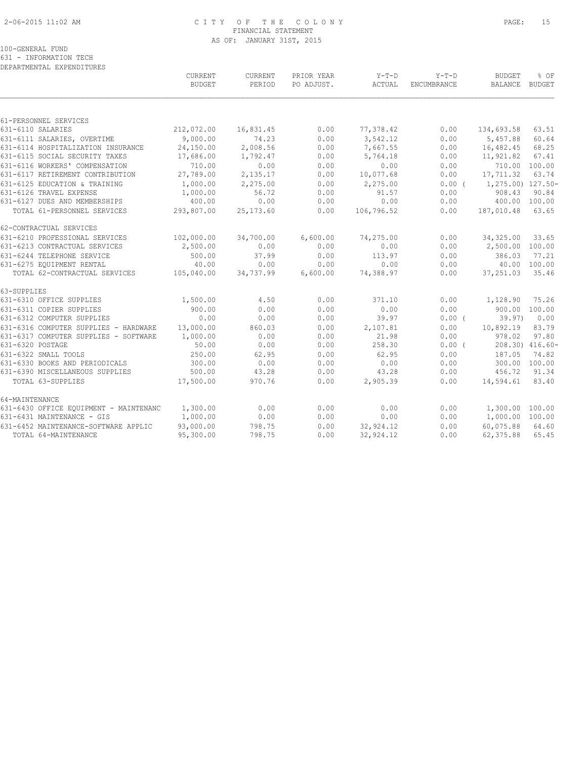CITY OF THE COLONY
FINANCIAL STATEMENT
AS OF: JANUARY 31ST, 2015

100-GENERAL FUND
631 - INFORMATION TECH
DEPARTMENTAL EXPENDITURES

| | CURRENT BUDGET | CURRENT PERIOD | PRIOR YEAR PO ADJUST. | Y-T-D ACTUAL | Y-T-D ENCUMBRANCE | BUDGET BALANCE | % OF BUDGET |
|---|---|---|---|---|---|---|---|
| 61-PERSONNEL SERVICES | | | | | | | |
| 631-6110 SALARIES | 212,072.00 | 16,831.45 | 0.00 | 77,378.42 | 0.00 | 134,693.58 | 63.51 |
| 631-6111 SALARIES, OVERTIME | 9,000.00 | 74.23 | 0.00 | 3,542.12 | 0.00 | 5,457.88 | 60.64 |
| 631-6114 HOSPITALIZATION INSURANCE | 24,150.00 | 2,008.56 | 0.00 | 7,667.55 | 0.00 | 16,482.45 | 68.25 |
| 631-6115 SOCIAL SECURITY TAXES | 17,686.00 | 1,792.47 | 0.00 | 5,764.18 | 0.00 | 11,921.82 | 67.41 |
| 631-6116 WORKERS' COMPENSATION | 710.00 | 0.00 | 0.00 | 0.00 | 0.00 | 710.00 | 100.00 |
| 631-6117 RETIREMENT CONTRIBUTION | 27,789.00 | 2,135.17 | 0.00 | 10,077.68 | 0.00 | 17,711.32 | 63.74 |
| 631-6125 EDUCATION & TRAINING | 1,000.00 | 2,275.00 | 0.00 | 2,275.00 | 0.00 ( | 1,275.00) | 127.50- |
| 631-6126 TRAVEL EXPENSE | 1,000.00 | 56.72 | 0.00 | 91.57 | 0.00 | 908.43 | 90.84 |
| 631-6127 DUES AND MEMBERSHIPS | 400.00 | 0.00 | 0.00 | 0.00 | 0.00 | 400.00 | 100.00 |
| TOTAL 61-PERSONNEL SERVICES | 293,807.00 | 25,173.60 | 0.00 | 106,796.52 | 0.00 | 187,010.48 | 63.65 |
| 62-CONTRACTUAL SERVICES | | | | | | | |
| 631-6210 PROFESSIONAL SERVICES | 102,000.00 | 34,700.00 | 6,600.00 | 74,275.00 | 0.00 | 34,325.00 | 33.65 |
| 631-6213 CONTRACTUAL SERVICES | 2,500.00 | 0.00 | 0.00 | 0.00 | 0.00 | 2,500.00 | 100.00 |
| 631-6244 TELEPHONE SERVICE | 500.00 | 37.99 | 0.00 | 113.97 | 0.00 | 386.03 | 77.21 |
| 631-6275 EQUIPMENT RENTAL | 40.00 | 0.00 | 0.00 | 0.00 | 0.00 | 40.00 | 100.00 |
| TOTAL 62-CONTRACTUAL SERVICES | 105,040.00 | 34,737.99 | 6,600.00 | 74,388.97 | 0.00 | 37,251.03 | 35.46 |
| 63-SUPPLIES | | | | | | | |
| 631-6310 OFFICE SUPPLIES | 1,500.00 | 4.50 | 0.00 | 371.10 | 0.00 | 1,128.90 | 75.26 |
| 631-6311 COPIER SUPPLIES | 900.00 | 0.00 | 0.00 | 0.00 | 0.00 | 900.00 | 100.00 |
| 631-6312 COMPUTER SUPPLIES | 0.00 | 0.00 | 0.00 | 39.97 | 0.00 ( | 39.97) | 0.00 |
| 631-6316 COMPUTER SUPPLIES - HARDWARE | 13,000.00 | 860.03 | 0.00 | 2,107.81 | 0.00 | 10,892.19 | 83.79 |
| 631-6317 COMPUTER SUPPLIES - SOFTWARE | 1,000.00 | 0.00 | 0.00 | 21.98 | 0.00 | 978.02 | 97.80 |
| 631-6320 POSTAGE | 50.00 | 0.00 | 0.00 | 258.30 | 0.00 ( | 208.30) | 416.60- |
| 631-6322 SMALL TOOLS | 250.00 | 62.95 | 0.00 | 62.95 | 0.00 | 187.05 | 74.82 |
| 631-6330 BOOKS AND PERIODICALS | 300.00 | 0.00 | 0.00 | 0.00 | 0.00 | 300.00 | 100.00 |
| 631-6390 MISCELLANEOUS SUPPLIES | 500.00 | 43.28 | 0.00 | 43.28 | 0.00 | 456.72 | 91.34 |
| TOTAL 63-SUPPLIES | 17,500.00 | 970.76 | 0.00 | 2,905.39 | 0.00 | 14,594.61 | 83.40 |
| 64-MAINTENANCE | | | | | | | |
| 631-6430 OFFICE EQUIPMENT - MAINTENANC | 1,300.00 | 0.00 | 0.00 | 0.00 | 0.00 | 1,300.00 | 100.00 |
| 631-6431 MAINTENANCE - GIS | 1,000.00 | 0.00 | 0.00 | 0.00 | 0.00 | 1,000.00 | 100.00 |
| 631-6452 MAINTENANCE-SOFTWARE APPLIC | 93,000.00 | 798.75 | 0.00 | 32,924.12 | 0.00 | 60,075.88 | 64.60 |
| TOTAL 64-MAINTENANCE | 95,300.00 | 798.75 | 0.00 | 32,924.12 | 0.00 | 62,375.88 | 65.45 |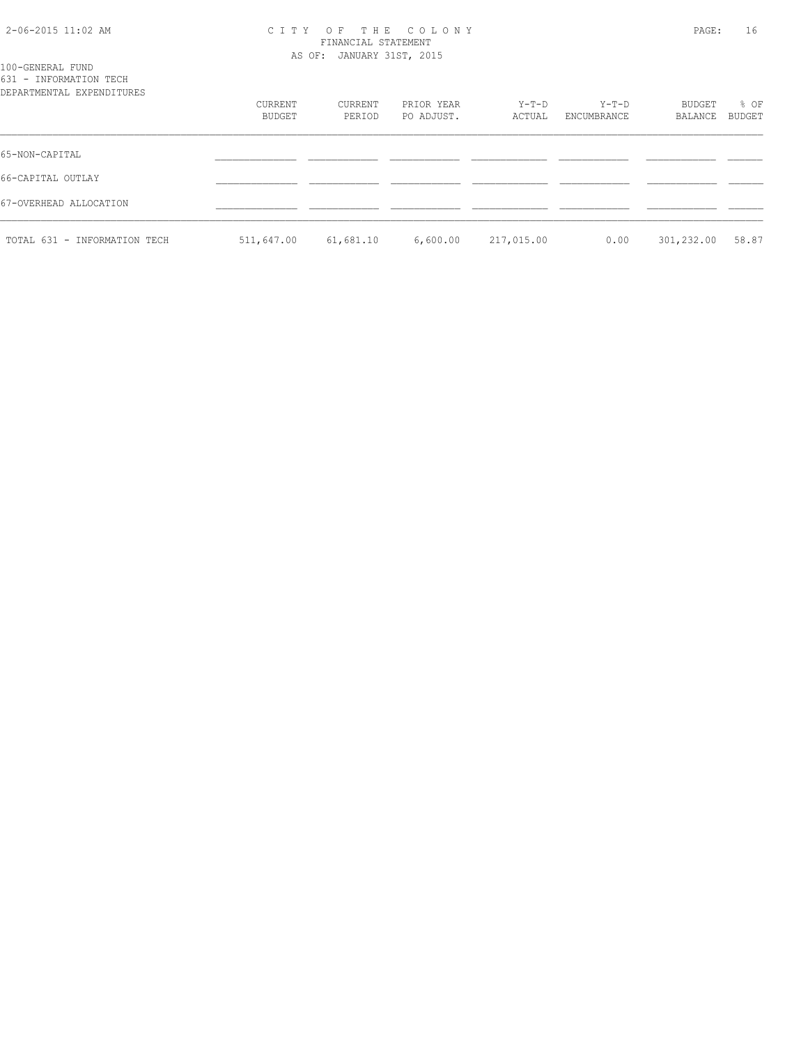100-GENERAL FUND
631 - INFORMATION TECH
DEPARTMENTAL EXPENDITURES

| | CURRENT BUDGET | CURRENT PERIOD | PRIOR YEAR PO ADJUST. | Y-T-D ACTUAL | Y-T-D ENCUMBRANCE | BUDGET BALANCE | % OF BUDGET |
|---|---|---|---|---|---|---|---|
| 65-NON-CAPITAL | | | | | | | |
| 66-CAPITAL OUTLAY | | | | | | | |
| 67-OVERHEAD ALLOCATION | | | | | | | |
| TOTAL 631 - INFORMATION TECH | 511,647.00 | 61,681.10 | 6,600.00 | 217,015.00 | 0.00 | 301,232.00 | 58.87 |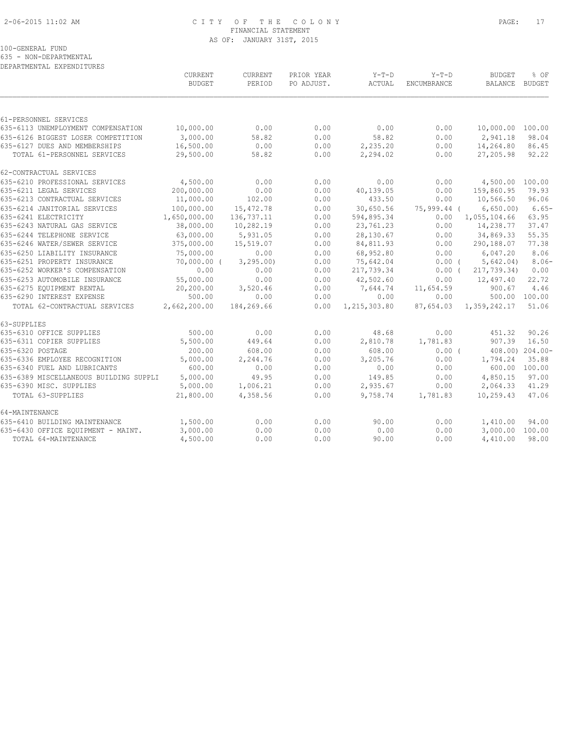# CITY OF THE COLONY
## FINANCIAL STATEMENT
### AS OF: JANUARY 31ST, 2015

100-GENERAL FUND
635 - NON-DEPARTMENTAL
DEPARTMENTAL EXPENDITURES

| | CURRENT BUDGET | CURRENT PERIOD | PRIOR YEAR PO ADJUST. | Y-T-D ACTUAL | Y-T-D ENCUMBRANCE | BUDGET BALANCE | % OF BUDGET |
|---|---|---|---|---|---|---|---|
| **61-PERSONNEL SERVICES** | | | | | | | |
| 635-6113 UNEMPLOYMENT COMPENSATION | 10,000.00 | 0.00 | 0.00 | 0.00 | 0.00 | 10,000.00 | 100.00 |
| 635-6126 BIGGEST LOSER COMPETITION | 3,000.00 | 58.82 | 0.00 | 58.82 | 0.00 | 2,941.18 | 98.04 |
| 635-6127 DUES AND MEMBERSHIPS | 16,500.00 | 0.00 | 0.00 | 2,235.20 | 0.00 | 14,264.80 | 86.45 |
| TOTAL 61-PERSONNEL SERVICES | 29,500.00 | 58.82 | 0.00 | 2,294.02 | 0.00 | 27,205.98 | 92.22 |
| **62-CONTRACTUAL SERVICES** | | | | | | | |
| 635-6210 PROFESSIONAL SERVICES | 4,500.00 | 0.00 | 0.00 | 0.00 | 0.00 | 4,500.00 | 100.00 |
| 635-6211 LEGAL SERVICES | 200,000.00 | 0.00 | 0.00 | 40,139.05 | 0.00 | 159,860.95 | 79.93 |
| 635-6213 CONTRACTUAL SERVICES | 11,000.00 | 102.00 | 0.00 | 433.50 | 0.00 | 10,566.50 | 96.06 |
| 635-6214 JANITORIAL SERVICES | 100,000.00 | 15,472.78 | 0.00 | 30,650.56 | 75,999.44 | ( 6,650.00) | 6.65- |
| 635-6241 ELECTRICITY | 1,650,000.00 | 136,737.11 | 0.00 | 594,895.34 | 0.00 | 1,055,104.66 | 63.95 |
| 635-6243 NATURAL GAS SERVICE | 38,000.00 | 10,282.19 | 0.00 | 23,761.23 | 0.00 | 14,238.77 | 37.47 |
| 635-6244 TELEPHONE SERVICE | 63,000.00 | 5,931.05 | 0.00 | 28,130.67 | 0.00 | 34,869.33 | 55.35 |
| 635-6246 WATER/SEWER SERVICE | 375,000.00 | 15,519.07 | 0.00 | 84,811.93 | 0.00 | 290,188.07 | 77.38 |
| 635-6250 LIABILITY INSURANCE | 75,000.00 | 0.00 | 0.00 | 68,952.80 | 0.00 | 6,047.20 | 8.06 |
| 635-6251 PROPERTY INSURANCE | 70,000.00 | ( 3,295.00) | 0.00 | 75,642.04 | 0.00 | ( 5,642.04) | 8.06- |
| 635-6252 WORKER'S COMPENSATION | 0.00 | 0.00 | 0.00 | 217,739.34 | 0.00 | ( 217,739.34) | 0.00 |
| 635-6253 AUTOMOBILE INSURANCE | 55,000.00 | 0.00 | 0.00 | 42,502.60 | 0.00 | 12,497.40 | 22.72 |
| 635-6275 EQUIPMENT RENTAL | 20,200.00 | 3,520.46 | 0.00 | 7,644.74 | 11,654.59 | 900.67 | 4.46 |
| 635-6290 INTEREST EXPENSE | 500.00 | 0.00 | 0.00 | 0.00 | 0.00 | 500.00 | 100.00 |
| TOTAL 62-CONTRACTUAL SERVICES | 2,662,200.00 | 184,269.66 | 0.00 | 1,215,303.80 | 87,654.03 | 1,359,242.17 | 51.06 |
| **63-SUPPLIES** | | | | | | | |
| 635-6310 OFFICE SUPPLIES | 500.00 | 0.00 | 0.00 | 48.68 | 0.00 | 451.32 | 90.26 |
| 635-6311 COPIER SUPPLIES | 5,500.00 | 449.64 | 0.00 | 2,810.78 | 1,781.83 | 907.39 | 16.50 |
| 635-6320 POSTAGE | 200.00 | 608.00 | 0.00 | 608.00 | 0.00 | ( 408.00) | 204.00- |
| 635-6336 EMPLOYEE RECOGNITION | 5,000.00 | 2,244.76 | 0.00 | 3,205.76 | 0.00 | 1,794.24 | 35.88 |
| 635-6340 FUEL AND LUBRICANTS | 600.00 | 0.00 | 0.00 | 0.00 | 0.00 | 600.00 | 100.00 |
| 635-6389 MISCELLANEOUS BUILDING SUPPLI | 5,000.00 | 49.95 | 0.00 | 149.85 | 0.00 | 4,850.15 | 97.00 |
| 635-6390 MISC. SUPPLIES | 5,000.00 | 1,006.21 | 0.00 | 2,935.67 | 0.00 | 2,064.33 | 41.29 |
| TOTAL 63-SUPPLIES | 21,800.00 | 4,358.56 | 0.00 | 9,758.74 | 1,781.83 | 10,259.43 | 47.06 |
| **64-MAINTENANCE** | | | | | | | |
| 635-6410 BUILDING MAINTENANCE | 1,500.00 | 0.00 | 0.00 | 90.00 | 0.00 | 1,410.00 | 94.00 |
| 635-6430 OFFICE EQUIPMENT - MAINT. | 3,000.00 | 0.00 | 0.00 | 0.00 | 0.00 | 3,000.00 | 100.00 |
| TOTAL 64-MAINTENANCE | 4,500.00 | 0.00 | 0.00 | 90.00 | 0.00 | 4,410.00 | 98.00 |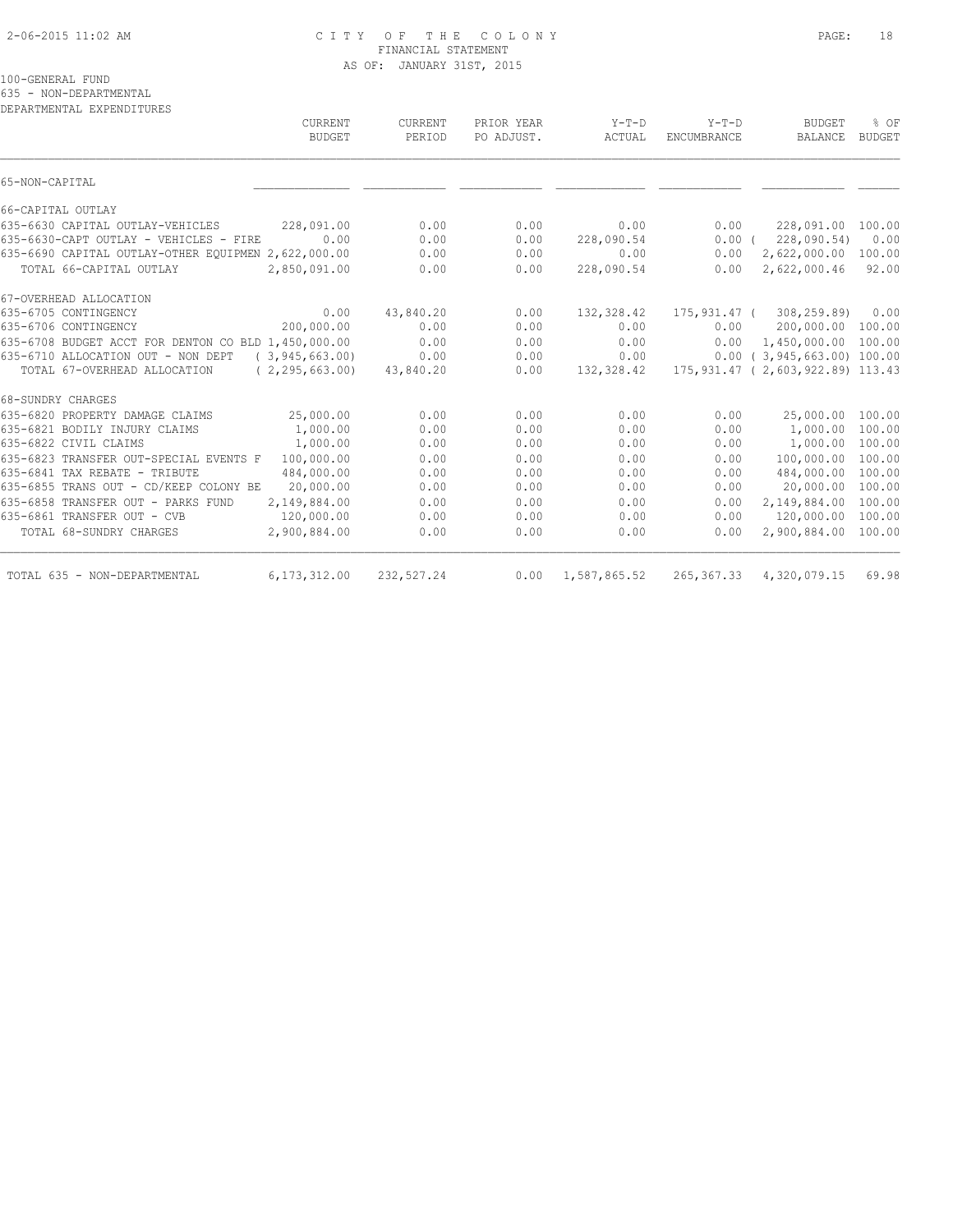# CITY OF THE COLONY
## FINANCIAL STATEMENT
### AS OF: JANUARY 31ST, 2015

100-GENERAL FUND
635 - NON-DEPARTMENTAL
DEPARTMENTAL EXPENDITURES

| | CURRENT BUDGET | CURRENT PERIOD | PRIOR YEAR PO ADJUST. | Y-T-D ACTUAL | Y-T-D ENCUMBRANCE | BUDGET BALANCE | % OF BUDGET |
|---|---|---|---|---|---|---|---|
| 65-NON-CAPITAL | | | | | | | |
| 66-CAPITAL OUTLAY | | | | | | | |
| 635-6630 CAPITAL OUTLAY-VEHICLES | 228,091.00 | 0.00 | 0.00 | 0.00 | 0.00 | 228,091.00 | 100.00 |
| 635-6630-CAPT OUTLAY - VEHICLES - FIRE | 0.00 | 0.00 | 0.00 | 228,090.54 | 0.00 | ( 228,090.54) | 0.00 |
| 635-6690 CAPITAL OUTLAY-OTHER EQUIPMEN | 2,622,000.00 | 0.00 | 0.00 | 0.00 | 0.00 | 2,622,000.00 | 100.00 |
| TOTAL 66-CAPITAL OUTLAY | 2,850,091.00 | 0.00 | 0.00 | 228,090.54 | 0.00 | 2,622,000.46 | 92.00 |
| 67-OVERHEAD ALLOCATION | | | | | | | |
| 635-6705 CONTINGENCY | 0.00 | 43,840.20 | 0.00 | 132,328.42 | 175,931.47 | ( 308,259.89) | 0.00 |
| 635-6706 CONTINGENCY | 200,000.00 | 0.00 | 0.00 | 0.00 | 0.00 | 200,000.00 | 100.00 |
| 635-6708 BUDGET ACCT FOR DENTON CO BLD | 1,450,000.00 | 0.00 | 0.00 | 0.00 | 0.00 | 1,450,000.00 | 100.00 |
| 635-6710 ALLOCATION OUT - NON DEPT | ( 3,945,663.00) | 0.00 | 0.00 | 0.00 | 0.00 | ( 3,945,663.00) | 100.00 |
| TOTAL 67-OVERHEAD ALLOCATION | ( 2,295,663.00) | 43,840.20 | 0.00 | 132,328.42 | 175,931.47 | ( 2,603,922.89) | 113.43 |
| 68-SUNDRY CHARGES | | | | | | | |
| 635-6820 PROPERTY DAMAGE CLAIMS | 25,000.00 | 0.00 | 0.00 | 0.00 | 0.00 | 25,000.00 | 100.00 |
| 635-6821 BODILY INJURY CLAIMS | 1,000.00 | 0.00 | 0.00 | 0.00 | 0.00 | 1,000.00 | 100.00 |
| 635-6822 CIVIL CLAIMS | 1,000.00 | 0.00 | 0.00 | 0.00 | 0.00 | 1,000.00 | 100.00 |
| 635-6823 TRANSFER OUT-SPECIAL EVENTS F | 100,000.00 | 0.00 | 0.00 | 0.00 | 0.00 | 100,000.00 | 100.00 |
| 635-6841 TAX REBATE - TRIBUTE | 484,000.00 | 0.00 | 0.00 | 0.00 | 0.00 | 484,000.00 | 100.00 |
| 635-6855 TRANS OUT - CD/KEEP COLONY BE | 20,000.00 | 0.00 | 0.00 | 0.00 | 0.00 | 20,000.00 | 100.00 |
| 635-6858 TRANSFER OUT - PARKS FUND | 2,149,884.00 | 0.00 | 0.00 | 0.00 | 0.00 | 2,149,884.00 | 100.00 |
| 635-6861 TRANSFER OUT - CVB | 120,000.00 | 0.00 | 0.00 | 0.00 | 0.00 | 120,000.00 | 100.00 |
| TOTAL 68-SUNDRY CHARGES | 2,900,884.00 | 0.00 | 0.00 | 0.00 | 0.00 | 2,900,884.00 | 100.00 |
| TOTAL 635 - NON-DEPARTMENTAL | 6,173,312.00 | 232,527.24 | 0.00 | 1,587,865.52 | 265,367.33 | 4,320,079.15 | 69.98 |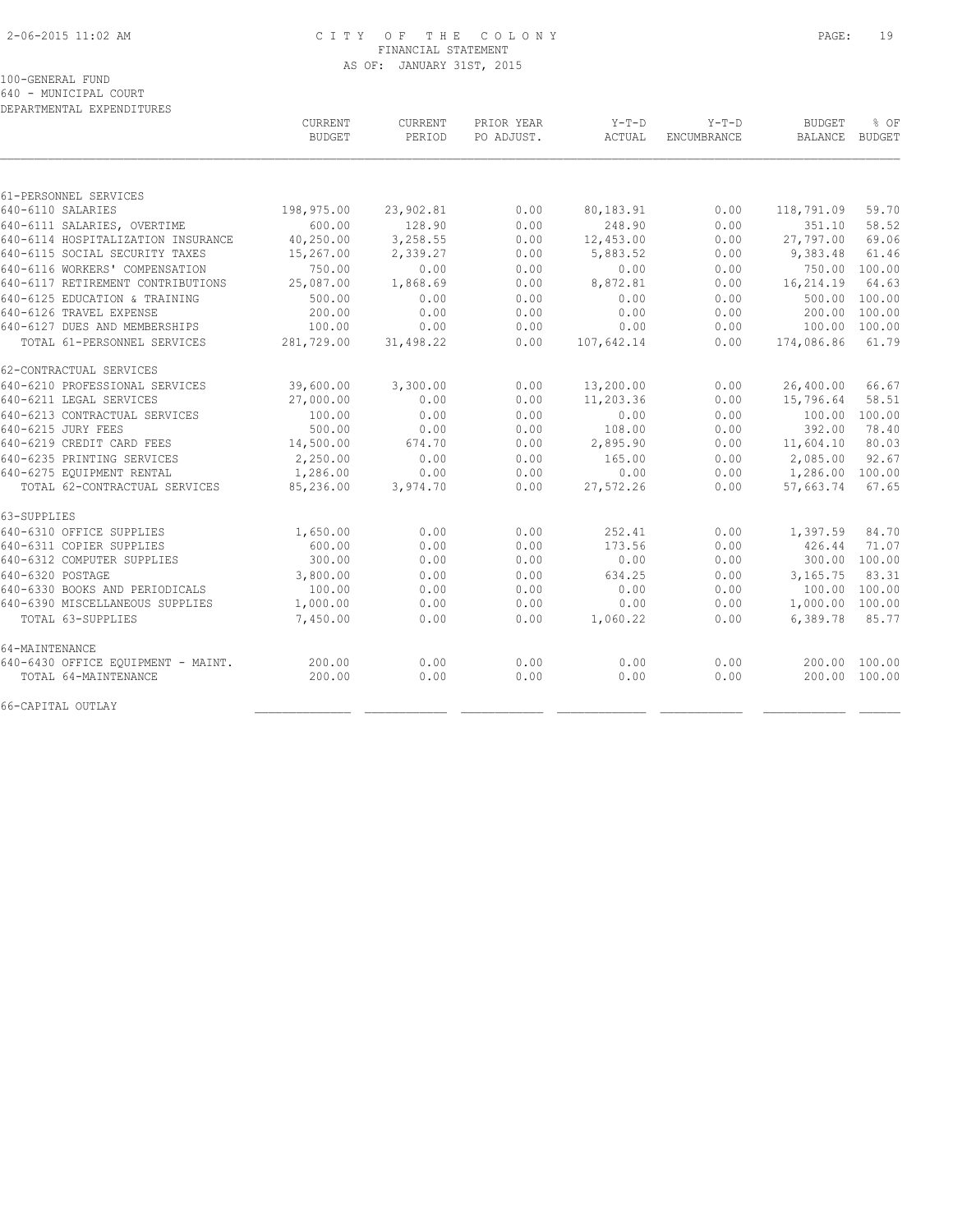CITY OF THE COLONY
FINANCIAL STATEMENT
AS OF: JANUARY 31ST, 2015

100-GENERAL FUND
640 - MUNICIPAL COURT
DEPARTMENTAL EXPENDITURES

| | CURRENT BUDGET | CURRENT PERIOD | PRIOR YEAR PO ADJUST. | Y-T-D ACTUAL | Y-T-D ENCUMBRANCE | BUDGET BALANCE | % OF BUDGET |
|---|---|---|---|---|---|---|---|
| 61-PERSONNEL SERVICES | | | | | | | |
| 640-6110 SALARIES | 198,975.00 | 23,902.81 | 0.00 | 80,183.91 | 0.00 | 118,791.09 | 59.70 |
| 640-6111 SALARIES, OVERTIME | 600.00 | 128.90 | 0.00 | 248.90 | 0.00 | 351.10 | 58.52 |
| 640-6114 HOSPITALIZATION INSURANCE | 40,250.00 | 3,258.55 | 0.00 | 12,453.00 | 0.00 | 27,797.00 | 69.06 |
| 640-6115 SOCIAL SECURITY TAXES | 15,267.00 | 2,339.27 | 0.00 | 5,883.52 | 0.00 | 9,383.48 | 61.46 |
| 640-6116 WORKERS' COMPENSATION | 750.00 | 0.00 | 0.00 | 0.00 | 0.00 | 750.00 | 100.00 |
| 640-6117 RETIREMENT CONTRIBUTIONS | 25,087.00 | 1,868.69 | 0.00 | 8,872.81 | 0.00 | 16,214.19 | 64.63 |
| 640-6125 EDUCATION & TRAINING | 500.00 | 0.00 | 0.00 | 0.00 | 0.00 | 500.00 | 100.00 |
| 640-6126 TRAVEL EXPENSE | 200.00 | 0.00 | 0.00 | 0.00 | 0.00 | 200.00 | 100.00 |
| 640-6127 DUES AND MEMBERSHIPS | 100.00 | 0.00 | 0.00 | 0.00 | 0.00 | 100.00 | 100.00 |
| TOTAL 61-PERSONNEL SERVICES | 281,729.00 | 31,498.22 | 0.00 | 107,642.14 | 0.00 | 174,086.86 | 61.79 |
| 62-CONTRACTUAL SERVICES | | | | | | | |
| 640-6210 PROFESSIONAL SERVICES | 39,600.00 | 3,300.00 | 0.00 | 13,200.00 | 0.00 | 26,400.00 | 66.67 |
| 640-6211 LEGAL SERVICES | 27,000.00 | 0.00 | 0.00 | 11,203.36 | 0.00 | 15,796.64 | 58.51 |
| 640-6213 CONTRACTUAL SERVICES | 100.00 | 0.00 | 0.00 | 0.00 | 0.00 | 100.00 | 100.00 |
| 640-6215 JURY FEES | 500.00 | 0.00 | 0.00 | 108.00 | 0.00 | 392.00 | 78.40 |
| 640-6219 CREDIT CARD FEES | 14,500.00 | 674.70 | 0.00 | 2,895.90 | 0.00 | 11,604.10 | 80.03 |
| 640-6235 PRINTING SERVICES | 2,250.00 | 0.00 | 0.00 | 165.00 | 0.00 | 2,085.00 | 92.67 |
| 640-6275 EQUIPMENT RENTAL | 1,286.00 | 0.00 | 0.00 | 0.00 | 0.00 | 1,286.00 | 100.00 |
| TOTAL 62-CONTRACTUAL SERVICES | 85,236.00 | 3,974.70 | 0.00 | 27,572.26 | 0.00 | 57,663.74 | 67.65 |
| 63-SUPPLIES | | | | | | | |
| 640-6310 OFFICE SUPPLIES | 1,650.00 | 0.00 | 0.00 | 252.41 | 0.00 | 1,397.59 | 84.70 |
| 640-6311 COPIER SUPPLIES | 600.00 | 0.00 | 0.00 | 173.56 | 0.00 | 426.44 | 71.07 |
| 640-6312 COMPUTER SUPPLIES | 300.00 | 0.00 | 0.00 | 0.00 | 0.00 | 300.00 | 100.00 |
| 640-6320 POSTAGE | 3,800.00 | 0.00 | 0.00 | 634.25 | 0.00 | 3,165.75 | 83.31 |
| 640-6330 BOOKS AND PERIODICALS | 100.00 | 0.00 | 0.00 | 0.00 | 0.00 | 100.00 | 100.00 |
| 640-6390 MISCELLANEOUS SUPPLIES | 1,000.00 | 0.00 | 0.00 | 0.00 | 0.00 | 1,000.00 | 100.00 |
| TOTAL 63-SUPPLIES | 7,450.00 | 0.00 | 0.00 | 1,060.22 | 0.00 | 6,389.78 | 85.77 |
| 64-MAINTENANCE | | | | | | | |
| 640-6430 OFFICE EQUIPMENT - MAINT. | 200.00 | 0.00 | 0.00 | 0.00 | 0.00 | 200.00 | 100.00 |
| TOTAL 64-MAINTENANCE | 200.00 | 0.00 | 0.00 | 0.00 | 0.00 | 200.00 | 100.00 |
| 66-CAPITAL OUTLAY | | | | | | | |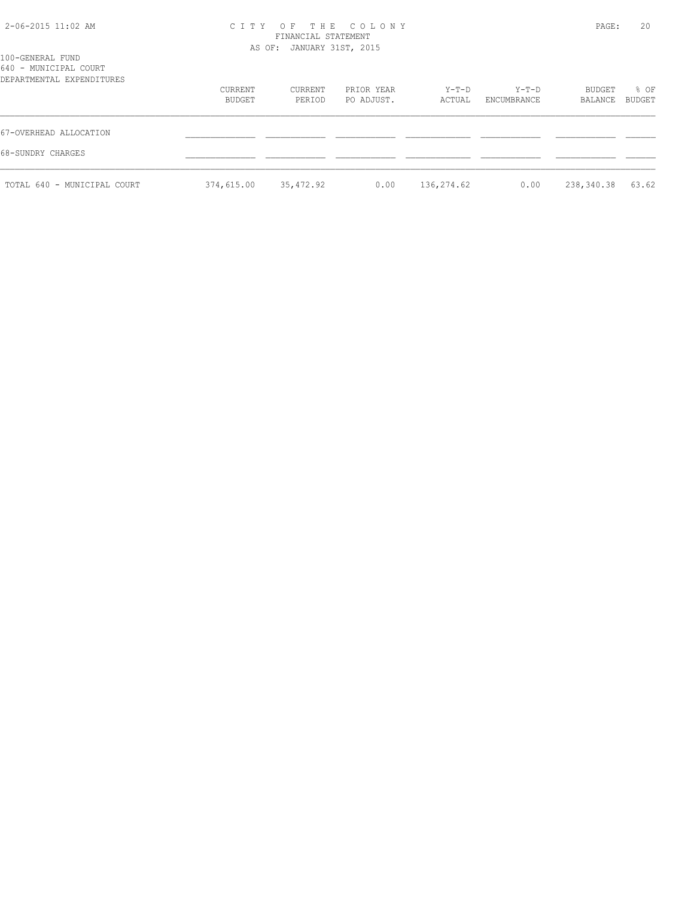100-GENERAL FUND
640 - MUNICIPAL COURT
DEPARTMENTAL EXPENDITURES

| | CURRENT BUDGET | CURRENT PERIOD | PRIOR YEAR PO ADJUST. | Y-T-D ACTUAL | Y-T-D ENCUMBRANCE | BUDGET BALANCE | % OF BUDGET |
|---|---|---|---|---|---|---|---|
| 67-OVERHEAD ALLOCATION | | | | | | | |
| 68-SUNDRY CHARGES | | | | | | | |
| TOTAL 640 - MUNICIPAL COURT | 374,615.00 | 35,472.92 | 0.00 | 136,274.62 | 0.00 | 238,340.38 | 63.62 |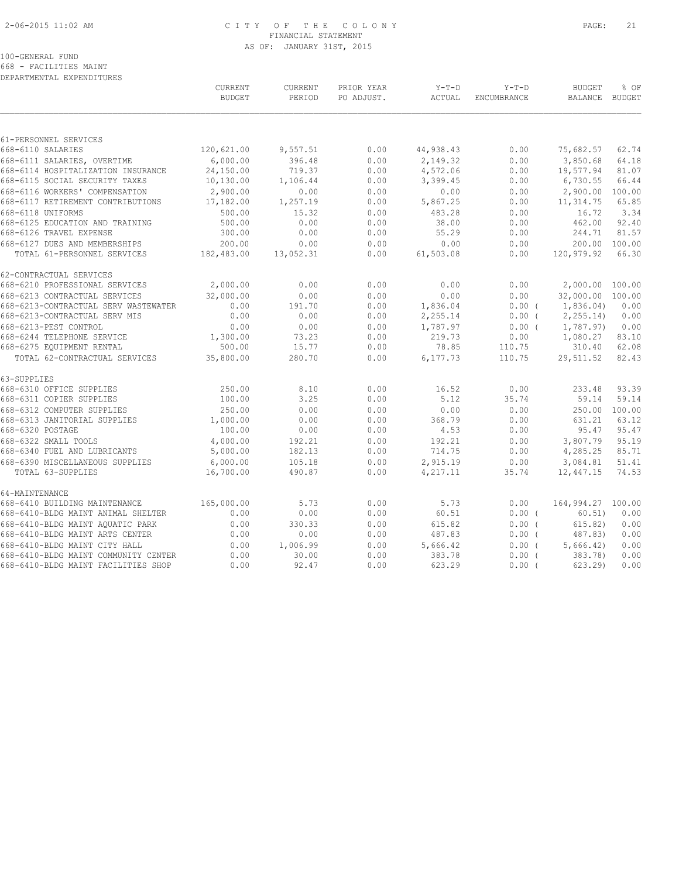100-GENERAL FUND
668 - FACILITIES MAINT
DEPARTMENTAL EXPENDITURES

| | CURRENT BUDGET | CURRENT PERIOD | PRIOR YEAR PO ADJUST. | Y-T-D ACTUAL | Y-T-D ENCUMBRANCE | BUDGET BALANCE | % OF BUDGET |
|---|---|---|---|---|---|---|---|
| 61-PERSONNEL SERVICES | | | | | | | |
| 668-6110 SALARIES | 120,621.00 | 9,557.51 | 0.00 | 44,938.43 | 0.00 | 75,682.57 | 62.74 |
| 668-6111 SALARIES, OVERTIME | 6,000.00 | 396.48 | 0.00 | 2,149.32 | 0.00 | 3,850.68 | 64.18 |
| 668-6114 HOSPITALIZATION INSURANCE | 24,150.00 | 719.37 | 0.00 | 4,572.06 | 0.00 | 19,577.94 | 81.07 |
| 668-6115 SOCIAL SECURITY TAXES | 10,130.00 | 1,106.44 | 0.00 | 3,399.45 | 0.00 | 6,730.55 | 66.44 |
| 668-6116 WORKERS' COMPENSATION | 2,900.00 | 0.00 | 0.00 | 0.00 | 0.00 | 2,900.00 | 100.00 |
| 668-6117 RETIREMENT CONTRIBUTIONS | 17,182.00 | 1,257.19 | 0.00 | 5,867.25 | 0.00 | 11,314.75 | 65.85 |
| 668-6118 UNIFORMS | 500.00 | 15.32 | 0.00 | 483.28 | 0.00 | 16.72 | 3.34 |
| 668-6125 EDUCATION AND TRAINING | 500.00 | 0.00 | 0.00 | 38.00 | 0.00 | 462.00 | 92.40 |
| 668-6126 TRAVEL EXPENSE | 300.00 | 0.00 | 0.00 | 55.29 | 0.00 | 244.71 | 81.57 |
| 668-6127 DUES AND MEMBERSHIPS | 200.00 | 0.00 | 0.00 | 0.00 | 0.00 | 200.00 | 100.00 |
| TOTAL 61-PERSONNEL SERVICES | 182,483.00 | 13,052.31 | 0.00 | 61,503.08 | 0.00 | 120,979.92 | 66.30 |
| 62-CONTRACTUAL SERVICES | | | | | | | |
| 668-6210 PROFESSIONAL SERVICES | 2,000.00 | 0.00 | 0.00 | 0.00 | 0.00 | 2,000.00 | 100.00 |
| 668-6213 CONTRACTUAL SERVICES | 32,000.00 | 0.00 | 0.00 | 0.00 | 0.00 | 32,000.00 | 100.00 |
| 668-6213-CONTRACTUAL SERV WASTEWATER | 0.00 | 191.70 | 0.00 | 1,836.04 | 0.00 | ( 1,836.04) | 0.00 |
| 668-6213-CONTRACTUAL SERV MIS | 0.00 | 0.00 | 0.00 | 2,255.14 | 0.00 | ( 2,255.14) | 0.00 |
| 668-6213-PEST CONTROL | 0.00 | 0.00 | 0.00 | 1,787.97 | 0.00 | ( 1,787.97) | 0.00 |
| 668-6244 TELEPHONE SERVICE | 1,300.00 | 73.23 | 0.00 | 219.73 | 0.00 | 1,080.27 | 83.10 |
| 668-6275 EQUIPMENT RENTAL | 500.00 | 15.77 | 0.00 | 78.85 | 110.75 | 310.40 | 62.08 |
| TOTAL 62-CONTRACTUAL SERVICES | 35,800.00 | 280.70 | 0.00 | 6,177.73 | 110.75 | 29,511.52 | 82.43 |
| 63-SUPPLIES | | | | | | | |
| 668-6310 OFFICE SUPPLIES | 250.00 | 8.10 | 0.00 | 16.52 | 0.00 | 233.48 | 93.39 |
| 668-6311 COPIER SUPPLIES | 100.00 | 3.25 | 0.00 | 5.12 | 35.74 | 59.14 | 59.14 |
| 668-6312 COMPUTER SUPPLIES | 250.00 | 0.00 | 0.00 | 0.00 | 0.00 | 250.00 | 100.00 |
| 668-6313 JANITORIAL SUPPLIES | 1,000.00 | 0.00 | 0.00 | 368.79 | 0.00 | 631.21 | 63.12 |
| 668-6320 POSTAGE | 100.00 | 0.00 | 0.00 | 4.53 | 0.00 | 95.47 | 95.47 |
| 668-6322 SMALL TOOLS | 4,000.00 | 192.21 | 0.00 | 192.21 | 0.00 | 3,807.79 | 95.19 |
| 668-6340 FUEL AND LUBRICANTS | 5,000.00 | 182.13 | 0.00 | 714.75 | 0.00 | 4,285.25 | 85.71 |
| 668-6390 MISCELLANEOUS SUPPLIES | 6,000.00 | 105.18 | 0.00 | 2,915.19 | 0.00 | 3,084.81 | 51.41 |
| TOTAL 63-SUPPLIES | 16,700.00 | 490.87 | 0.00 | 4,217.11 | 35.74 | 12,447.15 | 74.53 |
| 64-MAINTENANCE | | | | | | | |
| 668-6410 BUILDING MAINTENANCE | 165,000.00 | 5.73 | 0.00 | 5.73 | 0.00 | 164,994.27 | 100.00 |
| 668-6410-BLDG MAINT ANIMAL SHELTER | 0.00 | 0.00 | 0.00 | 60.51 | 0.00 | ( 60.51) | 0.00 |
| 668-6410-BLDG MAINT AQUATIC PARK | 0.00 | 330.33 | 0.00 | 615.82 | 0.00 | ( 615.82) | 0.00 |
| 668-6410-BLDG MAINT ARTS CENTER | 0.00 | 0.00 | 0.00 | 487.83 | 0.00 | ( 487.83) | 0.00 |
| 668-6410-BLDG MAINT CITY HALL | 0.00 | 1,006.99 | 0.00 | 5,666.42 | 0.00 | ( 5,666.42) | 0.00 |
| 668-6410-BLDG MAINT COMMUNITY CENTER | 0.00 | 30.00 | 0.00 | 383.78 | 0.00 | ( 383.78) | 0.00 |
| 668-6410-BLDG MAINT FACILITIES SHOP | 0.00 | 92.47 | 0.00 | 623.29 | 0.00 | ( 623.29) | 0.00 |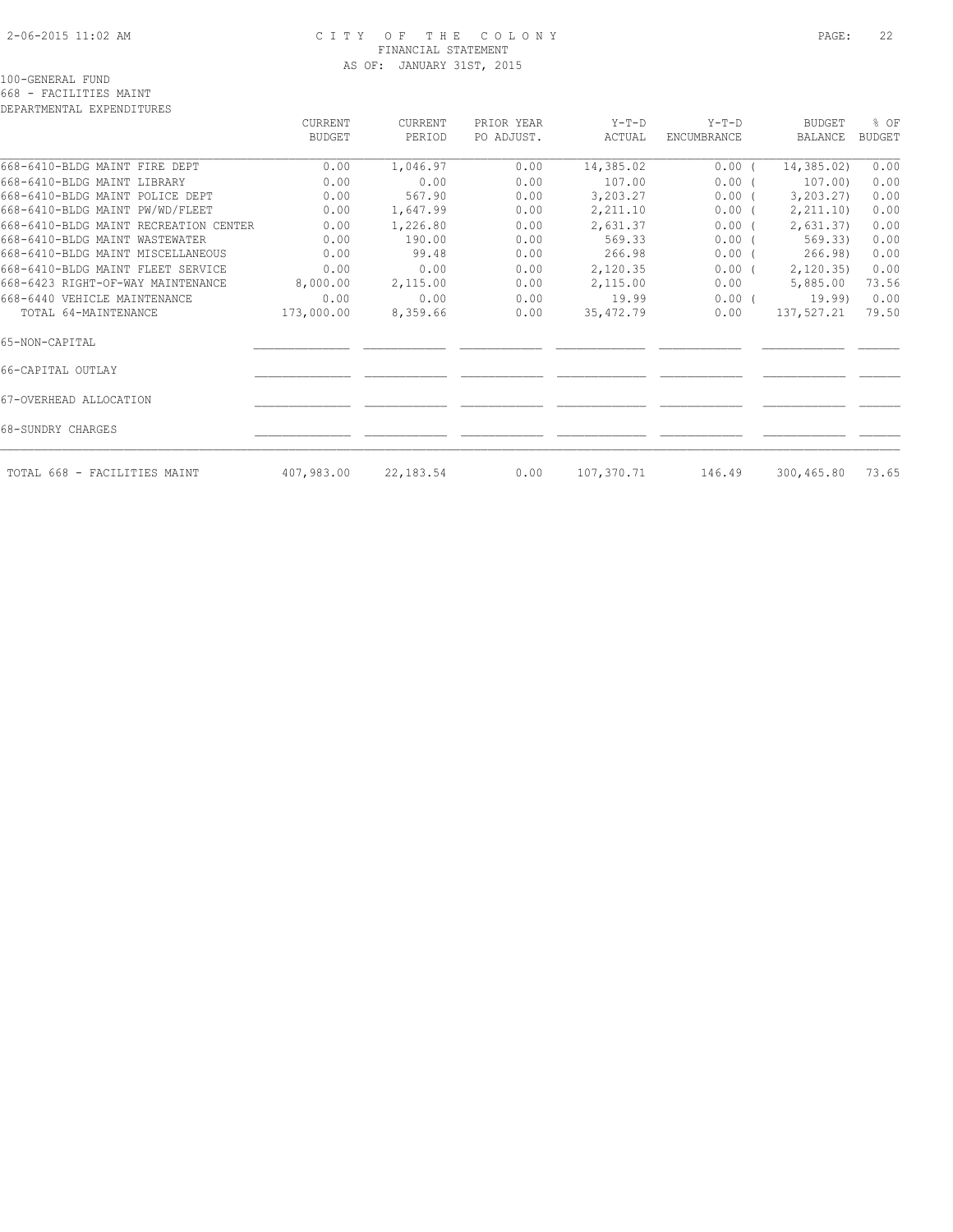# CITY OF THE COLONY

FINANCIAL STATEMENT

AS OF: JANUARY 31ST, 2015

100-GENERAL FUND

668 - FACILITIES MAINT

DEPARTMENTAL EXPENDITURES

| | CURRENT BUDGET | CURRENT PERIOD | PRIOR YEAR PO ADJUST. | Y-T-D ACTUAL | Y-T-D ENCUMBRANCE | BUDGET BALANCE | % OF BUDGET |
|---|---|---|---|---|---|---|---|
| 668-6410-BLDG MAINT FIRE DEPT | 0.00 | 1,046.97 | 0.00 | 14,385.02 | 0.00 | ( 14,385.02) | 0.00 |
| 668-6410-BLDG MAINT LIBRARY | 0.00 | 0.00 | 0.00 | 107.00 | 0.00 | ( 107.00) | 0.00 |
| 668-6410-BLDG MAINT POLICE DEPT | 0.00 | 567.90 | 0.00 | 3,203.27 | 0.00 | ( 3,203.27) | 0.00 |
| 668-6410-BLDG MAINT PW/WD/FLEET | 0.00 | 1,647.99 | 0.00 | 2,211.10 | 0.00 | ( 2,211.10) | 0.00 |
| 668-6410-BLDG MAINT RECREATION CENTER | 0.00 | 1,226.80 | 0.00 | 2,631.37 | 0.00 | ( 2,631.37) | 0.00 |
| 668-6410-BLDG MAINT WASTEWATER | 0.00 | 190.00 | 0.00 | 569.33 | 0.00 | ( 569.33) | 0.00 |
| 668-6410-BLDG MAINT MISCELLANEOUS | 0.00 | 99.48 | 0.00 | 266.98 | 0.00 | ( 266.98) | 0.00 |
| 668-6410-BLDG MAINT FLEET SERVICE | 0.00 | 0.00 | 0.00 | 2,120.35 | 0.00 | ( 2,120.35) | 0.00 |
| 668-6423 RIGHT-OF-WAY MAINTENANCE | 8,000.00 | 2,115.00 | 0.00 | 2,115.00 | 0.00 | 5,885.00 | 73.56 |
| 668-6440 VEHICLE MAINTENANCE | 0.00 | 0.00 | 0.00 | 19.99 | 0.00 | ( 19.99) | 0.00 |
| TOTAL 64-MAINTENANCE | 173,000.00 | 8,359.66 | 0.00 | 35,472.79 | 0.00 | 137,527.21 | 79.50 |
| 65-NON-CAPITAL | | | | | | | |
| 66-CAPITAL OUTLAY | | | | | | | |
| 67-OVERHEAD ALLOCATION | | | | | | | |
| 68-SUNDRY CHARGES | | | | | | | |
| TOTAL 668 - FACILITIES MAINT | 407,983.00 | 22,183.54 | 0.00 | 107,370.71 | 146.49 | 300,465.80 | 73.65 |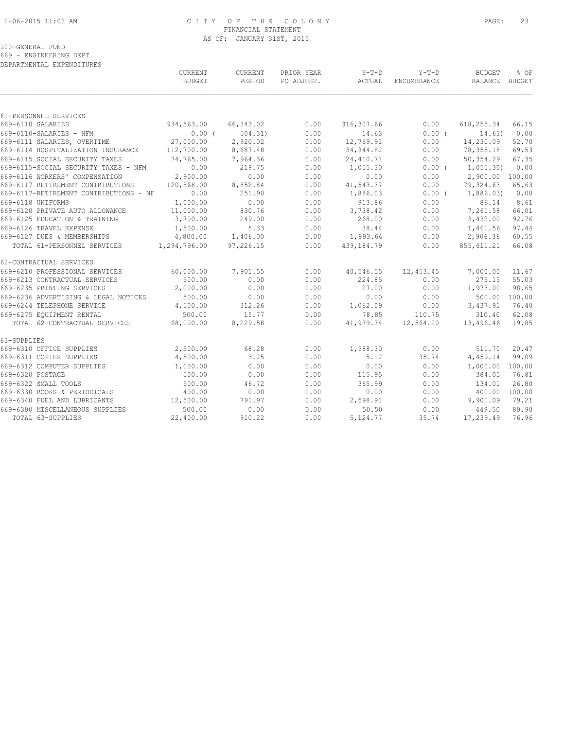# CITY OF THE COLONY
## FINANCIAL STATEMENT
### AS OF: JANUARY 31ST, 2015

100-GENERAL FUND
669 - ENGINEERING DEPT
DEPARTMENTAL EXPENDITURES

| | CURRENT BUDGET | CURRENT PERIOD | PRIOR YEAR PO ADJUST. | Y-T-D ACTUAL | Y-T-D ENCUMBRANCE | BUDGET BALANCE | % OF BUDGET |
|---|---|---|---|---|---|---|---|
| 61-PERSONNEL SERVICES | | | | | | | |
| 669-6110 SALARIES | 934,563.00 | 66,343.02 | 0.00 | 316,307.66 | 0.00 | 618,255.34 | 66.15 |
| 669-6110-SALARIES - NFM | 0.00 | ( 504.31) | 0.00 | 14.63 | 0.00 | ( 14.63) | 0.00 |
| 669-6111 SALARIES, OVERTIME | 27,000.00 | 2,920.02 | 0.00 | 12,769.91 | 0.00 | 14,230.09 | 52.70 |
| 669-6114 HOSPITALIZATION INSURANCE | 112,700.00 | 8,687.48 | 0.00 | 34,344.82 | 0.00 | 78,355.18 | 69.53 |
| 669-6115 SOCIAL SECURITY TAXES | 74,765.00 | 7,964.36 | 0.00 | 24,410.71 | 0.00 | 50,354.29 | 67.35 |
| 669-6115-SOCIAL SECURITY TAXES - NFM | 0.00 | 219.75 | 0.00 | 1,055.30 | 0.00 | ( 1,055.30) | 0.00 |
| 669-6116 WORKERS' COMPENSATION | 2,900.00 | 0.00 | 0.00 | 0.00 | 0.00 | 2,900.00 | 100.00 |
| 669-6117 RETIREMENT CONTRIBUTIONS | 120,868.00 | 8,852.84 | 0.00 | 41,543.37 | 0.00 | 79,324.63 | 65.63 |
| 669-6117-RETIREMENT CONTRIBUTIONS - NF | 0.00 | 251.90 | 0.00 | 1,886.03 | 0.00 | ( 1,886.03) | 0.00 |
| 669-6118 UNIFORMS | 1,000.00 | 0.00 | 0.00 | 913.86 | 0.00 | 86.14 | 8.61 |
| 669-6120 PRIVATE AUTO ALLOWANCE | 11,000.00 | 830.76 | 0.00 | 3,738.42 | 0.00 | 7,261.58 | 66.01 |
| 669-6125 EDUCATION & TRAINING | 3,700.00 | 249.00 | 0.00 | 268.00 | 0.00 | 3,432.00 | 92.76 |
| 669-6126 TRAVEL EXPENSE | 1,500.00 | 5.33 | 0.00 | 38.44 | 0.00 | 1,461.56 | 97.44 |
| 669-6127 DUES & MEMBERSHIPS | 4,800.00 | 1,406.00 | 0.00 | 1,893.64 | 0.00 | 2,906.36 | 60.55 |
| TOTAL 61-PERSONNEL SERVICES | 1,294,796.00 | 97,226.15 | 0.00 | 439,184.79 | 0.00 | 855,611.21 | 66.08 |
| 62-CONTRACTUAL SERVICES | | | | | | | |
| 669-6210 PROFESSIONAL SERVICES | 60,000.00 | 7,901.55 | 0.00 | 40,546.55 | 12,453.45 | 7,000.00 | 11.67 |
| 669-6213 CONTRACTUAL SERVICES | 500.00 | 0.00 | 0.00 | 224.85 | 0.00 | 275.15 | 55.03 |
| 669-6235 PRINTING SERVICES | 2,000.00 | 0.00 | 0.00 | 27.00 | 0.00 | 1,973.00 | 98.65 |
| 669-6236 ADVERTISING & LEGAL NOTICES | 500.00 | 0.00 | 0.00 | 0.00 | 0.00 | 500.00 | 100.00 |
| 669-6244 TELEPHONE SERVICE | 4,500.00 | 312.26 | 0.00 | 1,062.09 | 0.00 | 3,437.91 | 76.40 |
| 669-6275 EQUIPMENT RENTAL | 500.00 | 15.77 | 0.00 | 78.85 | 110.75 | 310.40 | 62.08 |
| TOTAL 62-CONTRACTUAL SERVICES | 68,000.00 | 8,229.58 | 0.00 | 41,939.34 | 12,564.20 | 13,496.46 | 19.85 |
| 63-SUPPLIES | | | | | | | |
| 669-6310 OFFICE SUPPLIES | 2,500.00 | 68.28 | 0.00 | 1,988.30 | 0.00 | 511.70 | 20.47 |
| 669-6311 COPIER SUPPLIES | 4,500.00 | 3.25 | 0.00 | 5.12 | 35.74 | 4,459.14 | 99.09 |
| 669-6312 COMPUTER SUPPLIES | 1,000.00 | 0.00 | 0.00 | 0.00 | 0.00 | 1,000.00 | 100.00 |
| 669-6320 POSTAGE | 500.00 | 0.00 | 0.00 | 115.95 | 0.00 | 384.05 | 76.81 |
| 669-6322 SMALL TOOLS | 500.00 | 46.72 | 0.00 | 365.99 | 0.00 | 134.01 | 26.80 |
| 669-6330 BOOKS & PERIODICALS | 400.00 | 0.00 | 0.00 | 0.00 | 0.00 | 400.00 | 100.00 |
| 669-6340 FUEL AND LUBRICANTS | 12,500.00 | 791.97 | 0.00 | 2,598.91 | 0.00 | 9,901.09 | 79.21 |
| 669-6390 MISCELLANEOUS SUPPLIES | 500.00 | 0.00 | 0.00 | 50.50 | 0.00 | 449.50 | 89.90 |
| TOTAL 63-SUPPLIES | 22,400.00 | 910.22 | 0.00 | 5,124.77 | 35.74 | 17,239.49 | 76.96 |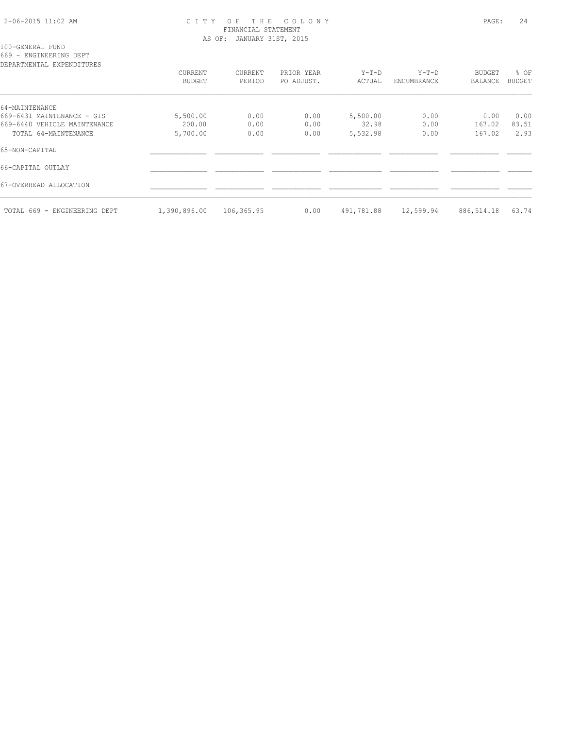CITY OF THE COLONY
FINANCIAL STATEMENT
AS OF: JANUARY 31ST, 2015

100-GENERAL FUND
669 - ENGINEERING DEPT
DEPARTMENTAL EXPENDITURES

| | CURRENT BUDGET | CURRENT PERIOD | PRIOR YEAR PO ADJUST. | Y-T-D ACTUAL | Y-T-D ENCUMBRANCE | BUDGET BALANCE | % OF BUDGET |
|---|---|---|---|---|---|---|---|
| 64-MAINTENANCE | | | | | | | |
| 669-6431 MAINTENANCE - GIS | 5,500.00 | 0.00 | 0.00 | 5,500.00 | 0.00 | 0.00 | 0.00 |
| 669-6440 VEHICLE MAINTENANCE | 200.00 | 0.00 | 0.00 | 32.98 | 0.00 | 167.02 | 83.51 |
| TOTAL 64-MAINTENANCE | 5,700.00 | 0.00 | 0.00 | 5,532.98 | 0.00 | 167.02 | 2.93 |
| 65-NON-CAPITAL | | | | | | | |
| 66-CAPITAL OUTLAY | | | | | | | |
| 67-OVERHEAD ALLOCATION | | | | | | | |
| TOTAL 669 - ENGINEERING DEPT | 1,390,896.00 | 106,365.95 | 0.00 | 491,781.88 | 12,599.94 | 886,514.18 | 63.74 |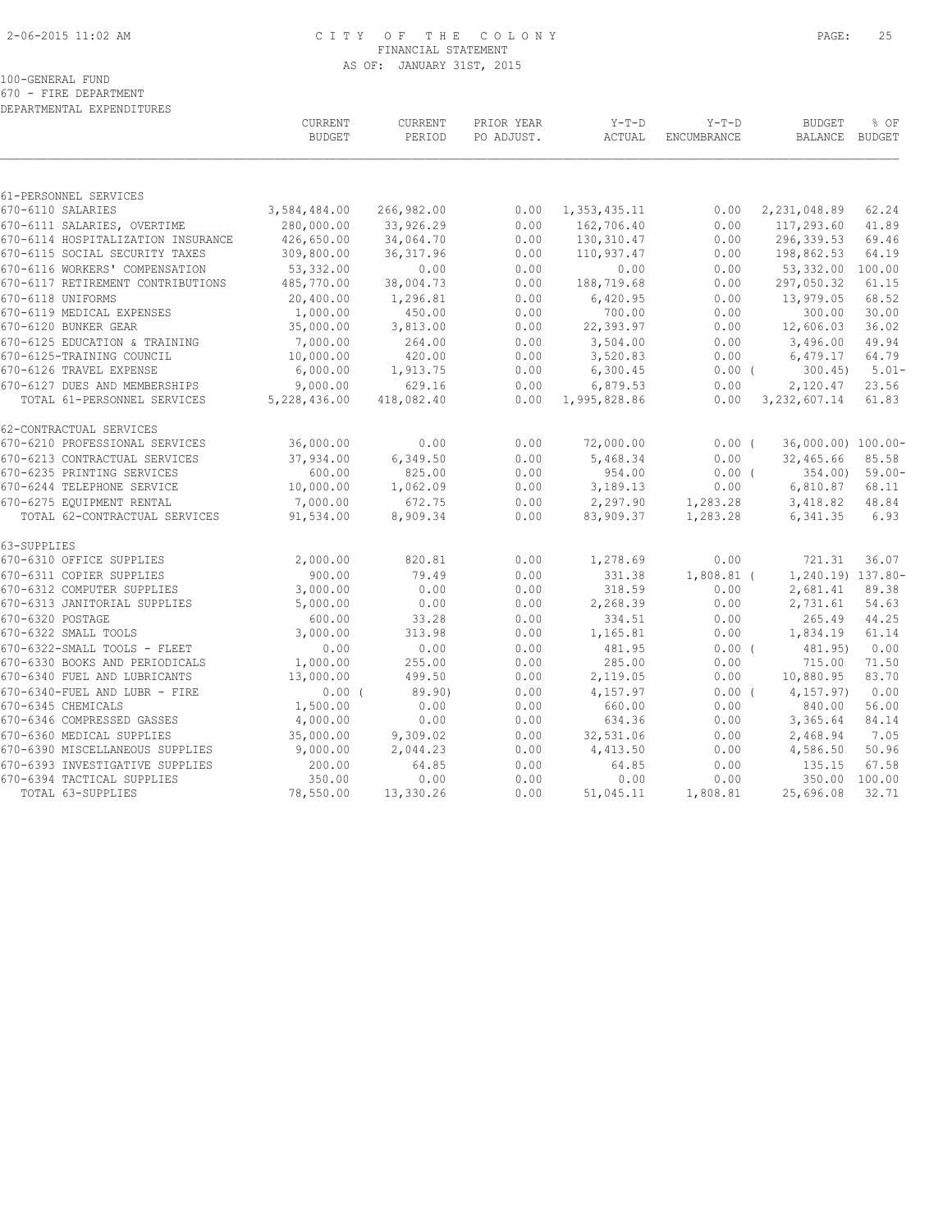CITY OF THE COLONY
FINANCIAL STATEMENT
AS OF: JANUARY 31ST, 2015

100-GENERAL FUND
670 - FIRE DEPARTMENT
DEPARTMENTAL EXPENDITURES

| | CURRENT BUDGET | CURRENT PERIOD | PRIOR YEAR PO ADJUST. | Y-T-D ACTUAL | Y-T-D ENCUMBRANCE | BUDGET BALANCE | % OF BUDGET |
|---|---|---|---|---|---|---|---|
| **61-PERSONNEL SERVICES** | | | | | | | |
| 670-6110 SALARIES | 3,584,484.00 | 266,982.00 | 0.00 | 1,353,435.11 | 0.00 | 2,231,048.89 | 62.24 |
| 670-6111 SALARIES, OVERTIME | 280,000.00 | 33,926.29 | 0.00 | 162,706.40 | 0.00 | 117,293.60 | 41.89 |
| 670-6114 HOSPITALIZATION INSURANCE | 426,650.00 | 34,064.70 | 0.00 | 130,310.47 | 0.00 | 296,339.53 | 69.46 |
| 670-6115 SOCIAL SECURITY TAXES | 309,800.00 | 36,317.96 | 0.00 | 110,937.47 | 0.00 | 198,862.53 | 64.19 |
| 670-6116 WORKERS' COMPENSATION | 53,332.00 | 0.00 | 0.00 | 0.00 | 0.00 | 53,332.00 | 100.00 |
| 670-6117 RETIREMENT CONTRIBUTIONS | 485,770.00 | 38,004.73 | 0.00 | 188,719.68 | 0.00 | 297,050.32 | 61.15 |
| 670-6118 UNIFORMS | 20,400.00 | 1,296.81 | 0.00 | 6,420.95 | 0.00 | 13,979.05 | 68.52 |
| 670-6119 MEDICAL EXPENSES | 1,000.00 | 450.00 | 0.00 | 700.00 | 0.00 | 300.00 | 30.00 |
| 670-6120 BUNKER GEAR | 35,000.00 | 3,813.00 | 0.00 | 22,393.97 | 0.00 | 12,606.03 | 36.02 |
| 670-6125 EDUCATION & TRAINING | 7,000.00 | 264.00 | 0.00 | 3,504.00 | 0.00 | 3,496.00 | 49.94 |
| 670-6125-TRAINING COUNCIL | 10,000.00 | 420.00 | 0.00 | 3,520.83 | 0.00 | 6,479.17 | 64.79 |
| 670-6126 TRAVEL EXPENSE | 6,000.00 | 1,913.75 | 0.00 | 6,300.45 | 0.00 | ( 300.45) | 5.01- |
| 670-6127 DUES AND MEMBERSHIPS | 9,000.00 | 629.16 | 0.00 | 6,879.53 | 0.00 | 2,120.47 | 23.56 |
| TOTAL 61-PERSONNEL SERVICES | 5,228,436.00 | 418,082.40 | 0.00 | 1,995,828.86 | 0.00 | 3,232,607.14 | 61.83 |
| **62-CONTRACTUAL SERVICES** | | | | | | | |
| 670-6210 PROFESSIONAL SERVICES | 36,000.00 | 0.00 | 0.00 | 72,000.00 | 0.00 | ( 36,000.00) | 100.00- |
| 670-6213 CONTRACTUAL SERVICES | 37,934.00 | 6,349.50 | 0.00 | 5,468.34 | 0.00 | 32,465.66 | 85.58 |
| 670-6235 PRINTING SERVICES | 600.00 | 825.00 | 0.00 | 954.00 | 0.00 | ( 354.00) | 59.00- |
| 670-6244 TELEPHONE SERVICE | 10,000.00 | 1,062.09 | 0.00 | 3,189.13 | 0.00 | 6,810.87 | 68.11 |
| 670-6275 EQUIPMENT RENTAL | 7,000.00 | 672.75 | 0.00 | 2,297.90 | 1,283.28 | 3,418.82 | 48.84 |
| TOTAL 62-CONTRACTUAL SERVICES | 91,534.00 | 8,909.34 | 0.00 | 83,909.37 | 1,283.28 | 6,341.35 | 6.93 |
| **63-SUPPLIES** | | | | | | | |
| 670-6310 OFFICE SUPPLIES | 2,000.00 | 820.81 | 0.00 | 1,278.69 | 0.00 | 721.31 | 36.07 |
| 670-6311 COPIER SUPPLIES | 900.00 | 79.49 | 0.00 | 331.38 | 1,808.81 | ( 1,240.19) | 137.80- |
| 670-6312 COMPUTER SUPPLIES | 3,000.00 | 0.00 | 0.00 | 318.59 | 0.00 | 2,681.41 | 89.38 |
| 670-6313 JANITORIAL SUPPLIES | 5,000.00 | 0.00 | 0.00 | 2,268.39 | 0.00 | 2,731.61 | 54.63 |
| 670-6320 POSTAGE | 600.00 | 33.28 | 0.00 | 334.51 | 0.00 | 265.49 | 44.25 |
| 670-6322 SMALL TOOLS | 3,000.00 | 313.98 | 0.00 | 1,165.81 | 0.00 | 1,834.19 | 61.14 |
| 670-6322-SMALL TOOLS - FLEET | 0.00 | 0.00 | 0.00 | 481.95 | 0.00 | ( 481.95) | 0.00 |
| 670-6330 BOOKS AND PERIODICALS | 1,000.00 | 255.00 | 0.00 | 285.00 | 0.00 | 715.00 | 71.50 |
| 670-6340 FUEL AND LUBRICANTS | 13,000.00 | 499.50 | 0.00 | 2,119.05 | 0.00 | 10,880.95 | 83.70 |
| 670-6340-FUEL AND LUBR - FIRE | 0.00 | ( 89.90) | 0.00 | 4,157.97 | 0.00 | ( 4,157.97) | 0.00 |
| 670-6345 CHEMICALS | 1,500.00 | 0.00 | 0.00 | 660.00 | 0.00 | 840.00 | 56.00 |
| 670-6346 COMPRESSED GASSES | 4,000.00 | 0.00 | 0.00 | 634.36 | 0.00 | 3,365.64 | 84.14 |
| 670-6360 MEDICAL SUPPLIES | 35,000.00 | 9,309.02 | 0.00 | 32,531.06 | 0.00 | 2,468.94 | 7.05 |
| 670-6390 MISCELLANEOUS SUPPLIES | 9,000.00 | 2,044.23 | 0.00 | 4,413.50 | 0.00 | 4,586.50 | 50.96 |
| 670-6393 INVESTIGATIVE SUPPLIES | 200.00 | 64.85 | 0.00 | 64.85 | 0.00 | 135.15 | 67.58 |
| 670-6394 TACTICAL SUPPLIES | 350.00 | 0.00 | 0.00 | 0.00 | 0.00 | 350.00 | 100.00 |
| TOTAL 63-SUPPLIES | 78,550.00 | 13,330.26 | 0.00 | 51,045.11 | 1,808.81 | 25,696.08 | 32.71 |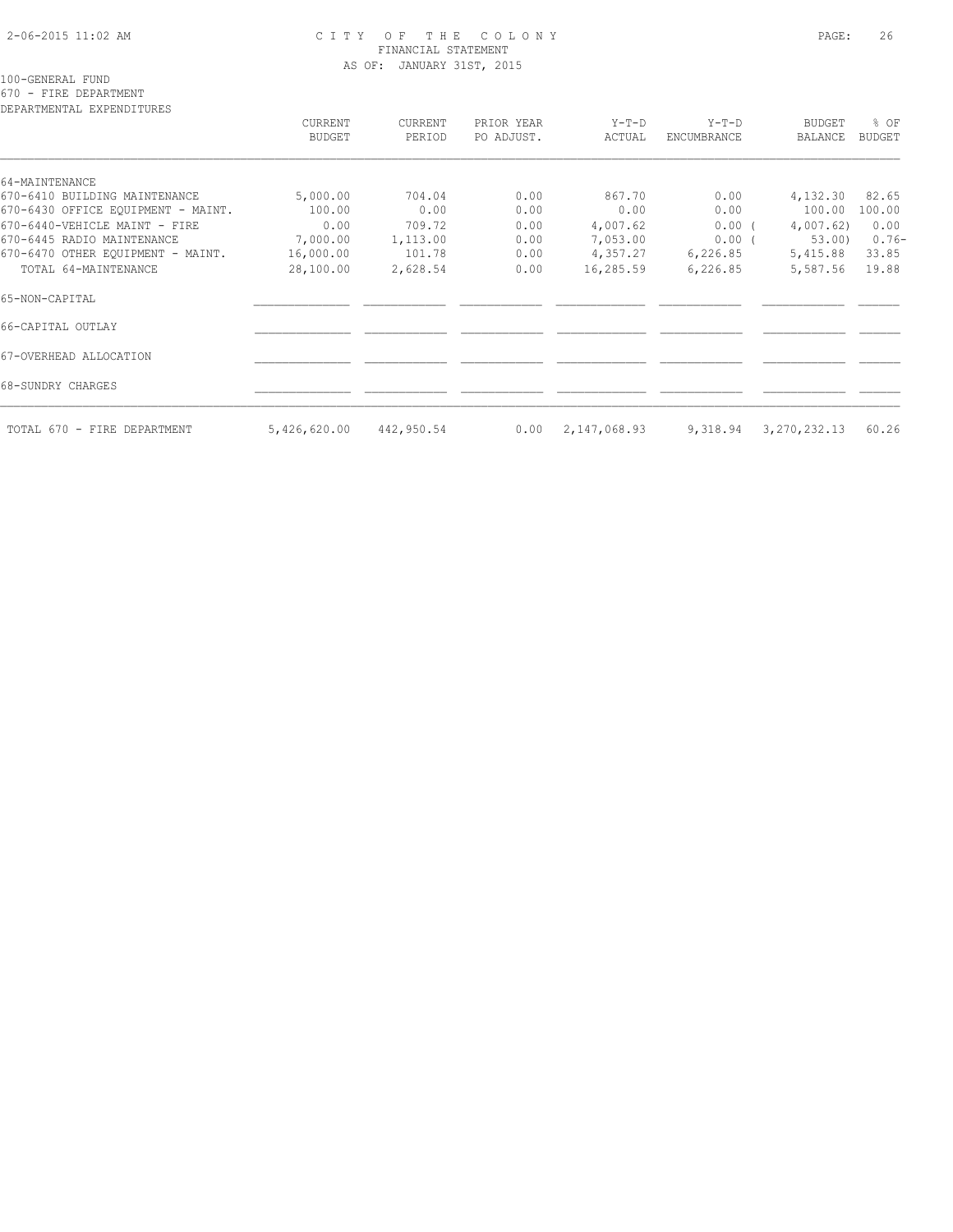CITY OF THE COLONY
FINANCIAL STATEMENT
AS OF: JANUARY 31ST, 2015

100-GENERAL FUND
670 - FIRE DEPARTMENT
DEPARTMENTAL EXPENDITURES

| | CURRENT BUDGET | CURRENT PERIOD | PRIOR YEAR PO ADJUST. | Y-T-D ACTUAL | Y-T-D ENCUMBRANCE | BUDGET BALANCE | % OF BUDGET |
|---|---|---|---|---|---|---|---|
| 64-MAINTENANCE | | | | | | | |
| 670-6410 BUILDING MAINTENANCE | 5,000.00 | 704.04 | 0.00 | 867.70 | 0.00 | 4,132.30 | 82.65 |
| 670-6430 OFFICE EQUIPMENT - MAINT. | 100.00 | 0.00 | 0.00 | 0.00 | 0.00 | 100.00 | 100.00 |
| 670-6440-VEHICLE MAINT - FIRE | 0.00 | 709.72 | 0.00 | 4,007.62 | 0.00 ( | 4,007.62) | 0.00 |
| 670-6445 RADIO MAINTENANCE | 7,000.00 | 1,113.00 | 0.00 | 7,053.00 | 0.00 ( | 53.00) | 0.76- |
| 670-6470 OTHER EQUIPMENT - MAINT. | 16,000.00 | 101.78 | 0.00 | 4,357.27 | 6,226.85 | 5,415.88 | 33.85 |
| TOTAL 64-MAINTENANCE | 28,100.00 | 2,628.54 | 0.00 | 16,285.59 | 6,226.85 | 5,587.56 | 19.88 |
| 65-NON-CAPITAL | | | | | | | |
| 66-CAPITAL OUTLAY | | | | | | | |
| 67-OVERHEAD ALLOCATION | | | | | | | |
| 68-SUNDRY CHARGES | | | | | | | |
| TOTAL 670 - FIRE DEPARTMENT | 5,426,620.00 | 442,950.54 | 0.00 | 2,147,068.93 | 9,318.94 | 3,270,232.13 | 60.26 |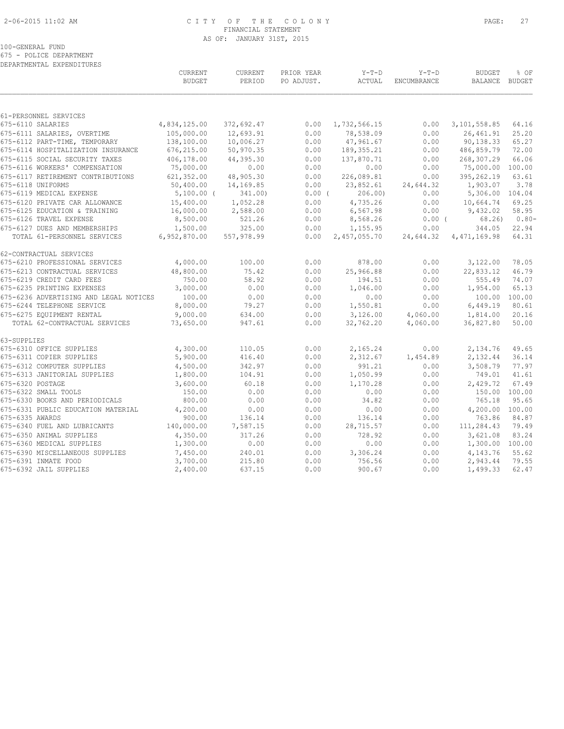# CITY OF THE COLONY
## FINANCIAL STATEMENT
### AS OF: JANUARY 31ST, 2015

100-GENERAL FUND
675 - POLICE DEPARTMENT
DEPARTMENTAL EXPENDITURES

| | CURRENT BUDGET | CURRENT PERIOD | PRIOR YEAR PO ADJUST. | Y-T-D ACTUAL | Y-T-D ENCUMBRANCE | BUDGET BALANCE | % OF BUDGET |
|---|---|---|---|---|---|---|---|
| **61-PERSONNEL SERVICES** | | | | | | | |
| 675-6110 SALARIES | 4,834,125.00 | 372,692.47 | 0.00 | 1,732,566.15 | 0.00 | 3,101,558.85 | 64.16 |
| 675-6111 SALARIES, OVERTIME | 105,000.00 | 12,693.91 | 0.00 | 78,538.09 | 0.00 | 26,461.91 | 25.20 |
| 675-6112 PART-TIME, TEMPORARY | 138,100.00 | 10,006.27 | 0.00 | 47,961.67 | 0.00 | 90,138.33 | 65.27 |
| 675-6114 HOSPITALIZATION INSURANCE | 676,215.00 | 50,970.35 | 0.00 | 189,355.21 | 0.00 | 486,859.79 | 72.00 |
| 675-6115 SOCIAL SECURITY TAXES | 406,178.00 | 44,395.30 | 0.00 | 137,870.71 | 0.00 | 268,307.29 | 66.06 |
| 675-6116 WORKERS' COMPENSATION | 75,000.00 | 0.00 | 0.00 | 0.00 | 0.00 | 75,000.00 | 100.00 |
| 675-6117 RETIREMENT CONTRIBUTIONS | 621,352.00 | 48,905.30 | 0.00 | 226,089.81 | 0.00 | 395,262.19 | 63.61 |
| 675-6118 UNIFORMS | 50,400.00 | 14,169.85 | 0.00 | 23,852.61 | 24,644.32 | 1,903.07 | 3.78 |
| 675-6119 MEDICAL EXPENSE | 5,100.00 | ( 341.00) | 0.00 | ( 206.00) | 0.00 | 5,306.00 | 104.04 |
| 675-6120 PRIVATE CAR ALLOWANCE | 15,400.00 | 1,052.28 | 0.00 | 4,735.26 | 0.00 | 10,664.74 | 69.25 |
| 675-6125 EDUCATION & TRAINING | 16,000.00 | 2,588.00 | 0.00 | 6,567.98 | 0.00 | 9,432.02 | 58.95 |
| 675-6126 TRAVEL EXPENSE | 8,500.00 | 521.26 | 0.00 | 8,568.26 | 0.00 | ( 68.26) | 0.80- |
| 675-6127 DUES AND MEMBERSHIPS | 1,500.00 | 325.00 | 0.00 | 1,155.95 | 0.00 | 344.05 | 22.94 |
| TOTAL 61-PERSONNEL SERVICES | 6,952,870.00 | 557,978.99 | 0.00 | 2,457,055.70 | 24,644.32 | 4,471,169.98 | 64.31 |
| **62-CONTRACTUAL SERVICES** | | | | | | | |
| 675-6210 PROFESSIONAL SERVICES | 4,000.00 | 100.00 | 0.00 | 878.00 | 0.00 | 3,122.00 | 78.05 |
| 675-6213 CONTRACTUAL SERVICES | 48,800.00 | 75.42 | 0.00 | 25,966.88 | 0.00 | 22,833.12 | 46.79 |
| 675-6219 CREDIT CARD FEES | 750.00 | 58.92 | 0.00 | 194.51 | 0.00 | 555.49 | 74.07 |
| 675-6235 PRINTING EXPENSES | 3,000.00 | 0.00 | 0.00 | 1,046.00 | 0.00 | 1,954.00 | 65.13 |
| 675-6236 ADVERTISING AND LEGAL NOTICES | 100.00 | 0.00 | 0.00 | 0.00 | 0.00 | 100.00 | 100.00 |
| 675-6244 TELEPHONE SERVICE | 8,000.00 | 79.27 | 0.00 | 1,550.81 | 0.00 | 6,449.19 | 80.61 |
| 675-6275 EQUIPMENT RENTAL | 9,000.00 | 634.00 | 0.00 | 3,126.00 | 4,060.00 | 1,814.00 | 20.16 |
| TOTAL 62-CONTRACTUAL SERVICES | 73,650.00 | 947.61 | 0.00 | 32,762.20 | 4,060.00 | 36,827.80 | 50.00 |
| **63-SUPPLIES** | | | | | | | |
| 675-6310 OFFICE SUPPLIES | 4,300.00 | 110.05 | 0.00 | 2,165.24 | 0.00 | 2,134.76 | 49.65 |
| 675-6311 COPIER SUPPLIES | 5,900.00 | 416.40 | 0.00 | 2,312.67 | 1,454.89 | 2,132.44 | 36.14 |
| 675-6312 COMPUTER SUPPLIES | 4,500.00 | 342.97 | 0.00 | 991.21 | 0.00 | 3,508.79 | 77.97 |
| 675-6313 JANITORIAL SUPPLIES | 1,800.00 | 104.91 | 0.00 | 1,050.99 | 0.00 | 749.01 | 41.61 |
| 675-6320 POSTAGE | 3,600.00 | 60.18 | 0.00 | 1,170.28 | 0.00 | 2,429.72 | 67.49 |
| 675-6322 SMALL TOOLS | 150.00 | 0.00 | 0.00 | 0.00 | 0.00 | 150.00 | 100.00 |
| 675-6330 BOOKS AND PERIODICALS | 800.00 | 0.00 | 0.00 | 34.82 | 0.00 | 765.18 | 95.65 |
| 675-6331 PUBLIC EDUCATION MATERIAL | 4,200.00 | 0.00 | 0.00 | 0.00 | 0.00 | 4,200.00 | 100.00 |
| 675-6335 AWARDS | 900.00 | 136.14 | 0.00 | 136.14 | 0.00 | 763.86 | 84.87 |
| 675-6340 FUEL AND LUBRICANTS | 140,000.00 | 7,587.15 | 0.00 | 28,715.57 | 0.00 | 111,284.43 | 79.49 |
| 675-6350 ANIMAL SUPPLIES | 4,350.00 | 317.26 | 0.00 | 728.92 | 0.00 | 3,621.08 | 83.24 |
| 675-6360 MEDICAL SUPPLIES | 1,300.00 | 0.00 | 0.00 | 0.00 | 0.00 | 1,300.00 | 100.00 |
| 675-6390 MISCELLANEOUS SUPPLIES | 7,450.00 | 240.01 | 0.00 | 3,306.24 | 0.00 | 4,143.76 | 55.62 |
| 675-6391 INMATE FOOD | 3,700.00 | 215.80 | 0.00 | 756.56 | 0.00 | 2,943.44 | 79.55 |
| 675-6392 JAIL SUPPLIES | 2,400.00 | 637.15 | 0.00 | 900.67 | 0.00 | 1,499.33 | 62.47 |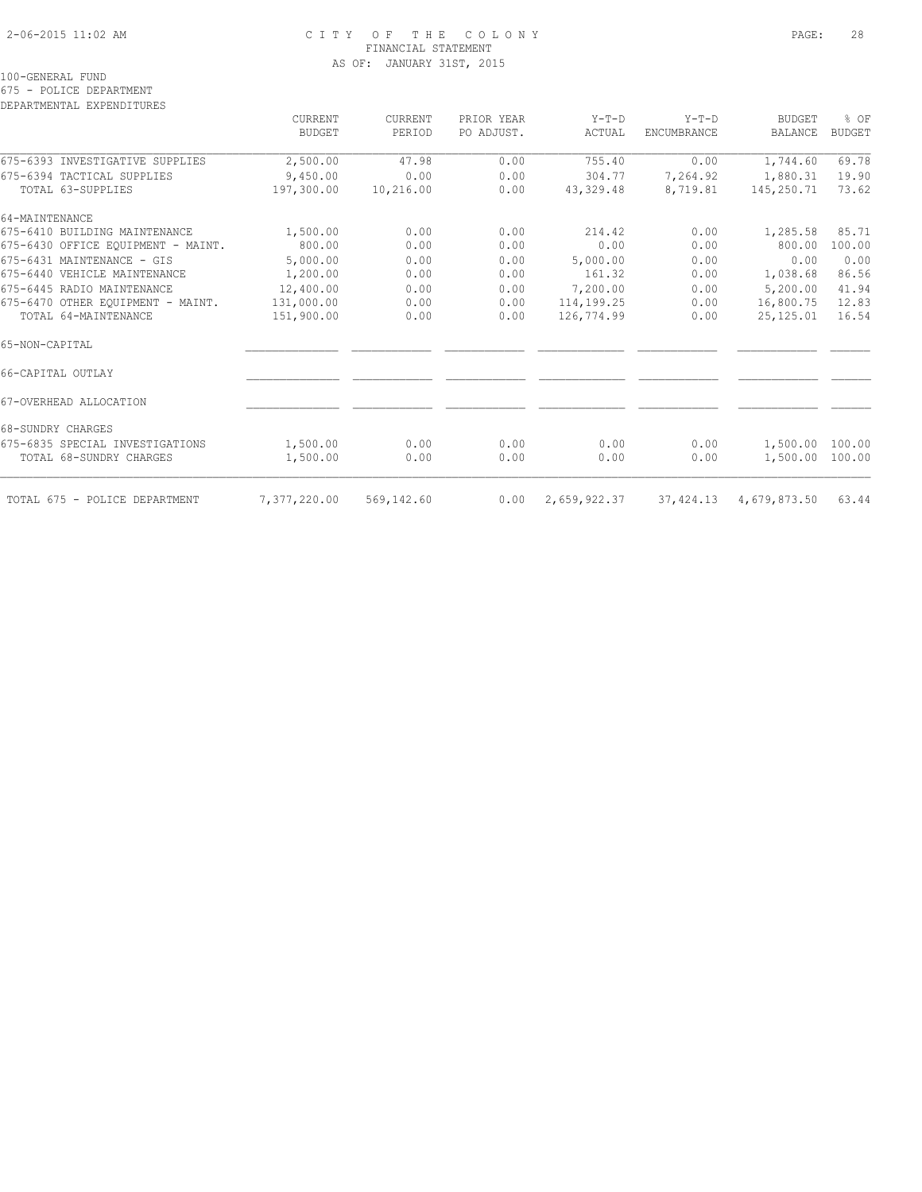CITY OF THE COLONY
FINANCIAL STATEMENT
AS OF: JANUARY 31ST, 2015

100-GENERAL FUND
675 - POLICE DEPARTMENT
DEPARTMENTAL EXPENDITURES

| | CURRENT BUDGET | CURRENT PERIOD | PRIOR YEAR PO ADJUST. | Y-T-D ACTUAL | Y-T-D ENCUMBRANCE | BUDGET BALANCE | % OF BUDGET |
|---|---|---|---|---|---|---|---|
| 675-6393 INVESTIGATIVE SUPPLIES | 2,500.00 | 47.98 | 0.00 | 755.40 | 0.00 | 1,744.60 | 69.78 |
| 675-6394 TACTICAL SUPPLIES | 9,450.00 | 0.00 | 0.00 | 304.77 | 7,264.92 | 1,880.31 | 19.90 |
| TOTAL 63-SUPPLIES | 197,300.00 | 10,216.00 | 0.00 | 43,329.48 | 8,719.81 | 145,250.71 | 73.62 |
| 64-MAINTENANCE | | | | | | | |
| 675-6410 BUILDING MAINTENANCE | 1,500.00 | 0.00 | 0.00 | 214.42 | 0.00 | 1,285.58 | 85.71 |
| 675-6430 OFFICE EQUIPMENT - MAINT. | 800.00 | 0.00 | 0.00 | 0.00 | 0.00 | 800.00 | 100.00 |
| 675-6431 MAINTENANCE - GIS | 5,000.00 | 0.00 | 0.00 | 5,000.00 | 0.00 | 0.00 | 0.00 |
| 675-6440 VEHICLE MAINTENANCE | 1,200.00 | 0.00 | 0.00 | 161.32 | 0.00 | 1,038.68 | 86.56 |
| 675-6445 RADIO MAINTENANCE | 12,400.00 | 0.00 | 0.00 | 7,200.00 | 0.00 | 5,200.00 | 41.94 |
| 675-6470 OTHER EQUIPMENT - MAINT. | 131,000.00 | 0.00 | 0.00 | 114,199.25 | 0.00 | 16,800.75 | 12.83 |
| TOTAL 64-MAINTENANCE | 151,900.00 | 0.00 | 0.00 | 126,774.99 | 0.00 | 25,125.01 | 16.54 |
| 65-NON-CAPITAL | | | | | | | |
| 66-CAPITAL OUTLAY | | | | | | | |
| 67-OVERHEAD ALLOCATION | | | | | | | |
| 68-SUNDRY CHARGES | | | | | | | |
| 675-6835 SPECIAL INVESTIGATIONS | 1,500.00 | 0.00 | 0.00 | 0.00 | 0.00 | 1,500.00 | 100.00 |
| TOTAL 68-SUNDRY CHARGES | 1,500.00 | 0.00 | 0.00 | 0.00 | 0.00 | 1,500.00 | 100.00 |
| TOTAL 675 - POLICE DEPARTMENT | 7,377,220.00 | 569,142.60 | 0.00 | 2,659,922.37 | 37,424.13 | 4,679,873.50 | 63.44 |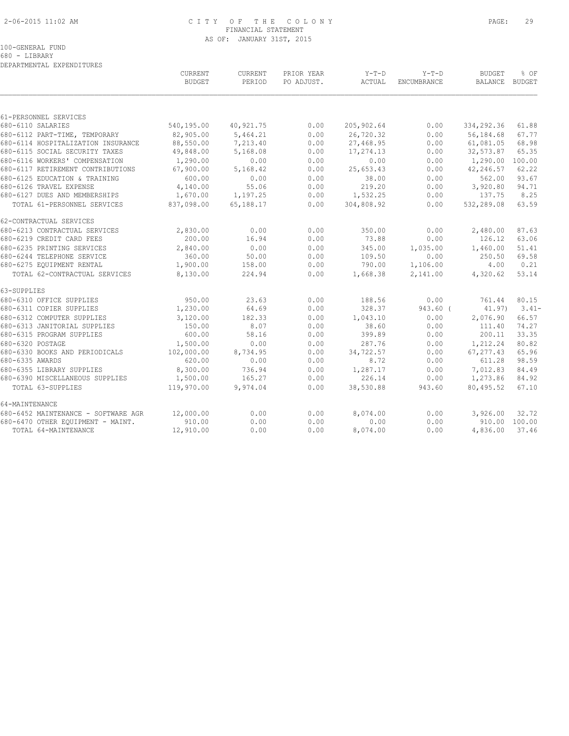CITY OF THE COLONY
FINANCIAL STATEMENT
AS OF: JANUARY 31ST, 2015

100-GENERAL FUND
680 - LIBRARY
DEPARTMENTAL EXPENDITURES

| | CURRENT BUDGET | CURRENT PERIOD | PRIOR YEAR PO ADJUST. | Y-T-D ACTUAL | Y-T-D ENCUMBRANCE | BUDGET BALANCE | % OF BUDGET |
|---|---|---|---|---|---|---|---|
| 61-PERSONNEL SERVICES | | | | | | | |
| 680-6110 SALARIES | 540,195.00 | 40,921.75 | 0.00 | 205,902.64 | 0.00 | 334,292.36 | 61.88 |
| 680-6112 PART-TIME, TEMPORARY | 82,905.00 | 5,464.21 | 0.00 | 26,720.32 | 0.00 | 56,184.68 | 67.77 |
| 680-6114 HOSPITALIZATION INSURANCE | 88,550.00 | 7,213.40 | 0.00 | 27,468.95 | 0.00 | 61,081.05 | 68.98 |
| 680-6115 SOCIAL SECURITY TAXES | 49,848.00 | 5,168.08 | 0.00 | 17,274.13 | 0.00 | 32,573.87 | 65.35 |
| 680-6116 WORKERS' COMPENSATION | 1,290.00 | 0.00 | 0.00 | 0.00 | 0.00 | 1,290.00 | 100.00 |
| 680-6117 RETIREMENT CONTRIBUTIONS | 67,900.00 | 5,168.42 | 0.00 | 25,653.43 | 0.00 | 42,246.57 | 62.22 |
| 680-6125 EDUCATION & TRAINING | 600.00 | 0.00 | 0.00 | 38.00 | 0.00 | 562.00 | 93.67 |
| 680-6126 TRAVEL EXPENSE | 4,140.00 | 55.06 | 0.00 | 219.20 | 0.00 | 3,920.80 | 94.71 |
| 680-6127 DUES AND MEMBERSHIPS | 1,670.00 | 1,197.25 | 0.00 | 1,532.25 | 0.00 | 137.75 | 8.25 |
| TOTAL 61-PERSONNEL SERVICES | 837,098.00 | 65,188.17 | 0.00 | 304,808.92 | 0.00 | 532,289.08 | 63.59 |
| 62-CONTRACTUAL SERVICES | | | | | | | |
| 680-6213 CONTRACTUAL SERVICES | 2,830.00 | 0.00 | 0.00 | 350.00 | 0.00 | 2,480.00 | 87.63 |
| 680-6219 CREDIT CARD FEES | 200.00 | 16.94 | 0.00 | 73.88 | 0.00 | 126.12 | 63.06 |
| 680-6235 PRINTING SERVICES | 2,840.00 | 0.00 | 0.00 | 345.00 | 1,035.00 | 1,460.00 | 51.41 |
| 680-6244 TELEPHONE SERVICE | 360.00 | 50.00 | 0.00 | 109.50 | 0.00 | 250.50 | 69.58 |
| 680-6275 EQUIPMENT RENTAL | 1,900.00 | 158.00 | 0.00 | 790.00 | 1,106.00 | 4.00 | 0.21 |
| TOTAL 62-CONTRACTUAL SERVICES | 8,130.00 | 224.94 | 0.00 | 1,668.38 | 2,141.00 | 4,320.62 | 53.14 |
| 63-SUPPLIES | | | | | | | |
| 680-6310 OFFICE SUPPLIES | 950.00 | 23.63 | 0.00 | 188.56 | 0.00 | 761.44 | 80.15 |
| 680-6311 COPIER SUPPLIES | 1,230.00 | 64.69 | 0.00 | 328.37 | 943.60 | ( 41.97) | 3.41- |
| 680-6312 COMPUTER SUPPLIES | 3,120.00 | 182.33 | 0.00 | 1,043.10 | 0.00 | 2,076.90 | 66.57 |
| 680-6313 JANITORIAL SUPPLIES | 150.00 | 8.07 | 0.00 | 38.60 | 0.00 | 111.40 | 74.27 |
| 680-6315 PROGRAM SUPPLIES | 600.00 | 58.16 | 0.00 | 399.89 | 0.00 | 200.11 | 33.35 |
| 680-6320 POSTAGE | 1,500.00 | 0.00 | 0.00 | 287.76 | 0.00 | 1,212.24 | 80.82 |
| 680-6330 BOOKS AND PERIODICALS | 102,000.00 | 8,734.95 | 0.00 | 34,722.57 | 0.00 | 67,277.43 | 65.96 |
| 680-6335 AWARDS | 620.00 | 0.00 | 0.00 | 8.72 | 0.00 | 611.28 | 98.59 |
| 680-6355 LIBRARY SUPPLIES | 8,300.00 | 736.94 | 0.00 | 1,287.17 | 0.00 | 7,012.83 | 84.49 |
| 680-6390 MISCELLANEOUS SUPPLIES | 1,500.00 | 165.27 | 0.00 | 226.14 | 0.00 | 1,273.86 | 84.92 |
| TOTAL 63-SUPPLIES | 119,970.00 | 9,974.04 | 0.00 | 38,530.88 | 943.60 | 80,495.52 | 67.10 |
| 64-MAINTENANCE | | | | | | | |
| 680-6452 MAINTENANCE - SOFTWARE AGR | 12,000.00 | 0.00 | 0.00 | 8,074.00 | 0.00 | 3,926.00 | 32.72 |
| 680-6470 OTHER EQUIPMENT - MAINT. | 910.00 | 0.00 | 0.00 | 0.00 | 0.00 | 910.00 | 100.00 |
| TOTAL 64-MAINTENANCE | 12,910.00 | 0.00 | 0.00 | 8,074.00 | 0.00 | 4,836.00 | 37.46 |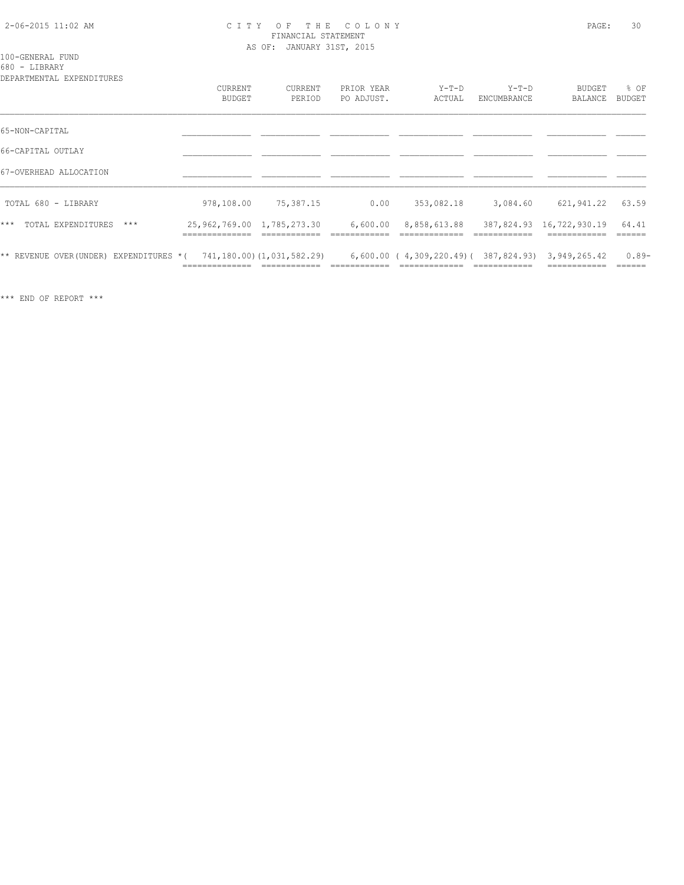# CITY OF THE COLONY

FINANCIAL STATEMENT

AS OF: JANUARY 31ST, 2015

100-GENERAL FUND

680 - LIBRARY

DEPARTMENTAL EXPENDITURES

| | CURRENT BUDGET | CURRENT PERIOD | PRIOR YEAR PO ADJUST. | Y-T-D ACTUAL | Y-T-D ENCUMBRANCE | BUDGET BALANCE | % OF BUDGET |
|---|---|---|---|---|---|---|---|
| 65-NON-CAPITAL | | | | | | | |
| 66-CAPITAL OUTLAY | | | | | | | |
| 67-OVERHEAD ALLOCATION | | | | | | | |
| TOTAL 680 - LIBRARY | 978,108.00 | 75,387.15 | 0.00 | 353,082.18 | 3,084.60 | 621,941.22 | 63.59 |
| *** TOTAL EXPENDITURES *** | 25,962,769.00 | 1,785,273.30 | 6,600.00 | 8,858,613.88 | 387,824.93 | 16,722,930.19 | 64.41 |
| ** REVENUE OVER(UNDER) EXPENDITURES * | ( 741,180.00) | (1,031,582.29) | 6,600.00 | ( 4,309,220.49) | ( 387,824.93) | 3,949,265.42 | 0.89- |

*** END OF REPORT ***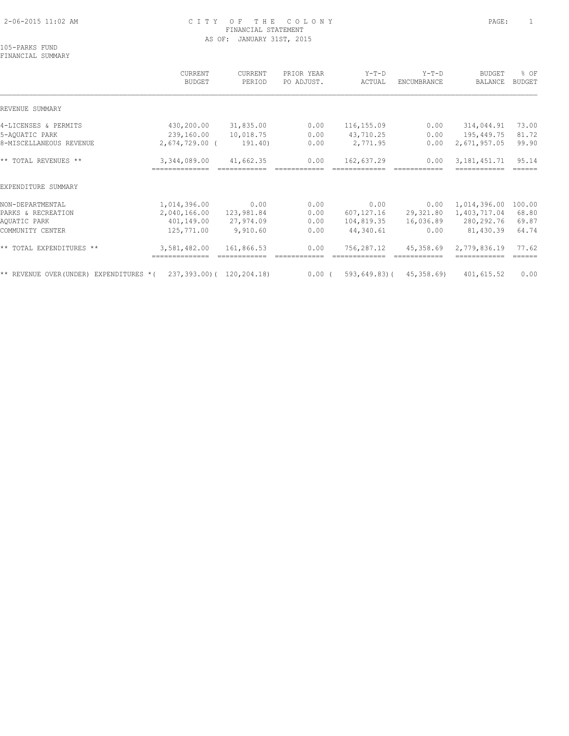2-06-2015 11:02 AM

# CITY OF THE COLONY

FINANCIAL STATEMENT

AS OF: JANUARY 31ST, 2015

105-PARKS FUND

FINANCIAL SUMMARY

| | CURRENT BUDGET | CURRENT PERIOD | PRIOR YEAR PO ADJUST. | Y-T-D ACTUAL | Y-T-D ENCUMBRANCE | BUDGET BALANCE | % OF BUDGET |
|---|---|---|---|---|---|---|---|
| REVENUE SUMMARY | | | | | | | |
| 4-LICENSES & PERMITS | 430,200.00 | 31,835.00 | 0.00 | 116,155.09 | 0.00 | 314,044.91 | 73.00 |
| 5-AQUATIC PARK | 239,160.00 | 10,018.75 | 0.00 | 43,710.25 | 0.00 | 195,449.75 | 81.72 |
| 8-MISCELLANEOUS REVENUE | 2,674,729.00 | ( 191.40) | 0.00 | 2,771.95 | 0.00 | 2,671,957.05 | 99.90 |
| ** TOTAL REVENUES ** | 3,344,089.00 | 41,662.35 | 0.00 | 162,637.29 | 0.00 | 3,181,451.71 | 95.14 |
| EXPENDITURE SUMMARY | | | | | | | |
| NON-DEPARTMENTAL | 1,014,396.00 | 0.00 | 0.00 | 0.00 | 0.00 | 1,014,396.00 | 100.00 |
| PARKS & RECREATION | 2,040,166.00 | 123,981.84 | 0.00 | 607,127.16 | 29,321.80 | 1,403,717.04 | 68.80 |
| AQUATIC PARK | 401,149.00 | 27,974.09 | 0.00 | 104,819.35 | 16,036.89 | 280,292.76 | 69.87 |
| COMMUNITY CENTER | 125,771.00 | 9,910.60 | 0.00 | 44,340.61 | 0.00 | 81,430.39 | 64.74 |
| ** TOTAL EXPENDITURES ** | 3,581,482.00 | 161,866.53 | 0.00 | 756,287.12 | 45,358.69 | 2,779,836.19 | 77.62 |
| ** REVENUE OVER(UNDER) EXPENDITURES * | ( 237,393.00) | ( 120,204.18) | 0.00 | ( 593,649.83) | ( 45,358.69) | 401,615.52 | 0.00 |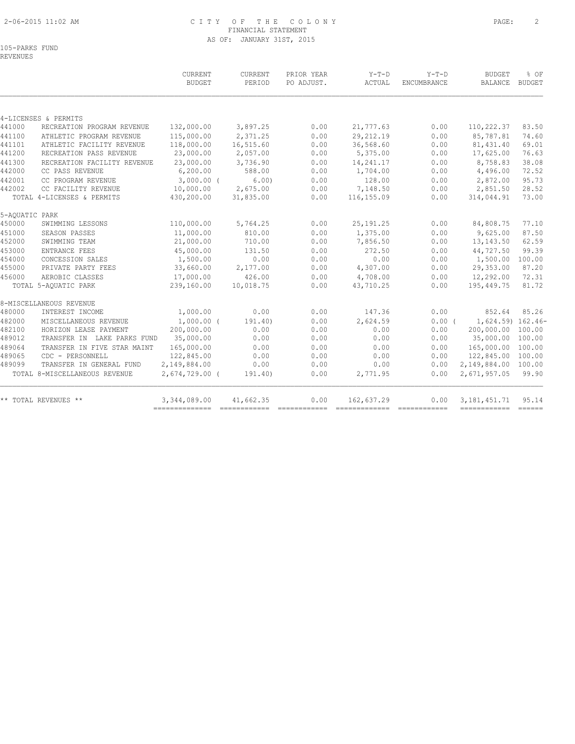# CITY OF THE COLONY
## FINANCIAL STATEMENT
### AS OF: JANUARY 31ST, 2015

105-PARKS FUND
REVENUES

| | | CURRENT BUDGET | CURRENT PERIOD | PRIOR YEAR PO ADJUST. | Y-T-D ACTUAL | Y-T-D ENCUMBRANCE | BUDGET BALANCE | % OF BUDGET |
|---|---|---|---|---|---|---|---|---|
| 4-LICENSES & PERMITS | | | | | | | | |
| 441000 | RECREATION PROGRAM REVENUE | 132,000.00 | 3,897.25 | 0.00 | 21,777.63 | 0.00 | 110,222.37 | 83.50 |
| 441100 | ATHLETIC PROGRAM REVENUE | 115,000.00 | 2,371.25 | 0.00 | 29,212.19 | 0.00 | 85,787.81 | 74.60 |
| 441101 | ATHLETIC FACILITY REVENUE | 118,000.00 | 16,515.60 | 0.00 | 36,568.60 | 0.00 | 81,431.40 | 69.01 |
| 441200 | RECREATION PASS REVENUE | 23,000.00 | 2,057.00 | 0.00 | 5,375.00 | 0.00 | 17,625.00 | 76.63 |
| 441300 | RECREATION FACILITY REVENUE | 23,000.00 | 3,736.90 | 0.00 | 14,241.17 | 0.00 | 8,758.83 | 38.08 |
| 442000 | CC PASS REVENUE | 6,200.00 | 588.00 | 0.00 | 1,704.00 | 0.00 | 4,496.00 | 72.52 |
| 442001 | CC PROGRAM REVENUE | 3,000.00 | ( 6.00) | 0.00 | 128.00 | 0.00 | 2,872.00 | 95.73 |
| 442002 | CC FACILITY REVENUE | 10,000.00 | 2,675.00 | 0.00 | 7,148.50 | 0.00 | 2,851.50 | 28.52 |
| | TOTAL 4-LICENSES & PERMITS | 430,200.00 | 31,835.00 | 0.00 | 116,155.09 | 0.00 | 314,044.91 | 73.00 |
| 5-AQUATIC PARK | | | | | | | | |
| 450000 | SWIMMING LESSONS | 110,000.00 | 5,764.25 | 0.00 | 25,191.25 | 0.00 | 84,808.75 | 77.10 |
| 451000 | SEASON PASSES | 11,000.00 | 810.00 | 0.00 | 1,375.00 | 0.00 | 9,625.00 | 87.50 |
| 452000 | SWIMMING TEAM | 21,000.00 | 710.00 | 0.00 | 7,856.50 | 0.00 | 13,143.50 | 62.59 |
| 453000 | ENTRANCE FEES | 45,000.00 | 131.50 | 0.00 | 272.50 | 0.00 | 44,727.50 | 99.39 |
| 454000 | CONCESSION SALES | 1,500.00 | 0.00 | 0.00 | 0.00 | 0.00 | 1,500.00 | 100.00 |
| 455000 | PRIVATE PARTY FEES | 33,660.00 | 2,177.00 | 0.00 | 4,307.00 | 0.00 | 29,353.00 | 87.20 |
| 456000 | AEROBIC CLASSES | 17,000.00 | 426.00 | 0.00 | 4,708.00 | 0.00 | 12,292.00 | 72.31 |
| | TOTAL 5-AQUATIC PARK | 239,160.00 | 10,018.75 | 0.00 | 43,710.25 | 0.00 | 195,449.75 | 81.72 |
| 8-MISCELLANEOUS REVENUE | | | | | | | | |
| 480000 | INTEREST INCOME | 1,000.00 | 0.00 | 0.00 | 147.36 | 0.00 | 852.64 | 85.26 |
| 482000 | MISCELLANEOUS REVENUE | 1,000.00 | ( 191.40) | 0.00 | 2,624.59 | 0.00 | ( 1,624.59) | 162.46- |
| 482100 | HORIZON LEASE PAYMENT | 200,000.00 | 0.00 | 0.00 | 0.00 | 0.00 | 200,000.00 | 100.00 |
| 489012 | TRANSFER IN LAKE PARKS FUND | 35,000.00 | 0.00 | 0.00 | 0.00 | 0.00 | 35,000.00 | 100.00 |
| 489064 | TRANSFER IN FIVE STAR MAINT | 165,000.00 | 0.00 | 0.00 | 0.00 | 0.00 | 165,000.00 | 100.00 |
| 489065 | CDC - PERSONNELL | 122,845.00 | 0.00 | 0.00 | 0.00 | 0.00 | 122,845.00 | 100.00 |
| 489099 | TRANSFER IN GENERAL FUND | 2,149,884.00 | 0.00 | 0.00 | 0.00 | 0.00 | 2,149,884.00 | 100.00 |
| | TOTAL 8-MISCELLANEOUS REVENUE | 2,674,729.00 | ( 191.40) | 0.00 | 2,771.95 | 0.00 | 2,671,957.05 | 99.90 |
| ** TOTAL REVENUES ** | | 3,344,089.00 | 41,662.35 | 0.00 | 162,637.29 | 0.00 | 3,181,451.71 | 95.14 |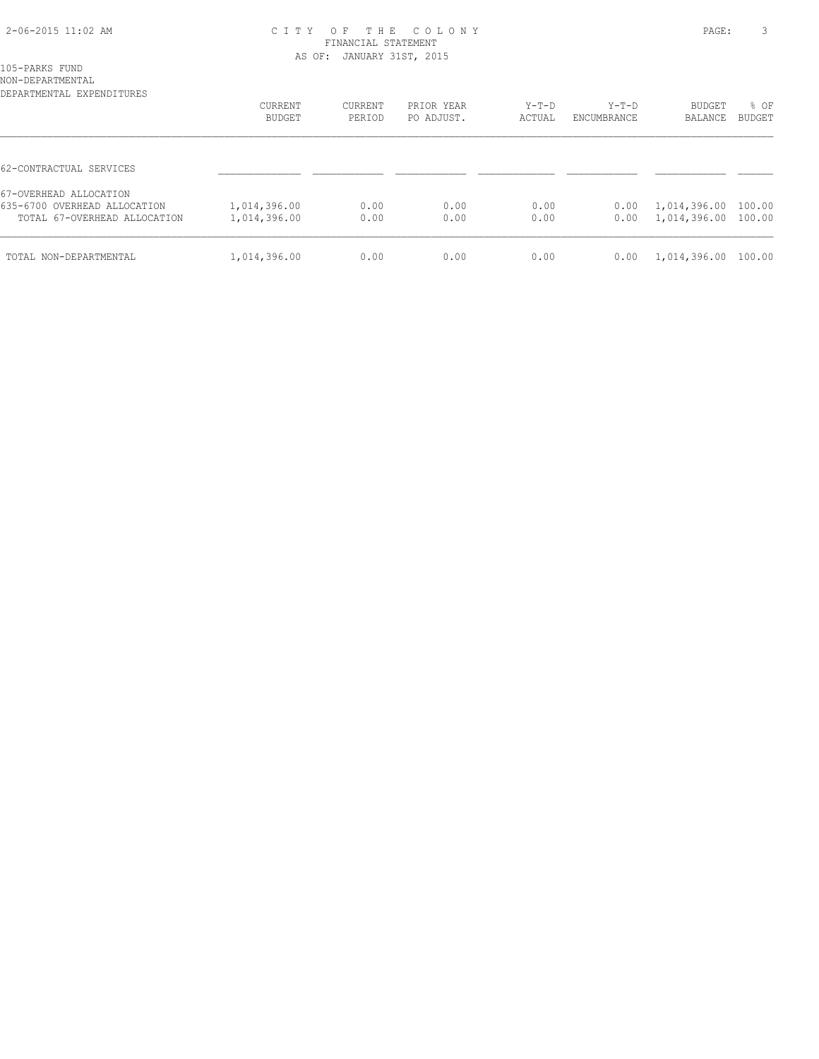# CITY OF THE COLONY
## FINANCIAL STATEMENT
### AS OF: JANUARY 31ST, 2015

105-PARKS FUND
NON-DEPARTMENTAL
DEPARTMENTAL EXPENDITURES

| | CURRENT BUDGET | CURRENT PERIOD | PRIOR YEAR PO ADJUST. | Y-T-D ACTUAL | Y-T-D ENCUMBRANCE | BUDGET BALANCE | % OF BUDGET |
|---|---|---|---|---|---|---|---|
| 62-CONTRACTUAL SERVICES | | | | | | | |
| 67-OVERHEAD ALLOCATION | | | | | | | |
| 635-6700 OVERHEAD ALLOCATION | 1,014,396.00 | 0.00 | 0.00 | 0.00 | 0.00 | 1,014,396.00 | 100.00 |
| TOTAL 67-OVERHEAD ALLOCATION | 1,014,396.00 | 0.00 | 0.00 | 0.00 | 0.00 | 1,014,396.00 | 100.00 |
| TOTAL NON-DEPARTMENTAL | 1,014,396.00 | 0.00 | 0.00 | 0.00 | 0.00 | 1,014,396.00 | 100.00 |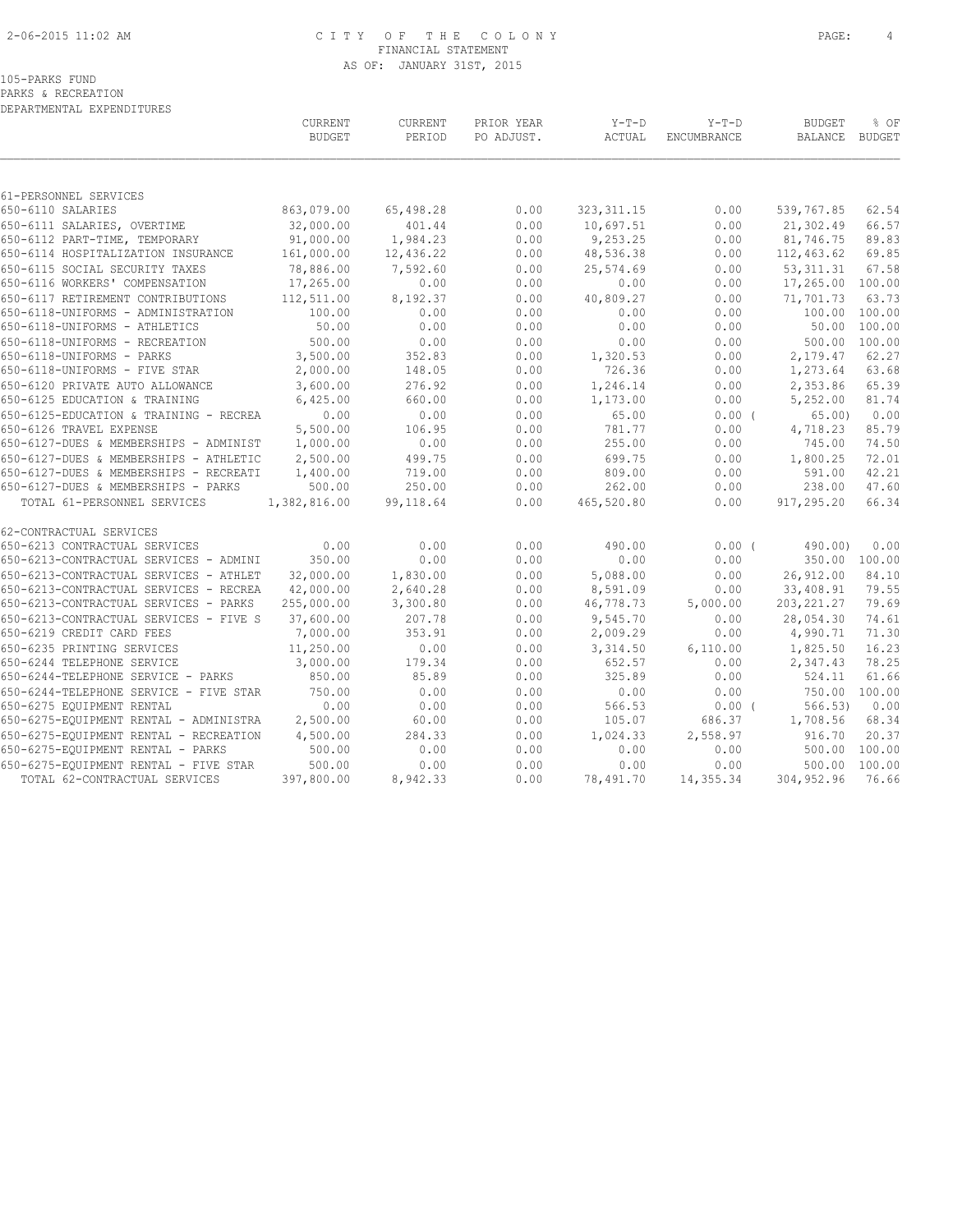# CITY OF THE COLONY

FINANCIAL STATEMENT

AS OF: JANUARY 31ST, 2015

105-PARKS FUND

PARKS & RECREATION

DEPARTMENTAL EXPENDITURES

| | CURRENT BUDGET | CURRENT PERIOD | PRIOR YEAR PO ADJUST. | Y-T-D ACTUAL | Y-T-D ENCUMBRANCE | BUDGET BALANCE | % OF BUDGET |
|---|---|---|---|---|---|---|---|
| **61-PERSONNEL SERVICES** | | | | | | | |
| 650-6110 SALARIES | 863,079.00 | 65,498.28 | 0.00 | 323,311.15 | 0.00 | 539,767.85 | 62.54 |
| 650-6111 SALARIES, OVERTIME | 32,000.00 | 401.44 | 0.00 | 10,697.51 | 0.00 | 21,302.49 | 66.57 |
| 650-6112 PART-TIME, TEMPORARY | 91,000.00 | 1,984.23 | 0.00 | 9,253.25 | 0.00 | 81,746.75 | 89.83 |
| 650-6114 HOSPITALIZATION INSURANCE | 161,000.00 | 12,436.22 | 0.00 | 48,536.38 | 0.00 | 112,463.62 | 69.85 |
| 650-6115 SOCIAL SECURITY TAXES | 78,886.00 | 7,592.60 | 0.00 | 25,574.69 | 0.00 | 53,311.31 | 67.58 |
| 650-6116 WORKERS' COMPENSATION | 17,265.00 | 0.00 | 0.00 | 0.00 | 0.00 | 17,265.00 | 100.00 |
| 650-6117 RETIREMENT CONTRIBUTIONS | 112,511.00 | 8,192.37 | 0.00 | 40,809.27 | 0.00 | 71,701.73 | 63.73 |
| 650-6118-UNIFORMS - ADMINISTRATION | 100.00 | 0.00 | 0.00 | 0.00 | 0.00 | 100.00 | 100.00 |
| 650-6118-UNIFORMS - ATHLETICS | 50.00 | 0.00 | 0.00 | 0.00 | 0.00 | 50.00 | 100.00 |
| 650-6118-UNIFORMS - RECREATION | 500.00 | 0.00 | 0.00 | 0.00 | 0.00 | 500.00 | 100.00 |
| 650-6118-UNIFORMS - PARKS | 3,500.00 | 352.83 | 0.00 | 1,320.53 | 0.00 | 2,179.47 | 62.27 |
| 650-6118-UNIFORMS - FIVE STAR | 2,000.00 | 148.05 | 0.00 | 726.36 | 0.00 | 1,273.64 | 63.68 |
| 650-6120 PRIVATE AUTO ALLOWANCE | 3,600.00 | 276.92 | 0.00 | 1,246.14 | 0.00 | 2,353.86 | 65.39 |
| 650-6125 EDUCATION & TRAINING | 6,425.00 | 660.00 | 0.00 | 1,173.00 | 0.00 | 5,252.00 | 81.74 |
| 650-6125-EDUCATION & TRAINING - RECREA | 0.00 | 0.00 | 0.00 | 65.00 | 0.00 ( | 65.00) | 0.00 |
| 650-6126 TRAVEL EXPENSE | 5,500.00 | 106.95 | 0.00 | 781.77 | 0.00 | 4,718.23 | 85.79 |
| 650-6127-DUES & MEMBERSHIPS - ADMINIST | 1,000.00 | 0.00 | 0.00 | 255.00 | 0.00 | 745.00 | 74.50 |
| 650-6127-DUES & MEMBERSHIPS - ATHLETIC | 2,500.00 | 499.75 | 0.00 | 699.75 | 0.00 | 1,800.25 | 72.01 |
| 650-6127-DUES & MEMBERSHIPS - RECREATI | 1,400.00 | 719.00 | 0.00 | 809.00 | 0.00 | 591.00 | 42.21 |
| 650-6127-DUES & MEMBERSHIPS - PARKS | 500.00 | 250.00 | 0.00 | 262.00 | 0.00 | 238.00 | 47.60 |
| TOTAL 61-PERSONNEL SERVICES | 1,382,816.00 | 99,118.64 | 0.00 | 465,520.80 | 0.00 | 917,295.20 | 66.34 |
| **62-CONTRACTUAL SERVICES** | | | | | | | |
| 650-6213 CONTRACTUAL SERVICES | 0.00 | 0.00 | 0.00 | 490.00 | 0.00 ( | 490.00) | 0.00 |
| 650-6213-CONTRACTUAL SERVICES - ADMINI | 350.00 | 0.00 | 0.00 | 0.00 | 0.00 | 350.00 | 100.00 |
| 650-6213-CONTRACTUAL SERVICES - ATHLET | 32,000.00 | 1,830.00 | 0.00 | 5,088.00 | 0.00 | 26,912.00 | 84.10 |
| 650-6213-CONTRACTUAL SERVICES - RECREA | 42,000.00 | 2,640.28 | 0.00 | 8,591.09 | 0.00 | 33,408.91 | 79.55 |
| 650-6213-CONTRACTUAL SERVICES - PARKS | 255,000.00 | 3,300.80 | 0.00 | 46,778.73 | 5,000.00 | 203,221.27 | 79.69 |
| 650-6213-CONTRACTUAL SERVICES - FIVE S | 37,600.00 | 207.78 | 0.00 | 9,545.70 | 0.00 | 28,054.30 | 74.61 |
| 650-6219 CREDIT CARD FEES | 7,000.00 | 353.91 | 0.00 | 2,009.29 | 0.00 | 4,990.71 | 71.30 |
| 650-6235 PRINTING SERVICES | 11,250.00 | 0.00 | 0.00 | 3,314.50 | 6,110.00 | 1,825.50 | 16.23 |
| 650-6244 TELEPHONE SERVICE | 3,000.00 | 179.34 | 0.00 | 652.57 | 0.00 | 2,347.43 | 78.25 |
| 650-6244-TELEPHONE SERVICE - PARKS | 850.00 | 85.89 | 0.00 | 325.89 | 0.00 | 524.11 | 61.66 |
| 650-6244-TELEPHONE SERVICE - FIVE STAR | 750.00 | 0.00 | 0.00 | 0.00 | 0.00 | 750.00 | 100.00 |
| 650-6275 EQUIPMENT RENTAL | 0.00 | 0.00 | 0.00 | 566.53 | 0.00 ( | 566.53) | 0.00 |
| 650-6275-EQUIPMENT RENTAL - ADMINISTRA | 2,500.00 | 60.00 | 0.00 | 105.07 | 686.37 | 1,708.56 | 68.34 |
| 650-6275-EQUIPMENT RENTAL - RECREATION | 4,500.00 | 284.33 | 0.00 | 1,024.33 | 2,558.97 | 916.70 | 20.37 |
| 650-6275-EQUIPMENT RENTAL - PARKS | 500.00 | 0.00 | 0.00 | 0.00 | 0.00 | 500.00 | 100.00 |
| 650-6275-EQUIPMENT RENTAL - FIVE STAR | 500.00 | 0.00 | 0.00 | 0.00 | 0.00 | 500.00 | 100.00 |
| TOTAL 62-CONTRACTUAL SERVICES | 397,800.00 | 8,942.33 | 0.00 | 78,491.70 | 14,355.34 | 304,952.96 | 76.66 |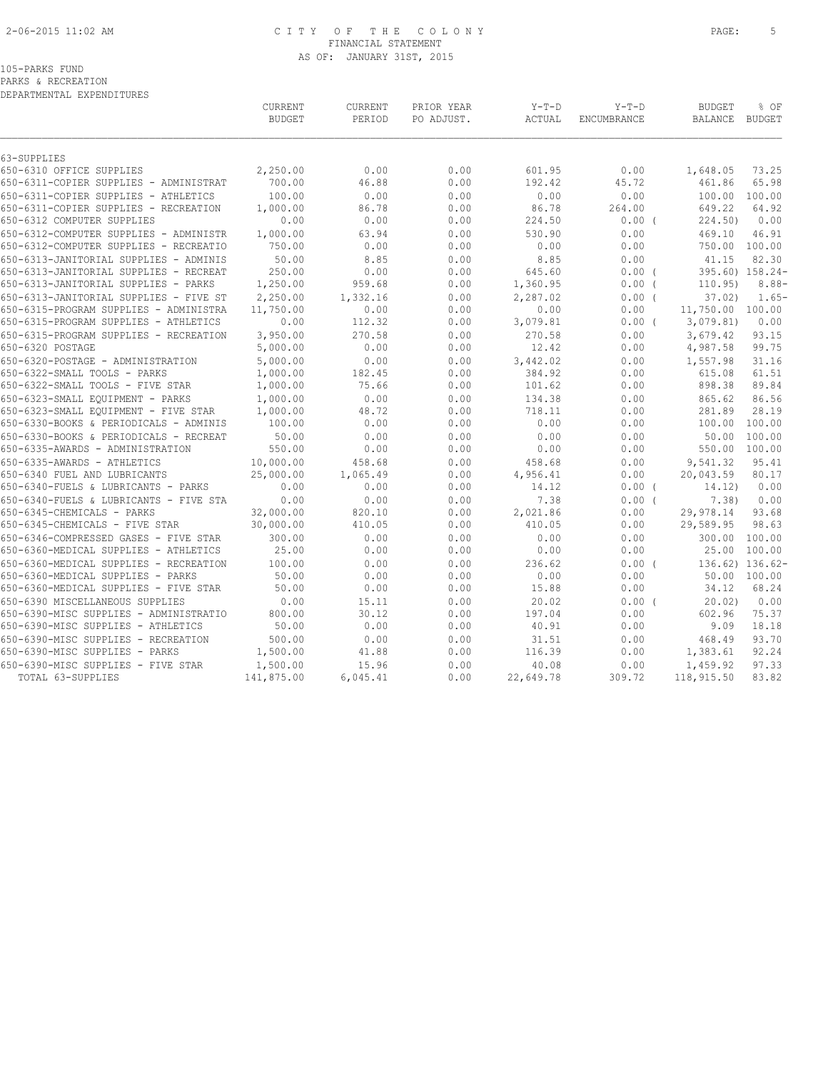105-PARKS FUND
PARKS & RECREATION
DEPARTMENTAL EXPENDITURES

| | CURRENT BUDGET | CURRENT PERIOD | PRIOR YEAR PO ADJUST. | Y-T-D ACTUAL | Y-T-D ENCUMBRANCE | BUDGET BALANCE | % OF BUDGET |
|---|---|---|---|---|---|---|---|
| 63-SUPPLIES | | | | | | | |
| 650-6310 OFFICE SUPPLIES | 2,250.00 | 0.00 | 0.00 | 601.95 | 0.00 | 1,648.05 | 73.25 |
| 650-6311-COPIER SUPPLIES - ADMINISTRAT | 700.00 | 46.88 | 0.00 | 192.42 | 45.72 | 461.86 | 65.98 |
| 650-6311-COPIER SUPPLIES - ATHLETICS | 100.00 | 0.00 | 0.00 | 0.00 | 0.00 | 100.00 | 100.00 |
| 650-6311-COPIER SUPPLIES - RECREATION | 1,000.00 | 86.78 | 0.00 | 86.78 | 264.00 | 649.22 | 64.92 |
| 650-6312 COMPUTER SUPPLIES | 0.00 | 0.00 | 0.00 | 224.50 | 0.00 | ( 224.50) | 0.00 |
| 650-6312-COMPUTER SUPPLIES - ADMINISTR | 1,000.00 | 63.94 | 0.00 | 530.90 | 0.00 | 469.10 | 46.91 |
| 650-6312-COMPUTER SUPPLIES - RECREATIO | 750.00 | 0.00 | 0.00 | 0.00 | 0.00 | 750.00 | 100.00 |
| 650-6313-JANITORIAL SUPPLIES - ADMINIS | 50.00 | 8.85 | 0.00 | 8.85 | 0.00 | 41.15 | 82.30 |
| 650-6313-JANITORIAL SUPPLIES - RECREAT | 250.00 | 0.00 | 0.00 | 645.60 | 0.00 | ( 395.60) | 158.24- |
| 650-6313-JANITORIAL SUPPLIES - PARKS | 1,250.00 | 959.68 | 0.00 | 1,360.95 | 0.00 | ( 110.95) | 8.88- |
| 650-6313-JANITORIAL SUPPLIES - FIVE ST | 2,250.00 | 1,332.16 | 0.00 | 2,287.02 | 0.00 | ( 37.02) | 1.65- |
| 650-6315-PROGRAM SUPPLIES - ADMINISTRA | 11,750.00 | 0.00 | 0.00 | 0.00 | 0.00 | 11,750.00 | 100.00 |
| 650-6315-PROGRAM SUPPLIES - ATHLETICS | 0.00 | 112.32 | 0.00 | 3,079.81 | 0.00 | ( 3,079.81) | 0.00 |
| 650-6315-PROGRAM SUPPLIES - RECREATION | 3,950.00 | 270.58 | 0.00 | 270.58 | 0.00 | 3,679.42 | 93.15 |
| 650-6320 POSTAGE | 5,000.00 | 0.00 | 0.00 | 12.42 | 0.00 | 4,987.58 | 99.75 |
| 650-6320-POSTAGE - ADMINISTRATION | 5,000.00 | 0.00 | 0.00 | 3,442.02 | 0.00 | 1,557.98 | 31.16 |
| 650-6322-SMALL TOOLS - PARKS | 1,000.00 | 182.45 | 0.00 | 384.92 | 0.00 | 615.08 | 61.51 |
| 650-6322-SMALL TOOLS - FIVE STAR | 1,000.00 | 75.66 | 0.00 | 101.62 | 0.00 | 898.38 | 89.84 |
| 650-6323-SMALL EQUIPMENT - PARKS | 1,000.00 | 0.00 | 0.00 | 134.38 | 0.00 | 865.62 | 86.56 |
| 650-6323-SMALL EQUIPMENT - FIVE STAR | 1,000.00 | 48.72 | 0.00 | 718.11 | 0.00 | 281.89 | 28.19 |
| 650-6330-BOOKS & PERIODICALS - ADMINIS | 100.00 | 0.00 | 0.00 | 0.00 | 0.00 | 100.00 | 100.00 |
| 650-6330-BOOKS & PERIODICALS - RECREAT | 50.00 | 0.00 | 0.00 | 0.00 | 0.00 | 50.00 | 100.00 |
| 650-6335-AWARDS - ADMINISTRATION | 550.00 | 0.00 | 0.00 | 0.00 | 0.00 | 550.00 | 100.00 |
| 650-6335-AWARDS - ATHLETICS | 10,000.00 | 458.68 | 0.00 | 458.68 | 0.00 | 9,541.32 | 95.41 |
| 650-6340 FUEL AND LUBRICANTS | 25,000.00 | 1,065.49 | 0.00 | 4,956.41 | 0.00 | 20,043.59 | 80.17 |
| 650-6340-FUELS & LUBRICANTS - PARKS | 0.00 | 0.00 | 0.00 | 14.12 | 0.00 | ( 14.12) | 0.00 |
| 650-6340-FUELS & LUBRICANTS - FIVE STA | 0.00 | 0.00 | 0.00 | 7.38 | 0.00 | ( 7.38) | 0.00 |
| 650-6345-CHEMICALS - PARKS | 32,000.00 | 820.10 | 0.00 | 2,021.86 | 0.00 | 29,978.14 | 93.68 |
| 650-6345-CHEMICALS - FIVE STAR | 30,000.00 | 410.05 | 0.00 | 410.05 | 0.00 | 29,589.95 | 98.63 |
| 650-6346-COMPRESSED GASES - FIVE STAR | 300.00 | 0.00 | 0.00 | 0.00 | 0.00 | 300.00 | 100.00 |
| 650-6360-MEDICAL SUPPLIES - ATHLETICS | 25.00 | 0.00 | 0.00 | 0.00 | 0.00 | 25.00 | 100.00 |
| 650-6360-MEDICAL SUPPLIES - RECREATION | 100.00 | 0.00 | 0.00 | 236.62 | 0.00 | ( 136.62) | 136.62- |
| 650-6360-MEDICAL SUPPLIES - PARKS | 50.00 | 0.00 | 0.00 | 0.00 | 0.00 | 50.00 | 100.00 |
| 650-6360-MEDICAL SUPPLIES - FIVE STAR | 50.00 | 0.00 | 0.00 | 15.88 | 0.00 | 34.12 | 68.24 |
| 650-6390 MISCELLANEOUS SUPPLIES | 0.00 | 15.11 | 0.00 | 20.02 | 0.00 | ( 20.02) | 0.00 |
| 650-6390-MISC SUPPLIES - ADMINISTRATIO | 800.00 | 30.12 | 0.00 | 197.04 | 0.00 | 602.96 | 75.37 |
| 650-6390-MISC SUPPLIES - ATHLETICS | 50.00 | 0.00 | 0.00 | 40.91 | 0.00 | 9.09 | 18.18 |
| 650-6390-MISC SUPPLIES - RECREATION | 500.00 | 0.00 | 0.00 | 31.51 | 0.00 | 468.49 | 93.70 |
| 650-6390-MISC SUPPLIES - PARKS | 1,500.00 | 41.88 | 0.00 | 116.39 | 0.00 | 1,383.61 | 92.24 |
| 650-6390-MISC SUPPLIES - FIVE STAR | 1,500.00 | 15.96 | 0.00 | 40.08 | 0.00 | 1,459.92 | 97.33 |
| TOTAL 63-SUPPLIES | 141,875.00 | 6,045.41 | 0.00 | 22,649.78 | 309.72 | 118,915.50 | 83.82 |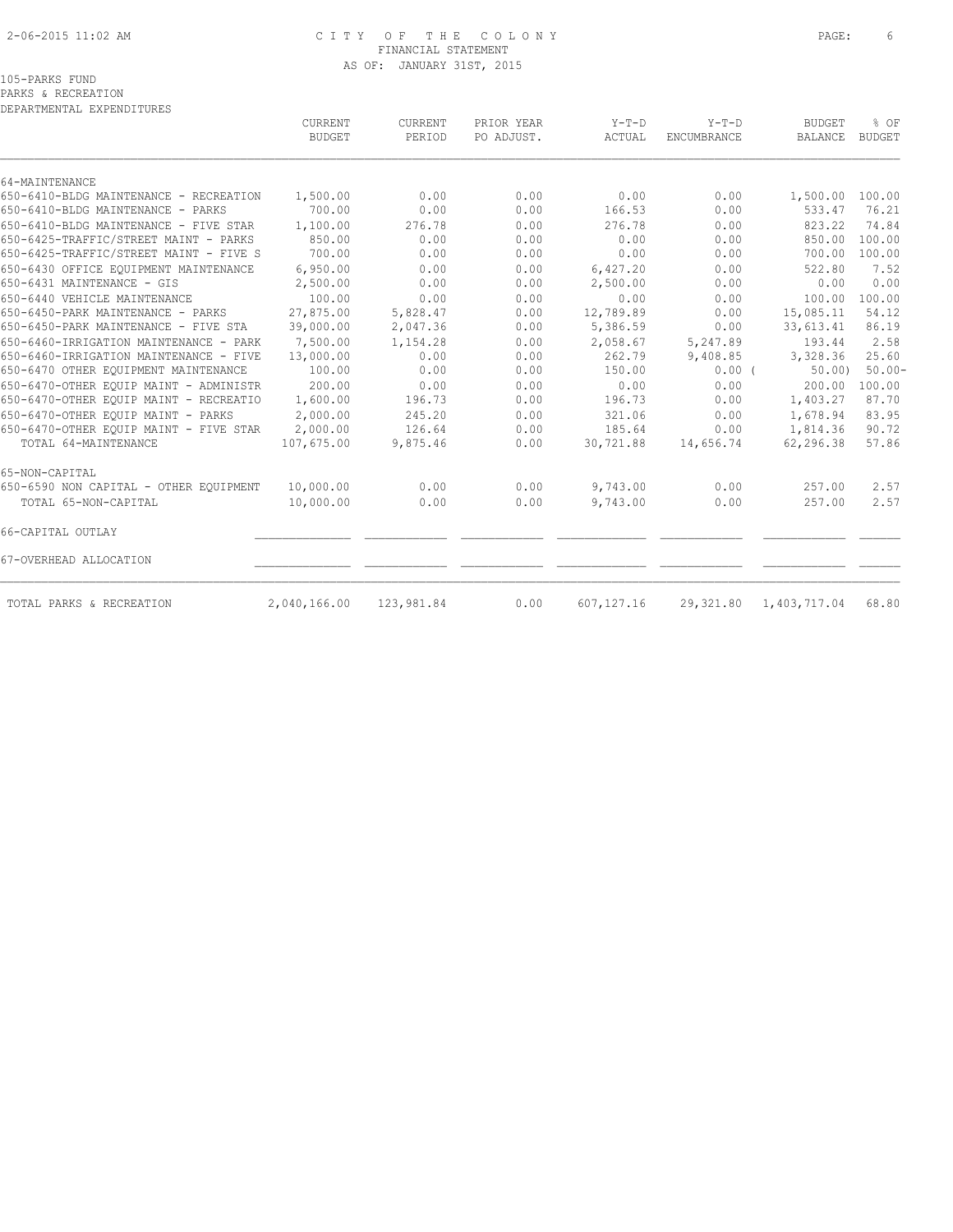CITY OF THE COLONY
FINANCIAL STATEMENT
AS OF: JANUARY 31ST, 2015

105-PARKS FUND
PARKS & RECREATION
DEPARTMENTAL EXPENDITURES

| | CURRENT BUDGET | CURRENT PERIOD | PRIOR YEAR PO ADJUST. | Y-T-D ACTUAL | Y-T-D ENCUMBRANCE | BUDGET BALANCE | % OF BUDGET |
|---|---|---|---|---|---|---|---|
| 64-MAINTENANCE | | | | | | | |
| 650-6410-BLDG MAINTENANCE - RECREATION | 1,500.00 | 0.00 | 0.00 | 0.00 | 0.00 | 1,500.00 | 100.00 |
| 650-6410-BLDG MAINTENANCE - PARKS | 700.00 | 0.00 | 0.00 | 166.53 | 0.00 | 533.47 | 76.21 |
| 650-6410-BLDG MAINTENANCE - FIVE STAR | 1,100.00 | 276.78 | 0.00 | 276.78 | 0.00 | 823.22 | 74.84 |
| 650-6425-TRAFFIC/STREET MAINT - PARKS | 850.00 | 0.00 | 0.00 | 0.00 | 0.00 | 850.00 | 100.00 |
| 650-6425-TRAFFIC/STREET MAINT - FIVE S | 700.00 | 0.00 | 0.00 | 0.00 | 0.00 | 700.00 | 100.00 |
| 650-6430 OFFICE EQUIPMENT MAINTENANCE | 6,950.00 | 0.00 | 0.00 | 6,427.20 | 0.00 | 522.80 | 7.52 |
| 650-6431 MAINTENANCE - GIS | 2,500.00 | 0.00 | 0.00 | 2,500.00 | 0.00 | 0.00 | 0.00 |
| 650-6440 VEHICLE MAINTENANCE | 100.00 | 0.00 | 0.00 | 0.00 | 0.00 | 100.00 | 100.00 |
| 650-6450-PARK MAINTENANCE - PARKS | 27,875.00 | 5,828.47 | 0.00 | 12,789.89 | 0.00 | 15,085.11 | 54.12 |
| 650-6450-PARK MAINTENANCE - FIVE STA | 39,000.00 | 2,047.36 | 0.00 | 5,386.59 | 0.00 | 33,613.41 | 86.19 |
| 650-6460-IRRIGATION MAINTENANCE - PARK | 7,500.00 | 1,154.28 | 0.00 | 2,058.67 | 5,247.89 | 193.44 | 2.58 |
| 650-6460-IRRIGATION MAINTENANCE - FIVE | 13,000.00 | 0.00 | 0.00 | 262.79 | 9,408.85 | 3,328.36 | 25.60 |
| 650-6470 OTHER EQUIPMENT MAINTENANCE | 100.00 | 0.00 | 0.00 | 150.00 | 0.00 | ( 50.00) | 50.00- |
| 650-6470-OTHER EQUIP MAINT - ADMINISTR | 200.00 | 0.00 | 0.00 | 0.00 | 0.00 | 200.00 | 100.00 |
| 650-6470-OTHER EQUIP MAINT - RECREATIO | 1,600.00 | 196.73 | 0.00 | 196.73 | 0.00 | 1,403.27 | 87.70 |
| 650-6470-OTHER EQUIP MAINT - PARKS | 2,000.00 | 245.20 | 0.00 | 321.06 | 0.00 | 1,678.94 | 83.95 |
| 650-6470-OTHER EQUIP MAINT - FIVE STAR | 2,000.00 | 126.64 | 0.00 | 185.64 | 0.00 | 1,814.36 | 90.72 |
| TOTAL 64-MAINTENANCE | 107,675.00 | 9,875.46 | 0.00 | 30,721.88 | 14,656.74 | 62,296.38 | 57.86 |
| 65-NON-CAPITAL | | | | | | | |
| 650-6590 NON CAPITAL - OTHER EQUIPMENT | 10,000.00 | 0.00 | 0.00 | 9,743.00 | 0.00 | 257.00 | 2.57 |
| TOTAL 65-NON-CAPITAL | 10,000.00 | 0.00 | 0.00 | 9,743.00 | 0.00 | 257.00 | 2.57 |
| 66-CAPITAL OUTLAY | | | | | | | |
| 67-OVERHEAD ALLOCATION | | | | | | | |
| TOTAL PARKS & RECREATION | 2,040,166.00 | 123,981.84 | 0.00 | 607,127.16 | 29,321.80 | 1,403,717.04 | 68.80 |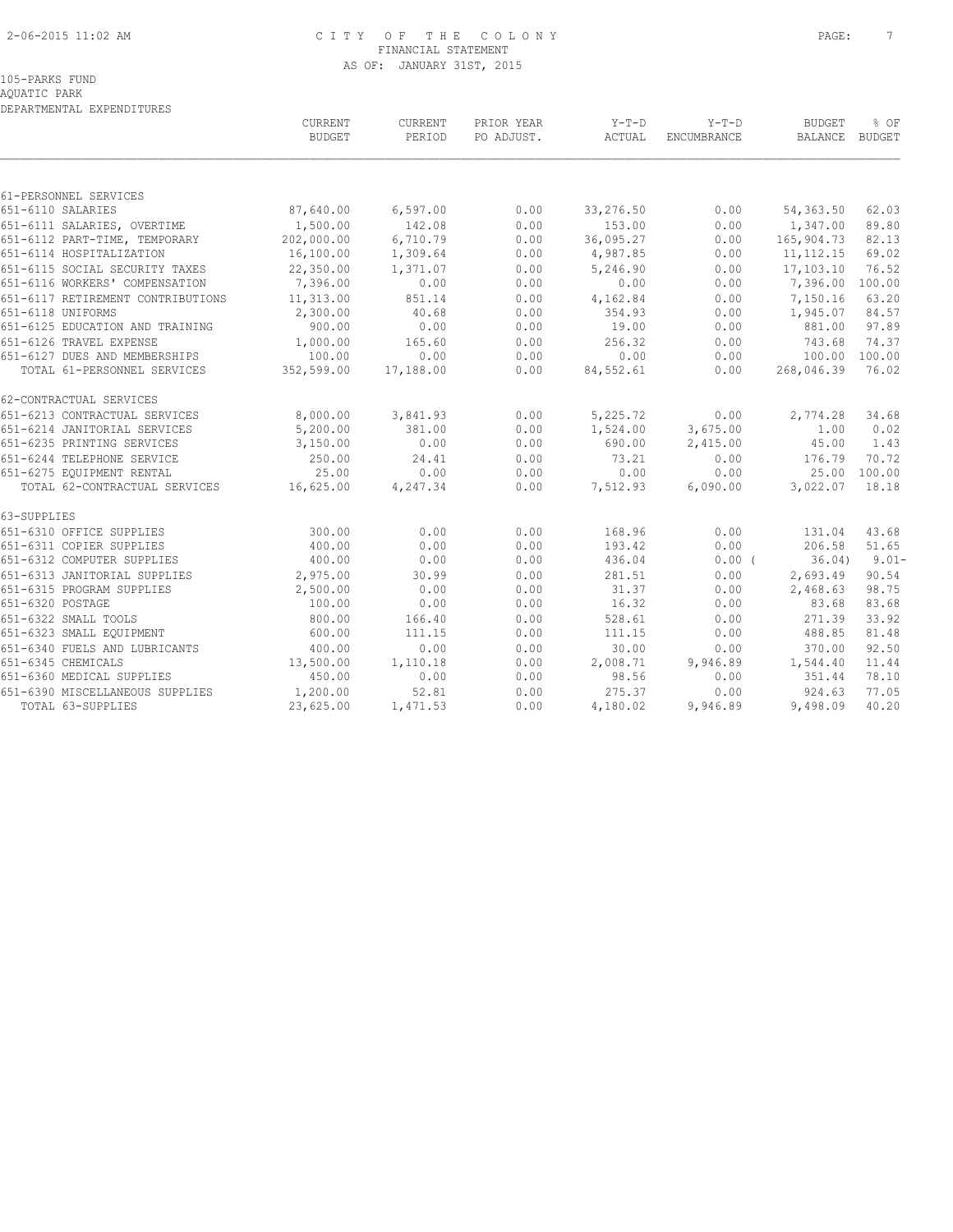CITY OF THE COLONY
FINANCIAL STATEMENT
AS OF: JANUARY 31ST, 2015

105-PARKS FUND
AQUATIC PARK
DEPARTMENTAL EXPENDITURES

| | CURRENT BUDGET | CURRENT PERIOD | PRIOR YEAR PO ADJUST. | Y-T-D ACTUAL | Y-T-D ENCUMBRANCE | BUDGET BALANCE | % OF BUDGET |
|---|---|---|---|---|---|---|---|
| 61-PERSONNEL SERVICES | | | | | | | |
| 651-6110 SALARIES | 87,640.00 | 6,597.00 | 0.00 | 33,276.50 | 0.00 | 54,363.50 | 62.03 |
| 651-6111 SALARIES, OVERTIME | 1,500.00 | 142.08 | 0.00 | 153.00 | 0.00 | 1,347.00 | 89.80 |
| 651-6112 PART-TIME, TEMPORARY | 202,000.00 | 6,710.79 | 0.00 | 36,095.27 | 0.00 | 165,904.73 | 82.13 |
| 651-6114 HOSPITALIZATION | 16,100.00 | 1,309.64 | 0.00 | 4,987.85 | 0.00 | 11,112.15 | 69.02 |
| 651-6115 SOCIAL SECURITY TAXES | 22,350.00 | 1,371.07 | 0.00 | 5,246.90 | 0.00 | 17,103.10 | 76.52 |
| 651-6116 WORKERS' COMPENSATION | 7,396.00 | 0.00 | 0.00 | 0.00 | 0.00 | 7,396.00 | 100.00 |
| 651-6117 RETIREMENT CONTRIBUTIONS | 11,313.00 | 851.14 | 0.00 | 4,162.84 | 0.00 | 7,150.16 | 63.20 |
| 651-6118 UNIFORMS | 2,300.00 | 40.68 | 0.00 | 354.93 | 0.00 | 1,945.07 | 84.57 |
| 651-6125 EDUCATION AND TRAINING | 900.00 | 0.00 | 0.00 | 19.00 | 0.00 | 881.00 | 97.89 |
| 651-6126 TRAVEL EXPENSE | 1,000.00 | 165.60 | 0.00 | 256.32 | 0.00 | 743.68 | 74.37 |
| 651-6127 DUES AND MEMBERSHIPS | 100.00 | 0.00 | 0.00 | 0.00 | 0.00 | 100.00 | 100.00 |
| TOTAL 61-PERSONNEL SERVICES | 352,599.00 | 17,188.00 | 0.00 | 84,552.61 | 0.00 | 268,046.39 | 76.02 |
| 62-CONTRACTUAL SERVICES | | | | | | | |
| 651-6213 CONTRACTUAL SERVICES | 8,000.00 | 3,841.93 | 0.00 | 5,225.72 | 0.00 | 2,774.28 | 34.68 |
| 651-6214 JANITORIAL SERVICES | 5,200.00 | 381.00 | 0.00 | 1,524.00 | 3,675.00 | 1.00 | 0.02 |
| 651-6235 PRINTING SERVICES | 3,150.00 | 0.00 | 0.00 | 690.00 | 2,415.00 | 45.00 | 1.43 |
| 651-6244 TELEPHONE SERVICE | 250.00 | 24.41 | 0.00 | 73.21 | 0.00 | 176.79 | 70.72 |
| 651-6275 EQUIPMENT RENTAL | 25.00 | 0.00 | 0.00 | 0.00 | 0.00 | 25.00 | 100.00 |
| TOTAL 62-CONTRACTUAL SERVICES | 16,625.00 | 4,247.34 | 0.00 | 7,512.93 | 6,090.00 | 3,022.07 | 18.18 |
| 63-SUPPLIES | | | | | | | |
| 651-6310 OFFICE SUPPLIES | 300.00 | 0.00 | 0.00 | 168.96 | 0.00 | 131.04 | 43.68 |
| 651-6311 COPIER SUPPLIES | 400.00 | 0.00 | 0.00 | 193.42 | 0.00 | 206.58 | 51.65 |
| 651-6312 COMPUTER SUPPLIES | 400.00 | 0.00 | 0.00 | 436.04 | 0.00 | ( 36.04) | 9.01- |
| 651-6313 JANITORIAL SUPPLIES | 2,975.00 | 30.99 | 0.00 | 281.51 | 0.00 | 2,693.49 | 90.54 |
| 651-6315 PROGRAM SUPPLIES | 2,500.00 | 0.00 | 0.00 | 31.37 | 0.00 | 2,468.63 | 98.75 |
| 651-6320 POSTAGE | 100.00 | 0.00 | 0.00 | 16.32 | 0.00 | 83.68 | 83.68 |
| 651-6322 SMALL TOOLS | 800.00 | 166.40 | 0.00 | 528.61 | 0.00 | 271.39 | 33.92 |
| 651-6323 SMALL EQUIPMENT | 600.00 | 111.15 | 0.00 | 111.15 | 0.00 | 488.85 | 81.48 |
| 651-6340 FUELS AND LUBRICANTS | 400.00 | 0.00 | 0.00 | 30.00 | 0.00 | 370.00 | 92.50 |
| 651-6345 CHEMICALS | 13,500.00 | 1,110.18 | 0.00 | 2,008.71 | 9,946.89 | 1,544.40 | 11.44 |
| 651-6360 MEDICAL SUPPLIES | 450.00 | 0.00 | 0.00 | 98.56 | 0.00 | 351.44 | 78.10 |
| 651-6390 MISCELLANEOUS SUPPLIES | 1,200.00 | 52.81 | 0.00 | 275.37 | 0.00 | 924.63 | 77.05 |
| TOTAL 63-SUPPLIES | 23,625.00 | 1,471.53 | 0.00 | 4,180.02 | 9,946.89 | 9,498.09 | 40.20 |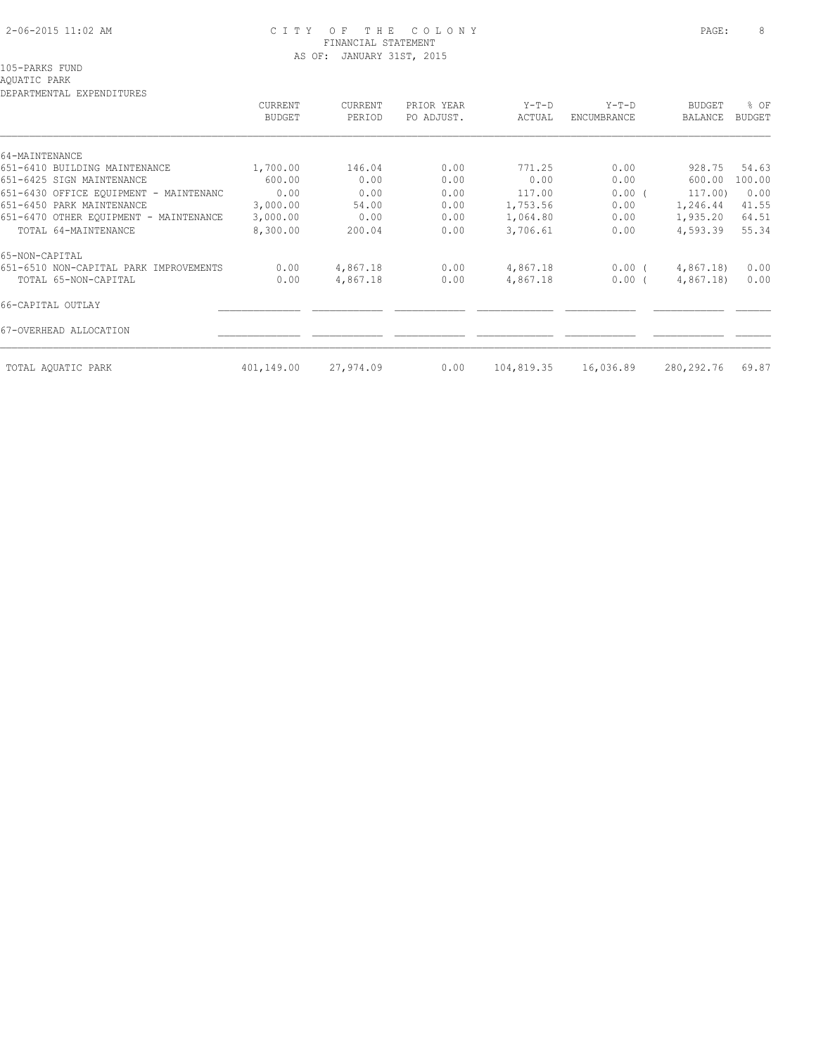CITY OF THE COLONY
FINANCIAL STATEMENT
AS OF: JANUARY 31ST, 2015

105-PARKS FUND
AQUATIC PARK
DEPARTMENTAL EXPENDITURES

| | CURRENT BUDGET | CURRENT PERIOD | PRIOR YEAR PO ADJUST. | Y-T-D ACTUAL | Y-T-D ENCUMBRANCE | BUDGET BALANCE | % OF BUDGET |
|---|---|---|---|---|---|---|---|
| 64-MAINTENANCE | | | | | | | |
| 651-6410 BUILDING MAINTENANCE | 1,700.00 | 146.04 | 0.00 | 771.25 | 0.00 | 928.75 | 54.63 |
| 651-6425 SIGN MAINTENANCE | 600.00 | 0.00 | 0.00 | 0.00 | 0.00 | 600.00 | 100.00 |
| 651-6430 OFFICE EQUIPMENT - MAINTENANC | 0.00 | 0.00 | 0.00 | 117.00 | 0.00 | ( 117.00) | 0.00 |
| 651-6450 PARK MAINTENANCE | 3,000.00 | 54.00 | 0.00 | 1,753.56 | 0.00 | 1,246.44 | 41.55 |
| 651-6470 OTHER EQUIPMENT - MAINTENANCE | 3,000.00 | 0.00 | 0.00 | 1,064.80 | 0.00 | 1,935.20 | 64.51 |
| TOTAL 64-MAINTENANCE | 8,300.00 | 200.04 | 0.00 | 3,706.61 | 0.00 | 4,593.39 | 55.34 |
| 65-NON-CAPITAL | | | | | | | |
| 651-6510 NON-CAPITAL PARK IMPROVEMENTS | 0.00 | 4,867.18 | 0.00 | 4,867.18 | 0.00 | ( 4,867.18) | 0.00 |
| TOTAL 65-NON-CAPITAL | 0.00 | 4,867.18 | 0.00 | 4,867.18 | 0.00 | ( 4,867.18) | 0.00 |
| 66-CAPITAL OUTLAY | | | | | | | |
| 67-OVERHEAD ALLOCATION | | | | | | | |
| TOTAL AQUATIC PARK | 401,149.00 | 27,974.09 | 0.00 | 104,819.35 | 16,036.89 | 280,292.76 | 69.87 |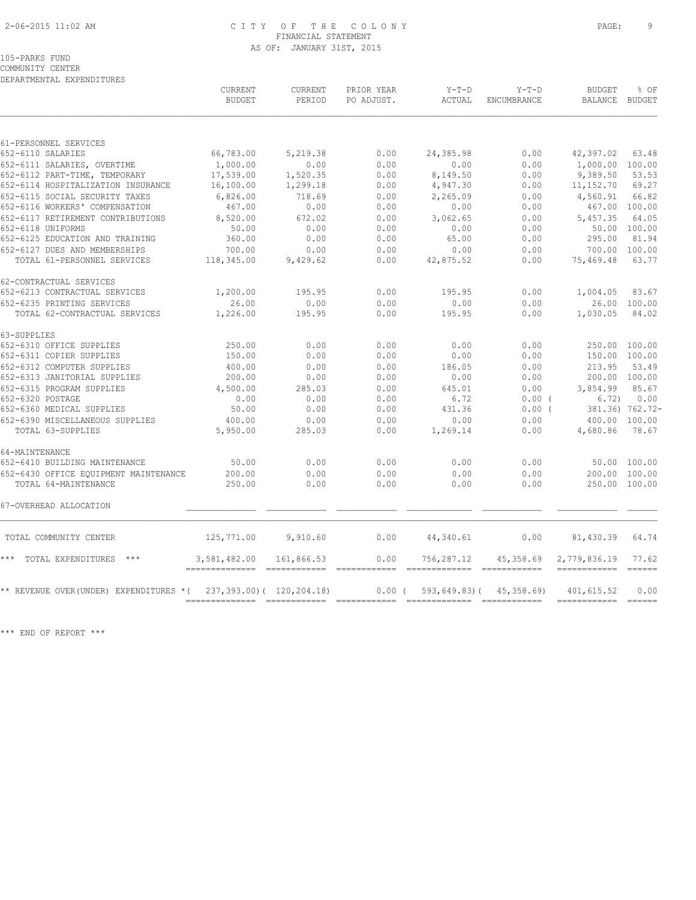CITY OF THE COLONY
FINANCIAL STATEMENT
AS OF: JANUARY 31ST, 2015

105-PARKS FUND
COMMUNITY CENTER
DEPARTMENTAL EXPENDITURES

| | CURRENT BUDGET | CURRENT PERIOD | PRIOR YEAR PO ADJUST. | Y-T-D ACTUAL | Y-T-D ENCUMBRANCE | BUDGET BALANCE | % OF BUDGET |
|---|---|---|---|---|---|---|---|
| 61-PERSONNEL SERVICES | | | | | | | |
| 652-6110 SALARIES | 66,783.00 | 5,219.38 | 0.00 | 24,385.98 | 0.00 | 42,397.02 | 63.48 |
| 652-6111 SALARIES, OVERTIME | 1,000.00 | 0.00 | 0.00 | 0.00 | 0.00 | 1,000.00 | 100.00 |
| 652-6112 PART-TIME, TEMPORARY | 17,539.00 | 1,520.35 | 0.00 | 8,149.50 | 0.00 | 9,389.50 | 53.53 |
| 652-6114 HOSPITALIZATION INSURANCE | 16,100.00 | 1,299.18 | 0.00 | 4,947.30 | 0.00 | 11,152.70 | 69.27 |
| 652-6115 SOCIAL SECURITY TAXES | 6,826.00 | 718.69 | 0.00 | 2,265.09 | 0.00 | 4,560.91 | 66.82 |
| 652-6116 WORKERS' COMPENSATION | 467.00 | 0.00 | 0.00 | 0.00 | 0.00 | 467.00 | 100.00 |
| 652-6117 RETIREMENT CONTRIBUTIONS | 8,520.00 | 672.02 | 0.00 | 3,062.65 | 0.00 | 5,457.35 | 64.05 |
| 652-6118 UNIFORMS | 50.00 | 0.00 | 0.00 | 0.00 | 0.00 | 50.00 | 100.00 |
| 652-6125 EDUCATION AND TRAINING | 360.00 | 0.00 | 0.00 | 65.00 | 0.00 | 295.00 | 81.94 |
| 652-6127 DUES AND MEMBERSHIPS | 700.00 | 0.00 | 0.00 | 0.00 | 0.00 | 700.00 | 100.00 |
| TOTAL 61-PERSONNEL SERVICES | 118,345.00 | 9,429.62 | 0.00 | 42,875.52 | 0.00 | 75,469.48 | 63.77 |
| 62-CONTRACTUAL SERVICES | | | | | | | |
| 652-6213 CONTRACTUAL SERVICES | 1,200.00 | 195.95 | 0.00 | 195.95 | 0.00 | 1,004.05 | 83.67 |
| 652-6235 PRINTING SERVICES | 26.00 | 0.00 | 0.00 | 0.00 | 0.00 | 26.00 | 100.00 |
| TOTAL 62-CONTRACTUAL SERVICES | 1,226.00 | 195.95 | 0.00 | 195.95 | 0.00 | 1,030.05 | 84.02 |
| 63-SUPPLIES | | | | | | | |
| 652-6310 OFFICE SUPPLIES | 250.00 | 0.00 | 0.00 | 0.00 | 0.00 | 250.00 | 100.00 |
| 652-6311 COPIER SUPPLIES | 150.00 | 0.00 | 0.00 | 0.00 | 0.00 | 150.00 | 100.00 |
| 652-6312 COMPUTER SUPPLIES | 400.00 | 0.00 | 0.00 | 186.05 | 0.00 | 213.95 | 53.49 |
| 652-6313 JANITORIAL SUPPLIES | 200.00 | 0.00 | 0.00 | 0.00 | 0.00 | 200.00 | 100.00 |
| 652-6315 PROGRAM SUPPLIES | 4,500.00 | 285.03 | 0.00 | 645.01 | 0.00 | 3,854.99 | 85.67 |
| 652-6320 POSTAGE | 0.00 | 0.00 | 0.00 | 6.72 | 0.00 ( | 6.72) | 0.00 |
| 652-6360 MEDICAL SUPPLIES | 50.00 | 0.00 | 0.00 | 431.36 | 0.00 ( | 381.36) | 762.72- |
| 652-6390 MISCELLANEOUS SUPPLIES | 400.00 | 0.00 | 0.00 | 0.00 | 0.00 | 400.00 | 100.00 |
| TOTAL 63-SUPPLIES | 5,950.00 | 285.03 | 0.00 | 1,269.14 | 0.00 | 4,680.86 | 78.67 |
| 64-MAINTENANCE | | | | | | | |
| 652-6410 BUILDING MAINTENANCE | 50.00 | 0.00 | 0.00 | 0.00 | 0.00 | 50.00 | 100.00 |
| 652-6430 OFFICE EQUIPMENT MAINTENANCE | 200.00 | 0.00 | 0.00 | 0.00 | 0.00 | 200.00 | 100.00 |
| TOTAL 64-MAINTENANCE | 250.00 | 0.00 | 0.00 | 0.00 | 0.00 | 250.00 | 100.00 |
| 67-OVERHEAD ALLOCATION | | | | | | | |
| TOTAL COMMUNITY CENTER | 125,771.00 | 9,910.60 | 0.00 | 44,340.61 | 0.00 | 81,430.39 | 64.74 |
| *** TOTAL EXPENDITURES *** | 3,581,482.00 | 161,866.53 | 0.00 | 756,287.12 | 45,358.69 | 2,779,836.19 | 77.62 |
| ** REVENUE OVER(UNDER) EXPENDITURES * | ( 237,393.00) | ( 120,204.18) | 0.00 | ( 593,649.83) | ( 45,358.69) | 401,615.52 | 0.00 |

*** END OF REPORT ***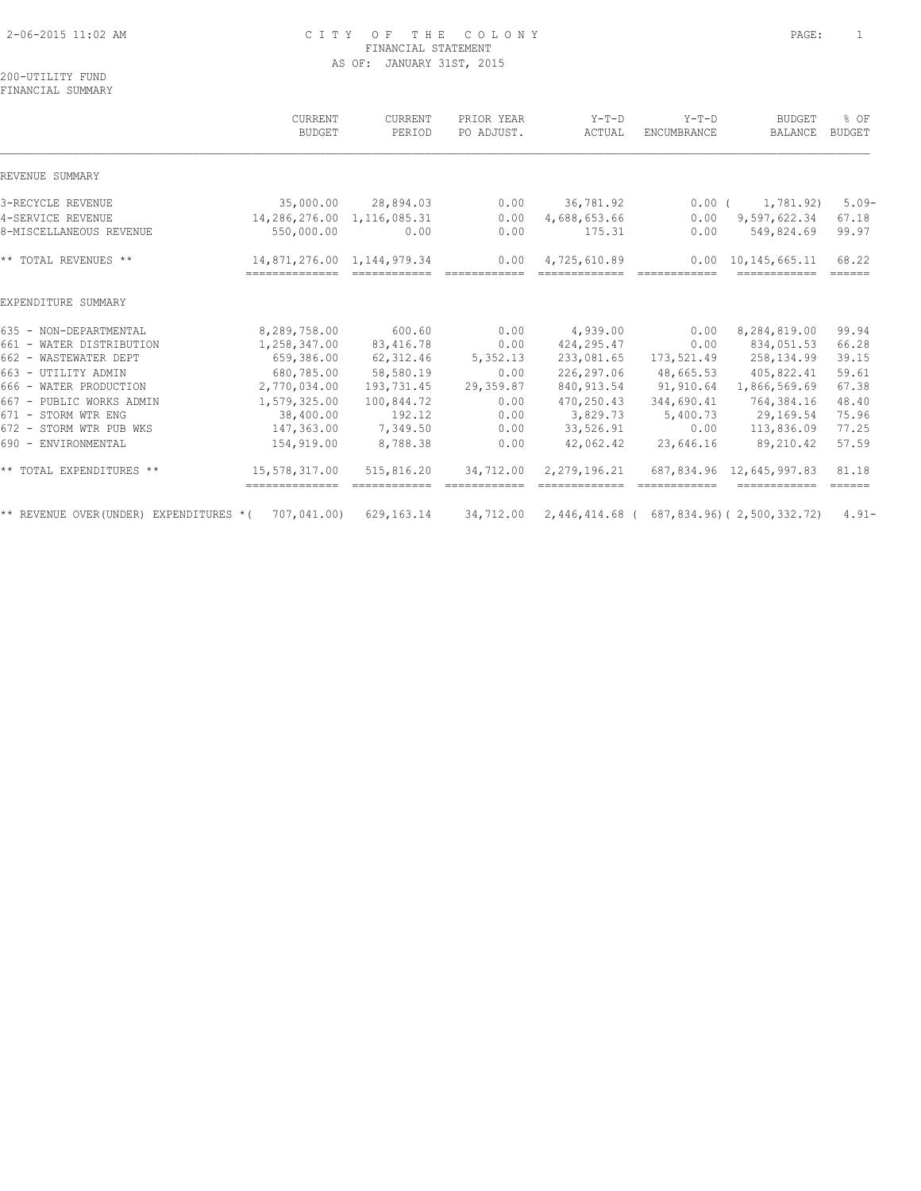# CITY OF THE COLONY
## FINANCIAL STATEMENT
### AS OF: JANUARY 31ST, 2015

200-UTILITY FUND
FINANCIAL SUMMARY

| | CURRENT BUDGET | CURRENT PERIOD | PRIOR YEAR PO ADJUST. | Y-T-D ACTUAL | Y-T-D ENCUMBRANCE | BUDGET BALANCE | % OF BUDGET |
|---|---|---|---|---|---|---|---|
| **REVENUE SUMMARY** | | | | | | | |
| 3-RECYCLE REVENUE | 35,000.00 | 28,894.03 | 0.00 | 36,781.92 | 0.00 | ( 1,781.92) | 5.09- |
| 4-SERVICE REVENUE | 14,286,276.00 | 1,116,085.31 | 0.00 | 4,688,653.66 | 0.00 | 9,597,622.34 | 67.18 |
| 8-MISCELLANEOUS REVENUE | 550,000.00 | 0.00 | 0.00 | 175.31 | 0.00 | 549,824.69 | 99.97 |
| ** TOTAL REVENUES ** | 14,871,276.00 | 1,144,979.34 | 0.00 | 4,725,610.89 | 0.00 | 10,145,665.11 | 68.22 |
| **EXPENDITURE SUMMARY** | | | | | | | |
| 635 - NON-DEPARTMENTAL | 8,289,758.00 | 600.60 | 0.00 | 4,939.00 | 0.00 | 8,284,819.00 | 99.94 |
| 661 - WATER DISTRIBUTION | 1,258,347.00 | 83,416.78 | 0.00 | 424,295.47 | 0.00 | 834,051.53 | 66.28 |
| 662 - WASTEWATER DEPT | 659,386.00 | 62,312.46 | 5,352.13 | 233,081.65 | 173,521.49 | 258,134.99 | 39.15 |
| 663 - UTILITY ADMIN | 680,785.00 | 58,580.19 | 0.00 | 226,297.06 | 48,665.53 | 405,822.41 | 59.61 |
| 666 - WATER PRODUCTION | 2,770,034.00 | 193,731.45 | 29,359.87 | 840,913.54 | 91,910.64 | 1,866,569.69 | 67.38 |
| 667 - PUBLIC WORKS ADMIN | 1,579,325.00 | 100,844.72 | 0.00 | 470,250.43 | 344,690.41 | 764,384.16 | 48.40 |
| 671 - STORM WTR ENG | 38,400.00 | 192.12 | 0.00 | 3,829.73 | 5,400.73 | 29,169.54 | 75.96 |
| 672 - STORM WTR PUB WKS | 147,363.00 | 7,349.50 | 0.00 | 33,526.91 | 0.00 | 113,836.09 | 77.25 |
| 690 - ENVIRONMENTAL | 154,919.00 | 8,788.38 | 0.00 | 42,062.42 | 23,646.16 | 89,210.42 | 57.59 |
| ** TOTAL EXPENDITURES ** | 15,578,317.00 | 515,816.20 | 34,712.00 | 2,279,196.21 | 687,834.96 | 12,645,997.83 | 81.18 |
| ** REVENUE OVER(UNDER) EXPENDITURES ** | ( 707,041.00) | 629,163.14 | 34,712.00 | 2,446,414.68 | ( 687,834.96) | ( 2,500,332.72) | 4.91- |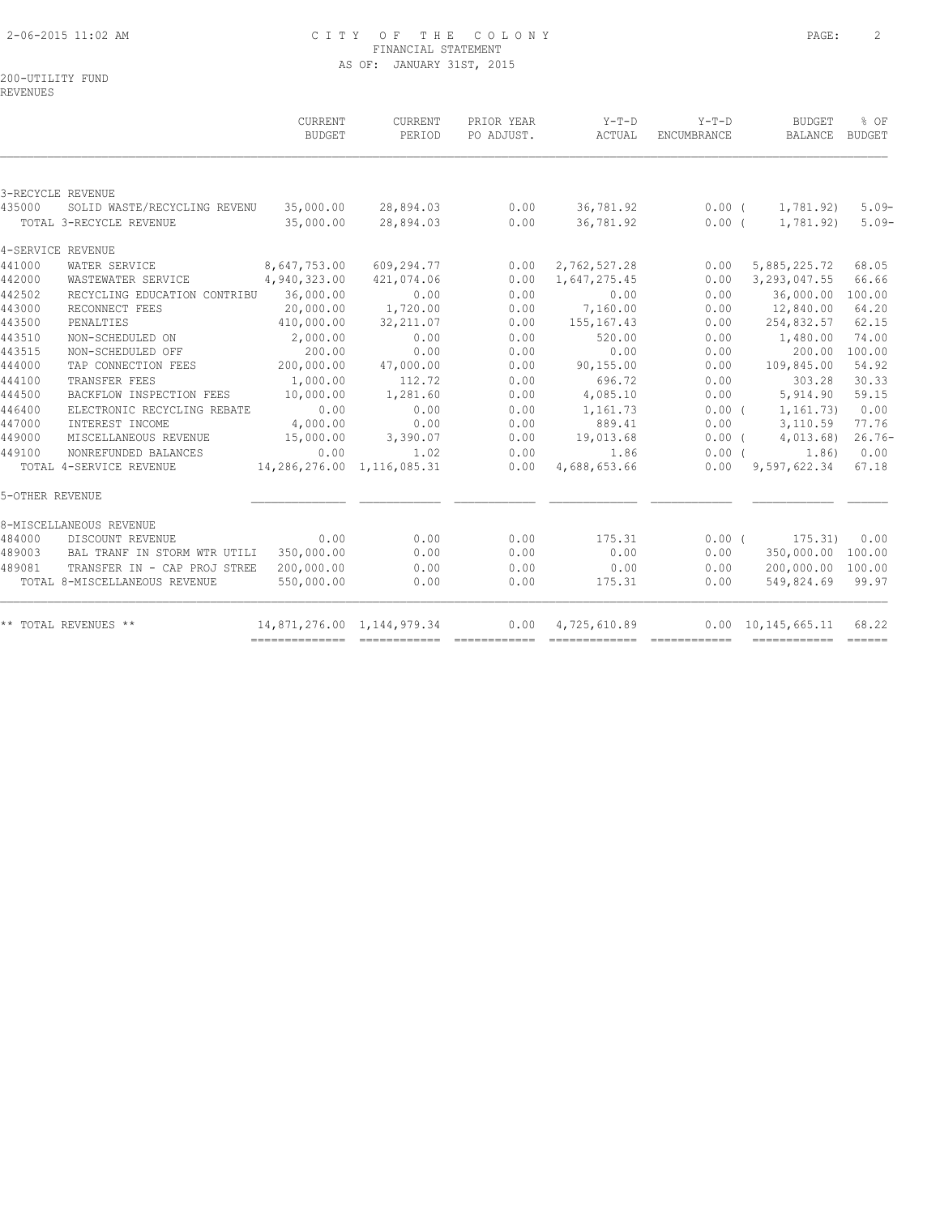CITY OF THE COLONY
FINANCIAL STATEMENT
AS OF: JANUARY 31ST, 2015

200-UTILITY FUND
REVENUES

| | | CURRENT BUDGET | CURRENT PERIOD | PRIOR YEAR PO ADJUST. | Y-T-D ACTUAL | Y-T-D ENCUMBRANCE | BUDGET BALANCE | % OF BUDGET |
|---|---|---|---|---|---|---|---|---|
| 3-RECYCLE REVENUE | | | | | | | | |
| 435000 | SOLID WASTE/RECYCLING REVENU | 35,000.00 | 28,894.03 | 0.00 | 36,781.92 | 0.00 | ( 1,781.92) | 5.09- |
| | TOTAL 3-RECYCLE REVENUE | 35,000.00 | 28,894.03 | 0.00 | 36,781.92 | 0.00 | ( 1,781.92) | 5.09- |
| 4-SERVICE REVENUE | | | | | | | | |
| 441000 | WATER SERVICE | 8,647,753.00 | 609,294.77 | 0.00 | 2,762,527.28 | 0.00 | 5,885,225.72 | 68.05 |
| 442000 | WASTEWATER SERVICE | 4,940,323.00 | 421,074.06 | 0.00 | 1,647,275.45 | 0.00 | 3,293,047.55 | 66.66 |
| 442502 | RECYCLING EDUCATION CONTRIBU | 36,000.00 | 0.00 | 0.00 | 0.00 | 0.00 | 36,000.00 | 100.00 |
| 443000 | RECONNECT FEES | 20,000.00 | 1,720.00 | 0.00 | 7,160.00 | 0.00 | 12,840.00 | 64.20 |
| 443500 | PENALTIES | 410,000.00 | 32,211.07 | 0.00 | 155,167.43 | 0.00 | 254,832.57 | 62.15 |
| 443510 | NON-SCHEDULED ON | 2,000.00 | 0.00 | 0.00 | 520.00 | 0.00 | 1,480.00 | 74.00 |
| 443515 | NON-SCHEDULED OFF | 200.00 | 0.00 | 0.00 | 0.00 | 0.00 | 200.00 | 100.00 |
| 444000 | TAP CONNECTION FEES | 200,000.00 | 47,000.00 | 0.00 | 90,155.00 | 0.00 | 109,845.00 | 54.92 |
| 444100 | TRANSFER FEES | 1,000.00 | 112.72 | 0.00 | 696.72 | 0.00 | 303.28 | 30.33 |
| 444500 | BACKFLOW INSPECTION FEES | 10,000.00 | 1,281.60 | 0.00 | 4,085.10 | 0.00 | 5,914.90 | 59.15 |
| 446400 | ELECTRONIC RECYCLING REBATE | 0.00 | 0.00 | 0.00 | 1,161.73 | 0.00 | ( 1,161.73) | 0.00 |
| 447000 | INTEREST INCOME | 4,000.00 | 0.00 | 0.00 | 889.41 | 0.00 | 3,110.59 | 77.76 |
| 449000 | MISCELLANEOUS REVENUE | 15,000.00 | 3,390.07 | 0.00 | 19,013.68 | 0.00 | ( 4,013.68) | 26.76- |
| 449100 | NONREFUNDED BALANCES | 0.00 | 1.02 | 0.00 | 1.86 | 0.00 | ( 1.86) | 0.00 |
| | TOTAL 4-SERVICE REVENUE | 14,286,276.00 | 1,116,085.31 | 0.00 | 4,688,653.66 | 0.00 | 9,597,622.34 | 67.18 |
| 5-OTHER REVENUE | | | | | | | | |
| 8-MISCELLANEOUS REVENUE | | | | | | | | |
| 484000 | DISCOUNT REVENUE | 0.00 | 0.00 | 0.00 | 175.31 | 0.00 | ( 175.31) | 0.00 |
| 489003 | BAL TRANF IN STORM WTR UTILI | 350,000.00 | 0.00 | 0.00 | 0.00 | 0.00 | 350,000.00 | 100.00 |
| 489081 | TRANSFER IN - CAP PROJ STREE | 200,000.00 | 0.00 | 0.00 | 0.00 | 0.00 | 200,000.00 | 100.00 |
| | TOTAL 8-MISCELLANEOUS REVENUE | 550,000.00 | 0.00 | 0.00 | 175.31 | 0.00 | 549,824.69 | 99.97 |
| ** TOTAL REVENUES ** | | 14,871,276.00 | 1,144,979.34 | 0.00 | 4,725,610.89 | 0.00 | 10,145,665.11 | 68.22 |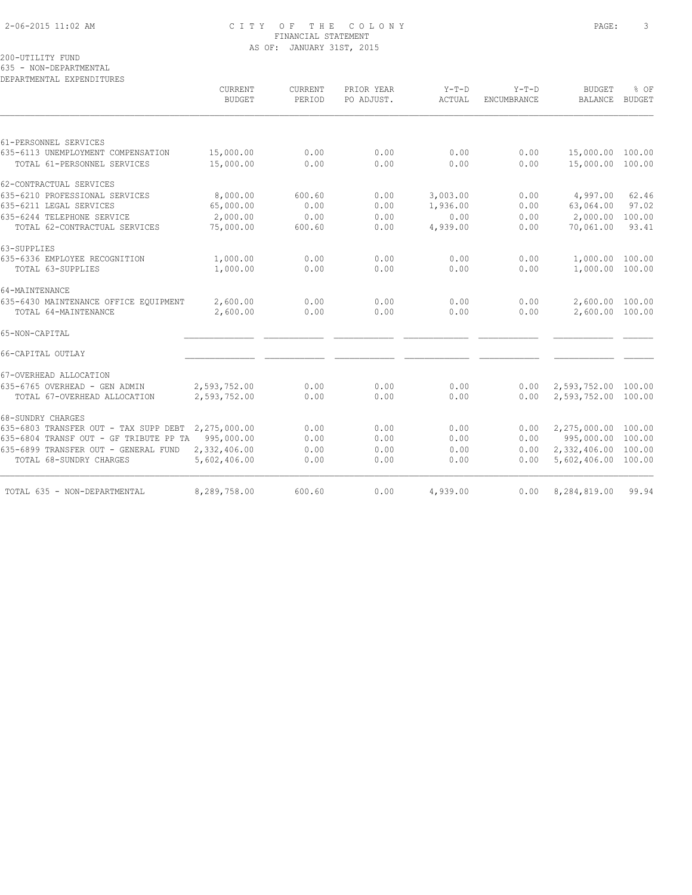CITY OF THE COLONY
FINANCIAL STATEMENT
AS OF: JANUARY 31ST, 2015

200-UTILITY FUND
635 - NON-DEPARTMENTAL
DEPARTMENTAL EXPENDITURES

| | CURRENT BUDGET | CURRENT PERIOD | PRIOR YEAR PO ADJUST. | Y-T-D ACTUAL | Y-T-D ENCUMBRANCE | BUDGET BALANCE | % OF BUDGET |
|---|---|---|---|---|---|---|---|
| 61-PERSONNEL SERVICES | | | | | | | |
| 635-6113 UNEMPLOYMENT COMPENSATION | 15,000.00 | 0.00 | 0.00 | 0.00 | 0.00 | 15,000.00 | 100.00 |
| TOTAL 61-PERSONNEL SERVICES | 15,000.00 | 0.00 | 0.00 | 0.00 | 0.00 | 15,000.00 | 100.00 |
| 62-CONTRACTUAL SERVICES | | | | | | | |
| 635-6210 PROFESSIONAL SERVICES | 8,000.00 | 600.60 | 0.00 | 3,003.00 | 0.00 | 4,997.00 | 62.46 |
| 635-6211 LEGAL SERVICES | 65,000.00 | 0.00 | 0.00 | 1,936.00 | 0.00 | 63,064.00 | 97.02 |
| 635-6244 TELEPHONE SERVICE | 2,000.00 | 0.00 | 0.00 | 0.00 | 0.00 | 2,000.00 | 100.00 |
| TOTAL 62-CONTRACTUAL SERVICES | 75,000.00 | 600.60 | 0.00 | 4,939.00 | 0.00 | 70,061.00 | 93.41 |
| 63-SUPPLIES | | | | | | | |
| 635-6336 EMPLOYEE RECOGNITION | 1,000.00 | 0.00 | 0.00 | 0.00 | 0.00 | 1,000.00 | 100.00 |
| TOTAL 63-SUPPLIES | 1,000.00 | 0.00 | 0.00 | 0.00 | 0.00 | 1,000.00 | 100.00 |
| 64-MAINTENANCE | | | | | | | |
| 635-6430 MAINTENANCE OFFICE EQUIPMENT | 2,600.00 | 0.00 | 0.00 | 0.00 | 0.00 | 2,600.00 | 100.00 |
| TOTAL 64-MAINTENANCE | 2,600.00 | 0.00 | 0.00 | 0.00 | 0.00 | 2,600.00 | 100.00 |
| 65-NON-CAPITAL | | | | | | | |
| 66-CAPITAL OUTLAY | | | | | | | |
| 67-OVERHEAD ALLOCATION | | | | | | | |
| 635-6765 OVERHEAD - GEN ADMIN | 2,593,752.00 | 0.00 | 0.00 | 0.00 | 0.00 | 2,593,752.00 | 100.00 |
| TOTAL 67-OVERHEAD ALLOCATION | 2,593,752.00 | 0.00 | 0.00 | 0.00 | 0.00 | 2,593,752.00 | 100.00 |
| 68-SUNDRY CHARGES | | | | | | | |
| 635-6803 TRANSFER OUT - TAX SUPP DEBT | 2,275,000.00 | 0.00 | 0.00 | 0.00 | 0.00 | 2,275,000.00 | 100.00 |
| 635-6804 TRANSF OUT - GF TRIBUTE PP TA | 995,000.00 | 0.00 | 0.00 | 0.00 | 0.00 | 995,000.00 | 100.00 |
| 635-6899 TRANSFER OUT - GENERAL FUND | 2,332,406.00 | 0.00 | 0.00 | 0.00 | 0.00 | 2,332,406.00 | 100.00 |
| TOTAL 68-SUNDRY CHARGES | 5,602,406.00 | 0.00 | 0.00 | 0.00 | 0.00 | 5,602,406.00 | 100.00 |
| TOTAL 635 - NON-DEPARTMENTAL | 8,289,758.00 | 600.60 | 0.00 | 4,939.00 | 0.00 | 8,284,819.00 | 99.94 |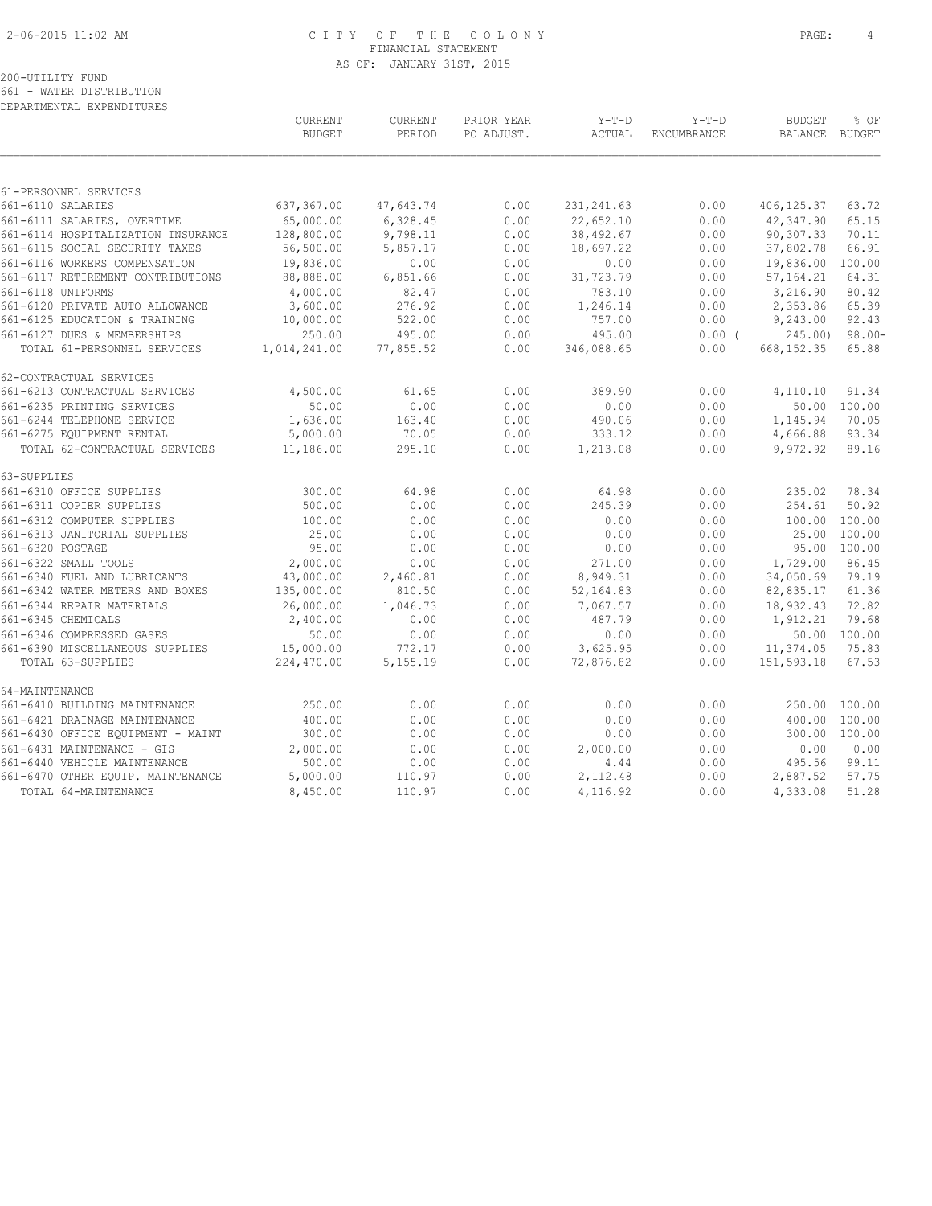CITY OF THE COLONY
FINANCIAL STATEMENT
AS OF: JANUARY 31ST, 2015

200-UTILITY FUND
661 - WATER DISTRIBUTION
DEPARTMENTAL EXPENDITURES

| | CURRENT BUDGET | CURRENT PERIOD | PRIOR YEAR PO ADJUST. | Y-T-D ACTUAL | Y-T-D ENCUMBRANCE | BUDGET BALANCE | % OF BUDGET |
|---|---|---|---|---|---|---|---|
| 61-PERSONNEL SERVICES | | | | | | | |
| 661-6110 SALARIES | 637,367.00 | 47,643.74 | 0.00 | 231,241.63 | 0.00 | 406,125.37 | 63.72 |
| 661-6111 SALARIES, OVERTIME | 65,000.00 | 6,328.45 | 0.00 | 22,652.10 | 0.00 | 42,347.90 | 65.15 |
| 661-6114 HOSPITALIZATION INSURANCE | 128,800.00 | 9,798.11 | 0.00 | 38,492.67 | 0.00 | 90,307.33 | 70.11 |
| 661-6115 SOCIAL SECURITY TAXES | 56,500.00 | 5,857.17 | 0.00 | 18,697.22 | 0.00 | 37,802.78 | 66.91 |
| 661-6116 WORKERS COMPENSATION | 19,836.00 | 0.00 | 0.00 | 0.00 | 0.00 | 19,836.00 | 100.00 |
| 661-6117 RETIREMENT CONTRIBUTIONS | 88,888.00 | 6,851.66 | 0.00 | 31,723.79 | 0.00 | 57,164.21 | 64.31 |
| 661-6118 UNIFORMS | 4,000.00 | 82.47 | 0.00 | 783.10 | 0.00 | 3,216.90 | 80.42 |
| 661-6120 PRIVATE AUTO ALLOWANCE | 3,600.00 | 276.92 | 0.00 | 1,246.14 | 0.00 | 2,353.86 | 65.39 |
| 661-6125 EDUCATION & TRAINING | 10,000.00 | 522.00 | 0.00 | 757.00 | 0.00 | 9,243.00 | 92.43 |
| 661-6127 DUES & MEMBERSHIPS | 250.00 | 495.00 | 0.00 | 495.00 | 0.00 | ( 245.00) | 98.00- |
| TOTAL 61-PERSONNEL SERVICES | 1,014,241.00 | 77,855.52 | 0.00 | 346,088.65 | 0.00 | 668,152.35 | 65.88 |
| 62-CONTRACTUAL SERVICES | | | | | | | |
| 661-6213 CONTRACTUAL SERVICES | 4,500.00 | 61.65 | 0.00 | 389.90 | 0.00 | 4,110.10 | 91.34 |
| 661-6235 PRINTING SERVICES | 50.00 | 0.00 | 0.00 | 0.00 | 0.00 | 50.00 | 100.00 |
| 661-6244 TELEPHONE SERVICE | 1,636.00 | 163.40 | 0.00 | 490.06 | 0.00 | 1,145.94 | 70.05 |
| 661-6275 EQUIPMENT RENTAL | 5,000.00 | 70.05 | 0.00 | 333.12 | 0.00 | 4,666.88 | 93.34 |
| TOTAL 62-CONTRACTUAL SERVICES | 11,186.00 | 295.10 | 0.00 | 1,213.08 | 0.00 | 9,972.92 | 89.16 |
| 63-SUPPLIES | | | | | | | |
| 661-6310 OFFICE SUPPLIES | 300.00 | 64.98 | 0.00 | 64.98 | 0.00 | 235.02 | 78.34 |
| 661-6311 COPIER SUPPLIES | 500.00 | 0.00 | 0.00 | 245.39 | 0.00 | 254.61 | 50.92 |
| 661-6312 COMPUTER SUPPLIES | 100.00 | 0.00 | 0.00 | 0.00 | 0.00 | 100.00 | 100.00 |
| 661-6313 JANITORIAL SUPPLIES | 25.00 | 0.00 | 0.00 | 0.00 | 0.00 | 25.00 | 100.00 |
| 661-6320 POSTAGE | 95.00 | 0.00 | 0.00 | 0.00 | 0.00 | 95.00 | 100.00 |
| 661-6322 SMALL TOOLS | 2,000.00 | 0.00 | 0.00 | 271.00 | 0.00 | 1,729.00 | 86.45 |
| 661-6340 FUEL AND LUBRICANTS | 43,000.00 | 2,460.81 | 0.00 | 8,949.31 | 0.00 | 34,050.69 | 79.19 |
| 661-6342 WATER METERS AND BOXES | 135,000.00 | 810.50 | 0.00 | 52,164.83 | 0.00 | 82,835.17 | 61.36 |
| 661-6344 REPAIR MATERIALS | 26,000.00 | 1,046.73 | 0.00 | 7,067.57 | 0.00 | 18,932.43 | 72.82 |
| 661-6345 CHEMICALS | 2,400.00 | 0.00 | 0.00 | 487.79 | 0.00 | 1,912.21 | 79.68 |
| 661-6346 COMPRESSED GASES | 50.00 | 0.00 | 0.00 | 0.00 | 0.00 | 50.00 | 100.00 |
| 661-6390 MISCELLANEOUS SUPPLIES | 15,000.00 | 772.17 | 0.00 | 3,625.95 | 0.00 | 11,374.05 | 75.83 |
| TOTAL 63-SUPPLIES | 224,470.00 | 5,155.19 | 0.00 | 72,876.82 | 0.00 | 151,593.18 | 67.53 |
| 64-MAINTENANCE | | | | | | | |
| 661-6410 BUILDING MAINTENANCE | 250.00 | 0.00 | 0.00 | 0.00 | 0.00 | 250.00 | 100.00 |
| 661-6421 DRAINAGE MAINTENANCE | 400.00 | 0.00 | 0.00 | 0.00 | 0.00 | 400.00 | 100.00 |
| 661-6430 OFFICE EQUIPMENT - MAINT | 300.00 | 0.00 | 0.00 | 0.00 | 0.00 | 300.00 | 100.00 |
| 661-6431 MAINTENANCE - GIS | 2,000.00 | 0.00 | 0.00 | 2,000.00 | 0.00 | 0.00 | 0.00 |
| 661-6440 VEHICLE MAINTENANCE | 500.00 | 0.00 | 0.00 | 4.44 | 0.00 | 495.56 | 99.11 |
| 661-6470 OTHER EQUIP. MAINTENANCE | 5,000.00 | 110.97 | 0.00 | 2,112.48 | 0.00 | 2,887.52 | 57.75 |
| TOTAL 64-MAINTENANCE | 8,450.00 | 110.97 | 0.00 | 4,116.92 | 0.00 | 4,333.08 | 51.28 |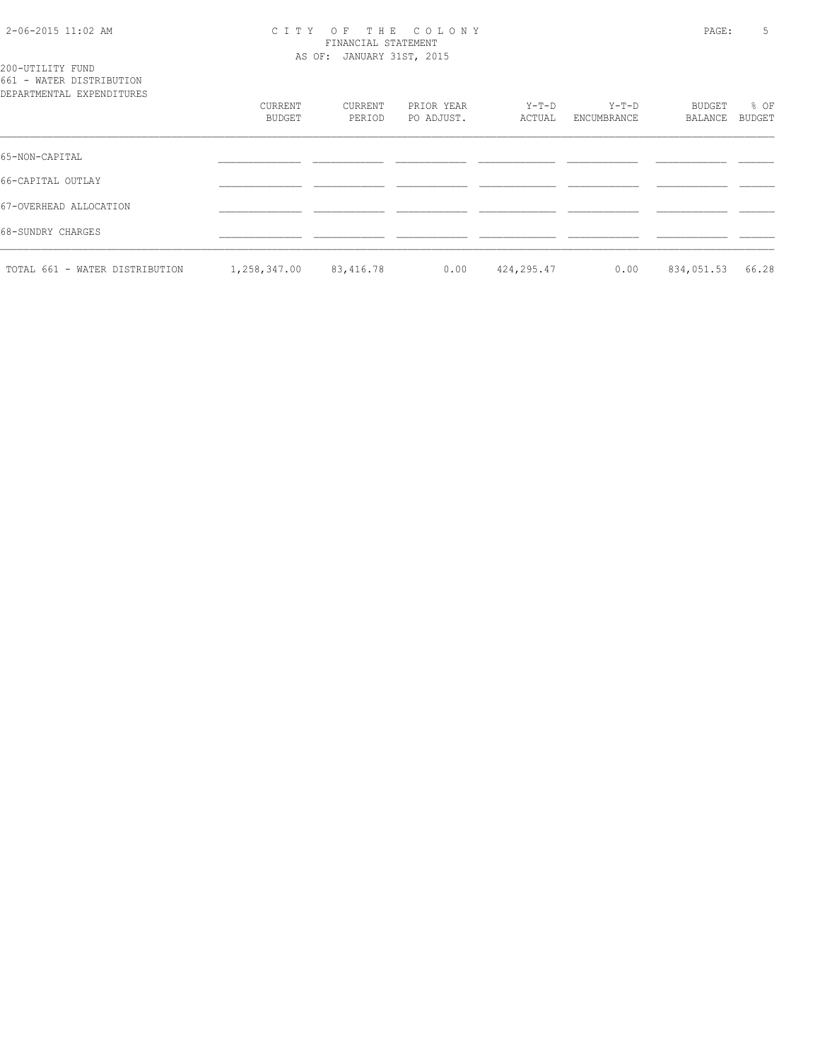# CITY OF THE COLONY
## FINANCIAL STATEMENT
### AS OF: JANUARY 31ST, 2015

200-UTILITY FUND
661 - WATER DISTRIBUTION
DEPARTMENTAL EXPENDITURES

| | CURRENT BUDGET | CURRENT PERIOD | PRIOR YEAR PO ADJUST. | Y-T-D ACTUAL | Y-T-D ENCUMBRANCE | BUDGET BALANCE | % OF BUDGET |
|---|---|---|---|---|---|---|---|
| 65-NON-CAPITAL | | | | | | | |
| 66-CAPITAL OUTLAY | | | | | | | |
| 67-OVERHEAD ALLOCATION | | | | | | | |
| 68-SUNDRY CHARGES | | | | | | | |
| TOTAL 661 - WATER DISTRIBUTION | 1,258,347.00 | 83,416.78 | 0.00 | 424,295.47 | 0.00 | 834,051.53 | 66.28 |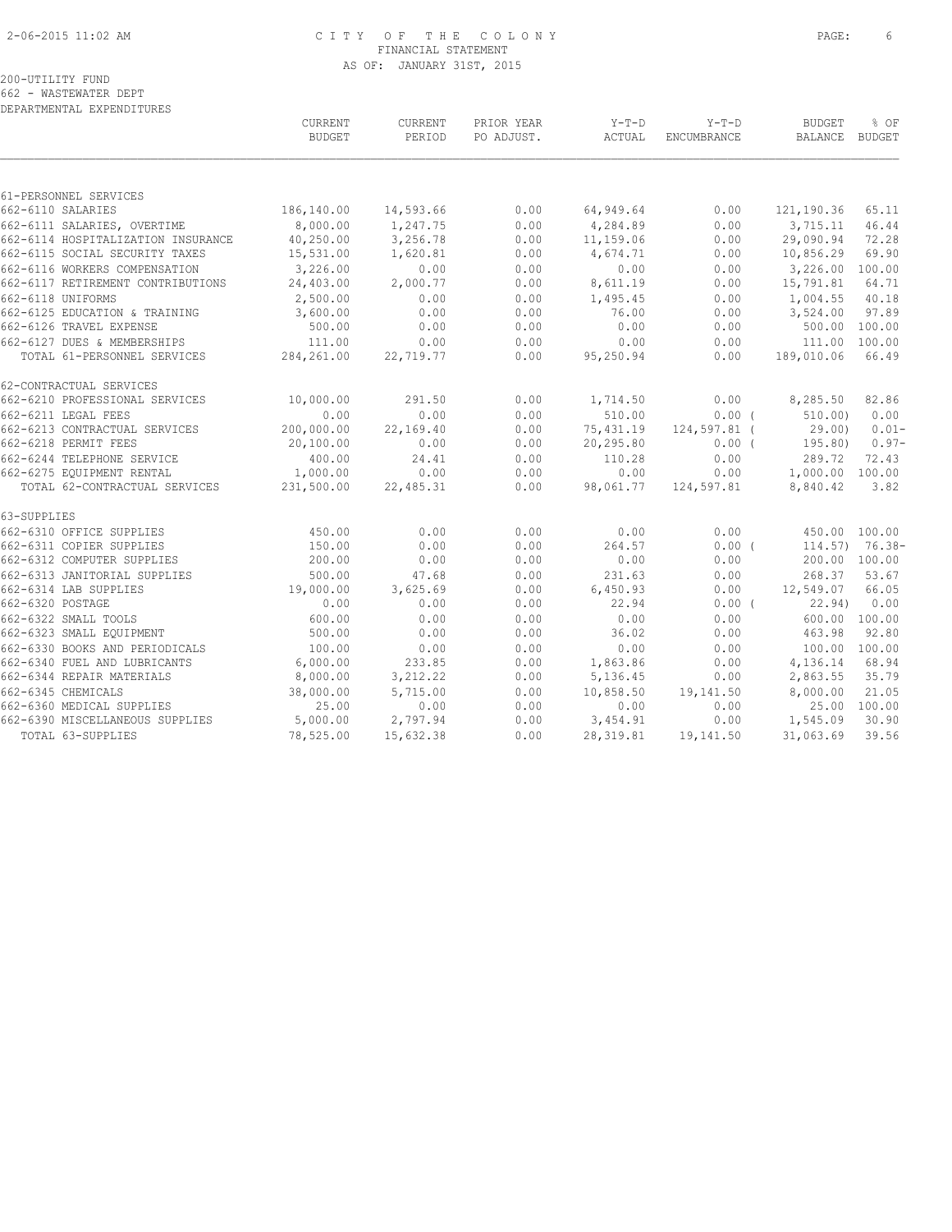CITY OF THE COLONY
FINANCIAL STATEMENT
AS OF: JANUARY 31ST, 2015

200-UTILITY FUND
662 - WASTEWATER DEPT
DEPARTMENTAL EXPENDITURES

| | CURRENT BUDGET | CURRENT PERIOD | PRIOR YEAR PO ADJUST. | Y-T-D ACTUAL | Y-T-D ENCUMBRANCE | BUDGET BALANCE | % OF BUDGET |
|---|---|---|---|---|---|---|---|
| **61-PERSONNEL SERVICES** | | | | | | | |
| 662-6110 SALARIES | 186,140.00 | 14,593.66 | 0.00 | 64,949.64 | 0.00 | 121,190.36 | 65.11 |
| 662-6111 SALARIES, OVERTIME | 8,000.00 | 1,247.75 | 0.00 | 4,284.89 | 0.00 | 3,715.11 | 46.44 |
| 662-6114 HOSPITALIZATION INSURANCE | 40,250.00 | 3,256.78 | 0.00 | 11,159.06 | 0.00 | 29,090.94 | 72.28 |
| 662-6115 SOCIAL SECURITY TAXES | 15,531.00 | 1,620.81 | 0.00 | 4,674.71 | 0.00 | 10,856.29 | 69.90 |
| 662-6116 WORKERS COMPENSATION | 3,226.00 | 0.00 | 0.00 | 0.00 | 0.00 | 3,226.00 | 100.00 |
| 662-6117 RETIREMENT CONTRIBUTIONS | 24,403.00 | 2,000.77 | 0.00 | 8,611.19 | 0.00 | 15,791.81 | 64.71 |
| 662-6118 UNIFORMS | 2,500.00 | 0.00 | 0.00 | 1,495.45 | 0.00 | 1,004.55 | 40.18 |
| 662-6125 EDUCATION & TRAINING | 3,600.00 | 0.00 | 0.00 | 76.00 | 0.00 | 3,524.00 | 97.89 |
| 662-6126 TRAVEL EXPENSE | 500.00 | 0.00 | 0.00 | 0.00 | 0.00 | 500.00 | 100.00 |
| 662-6127 DUES & MEMBERSHIPS | 111.00 | 0.00 | 0.00 | 0.00 | 0.00 | 111.00 | 100.00 |
| TOTAL 61-PERSONNEL SERVICES | 284,261.00 | 22,719.77 | 0.00 | 95,250.94 | 0.00 | 189,010.06 | 66.49 |
| **62-CONTRACTUAL SERVICES** | | | | | | | |
| 662-6210 PROFESSIONAL SERVICES | 10,000.00 | 291.50 | 0.00 | 1,714.50 | 0.00 | 8,285.50 | 82.86 |
| 662-6211 LEGAL FEES | 0.00 | 0.00 | 0.00 | 510.00 | 0.00 | ( 510.00) | 0.00 |
| 662-6213 CONTRACTUAL SERVICES | 200,000.00 | 22,169.40 | 0.00 | 75,431.19 | 124,597.81 | ( 29.00) | 0.01- |
| 662-6218 PERMIT FEES | 20,100.00 | 0.00 | 0.00 | 20,295.80 | 0.00 | ( 195.80) | 0.97- |
| 662-6244 TELEPHONE SERVICE | 400.00 | 24.41 | 0.00 | 110.28 | 0.00 | 289.72 | 72.43 |
| 662-6275 EQUIPMENT RENTAL | 1,000.00 | 0.00 | 0.00 | 0.00 | 0.00 | 1,000.00 | 100.00 |
| TOTAL 62-CONTRACTUAL SERVICES | 231,500.00 | 22,485.31 | 0.00 | 98,061.77 | 124,597.81 | 8,840.42 | 3.82 |
| **63-SUPPLIES** | | | | | | | |
| 662-6310 OFFICE SUPPLIES | 450.00 | 0.00 | 0.00 | 0.00 | 0.00 | 450.00 | 100.00 |
| 662-6311 COPIER SUPPLIES | 150.00 | 0.00 | 0.00 | 264.57 | 0.00 | ( 114.57) | 76.38- |
| 662-6312 COMPUTER SUPPLIES | 200.00 | 0.00 | 0.00 | 0.00 | 0.00 | 200.00 | 100.00 |
| 662-6313 JANITORIAL SUPPLIES | 500.00 | 47.68 | 0.00 | 231.63 | 0.00 | 268.37 | 53.67 |
| 662-6314 LAB SUPPLIES | 19,000.00 | 3,625.69 | 0.00 | 6,450.93 | 0.00 | 12,549.07 | 66.05 |
| 662-6320 POSTAGE | 0.00 | 0.00 | 0.00 | 22.94 | 0.00 | ( 22.94) | 0.00 |
| 662-6322 SMALL TOOLS | 600.00 | 0.00 | 0.00 | 0.00 | 0.00 | 600.00 | 100.00 |
| 662-6323 SMALL EQUIPMENT | 500.00 | 0.00 | 0.00 | 36.02 | 0.00 | 463.98 | 92.80 |
| 662-6330 BOOKS AND PERIODICALS | 100.00 | 0.00 | 0.00 | 0.00 | 0.00 | 100.00 | 100.00 |
| 662-6340 FUEL AND LUBRICANTS | 6,000.00 | 233.85 | 0.00 | 1,863.86 | 0.00 | 4,136.14 | 68.94 |
| 662-6344 REPAIR MATERIALS | 8,000.00 | 3,212.22 | 0.00 | 5,136.45 | 0.00 | 2,863.55 | 35.79 |
| 662-6345 CHEMICALS | 38,000.00 | 5,715.00 | 0.00 | 10,858.50 | 19,141.50 | 8,000.00 | 21.05 |
| 662-6360 MEDICAL SUPPLIES | 25.00 | 0.00 | 0.00 | 0.00 | 0.00 | 25.00 | 100.00 |
| 662-6390 MISCELLANEOUS SUPPLIES | 5,000.00 | 2,797.94 | 0.00 | 3,454.91 | 0.00 | 1,545.09 | 30.90 |
| TOTAL 63-SUPPLIES | 78,525.00 | 15,632.38 | 0.00 | 28,319.81 | 19,141.50 | 31,063.69 | 39.56 |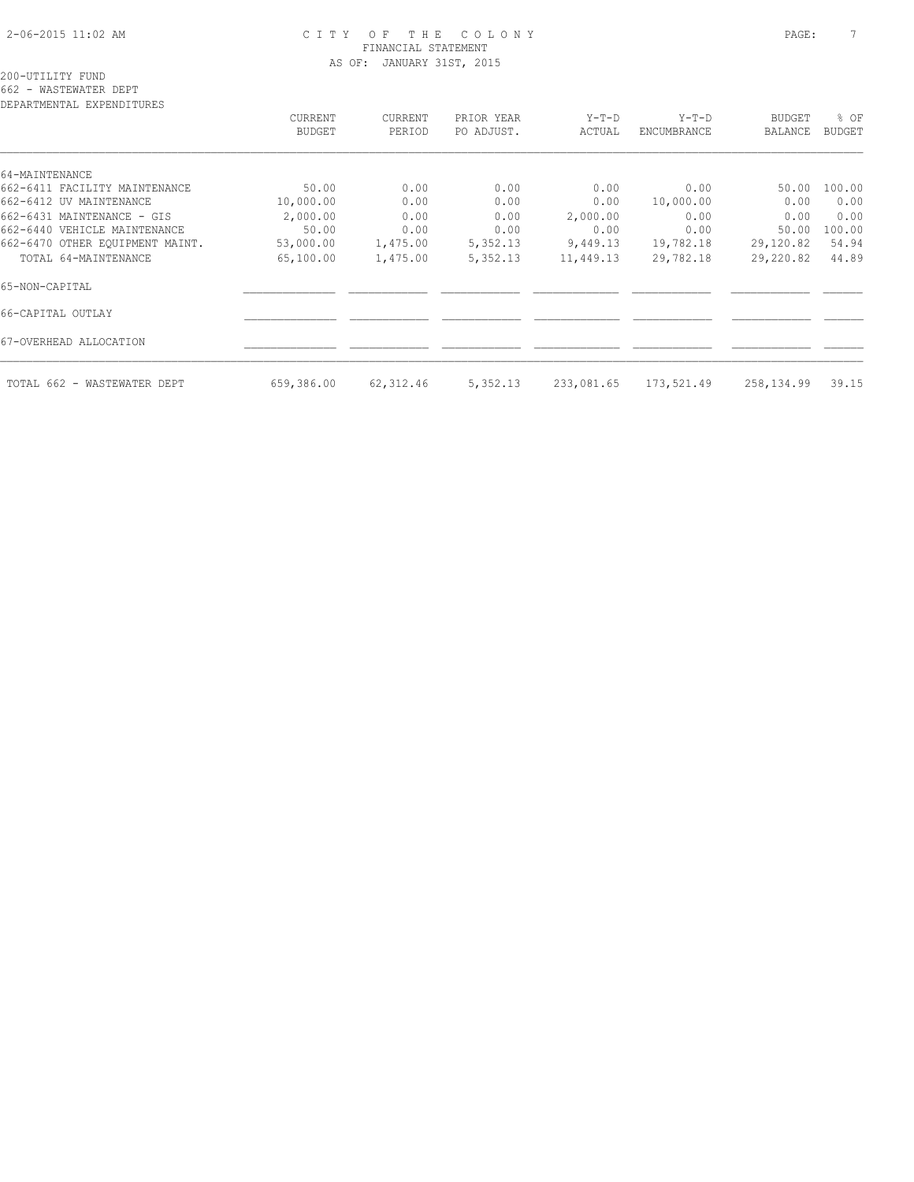CITY OF THE COLONY
FINANCIAL STATEMENT
AS OF: JANUARY 31ST, 2015

200-UTILITY FUND
662 - WASTEWATER DEPT
DEPARTMENTAL EXPENDITURES

| | CURRENT BUDGET | CURRENT PERIOD | PRIOR YEAR PO ADJUST. | Y-T-D ACTUAL | Y-T-D ENCUMBRANCE | BUDGET BALANCE | % OF BUDGET |
|---|---|---|---|---|---|---|---|
| 64-MAINTENANCE | | | | | | | |
| 662-6411 FACILITY MAINTENANCE | 50.00 | 0.00 | 0.00 | 0.00 | 0.00 | 50.00 | 100.00 |
| 662-6412 UV MAINTENANCE | 10,000.00 | 0.00 | 0.00 | 0.00 | 10,000.00 | 0.00 | 0.00 |
| 662-6431 MAINTENANCE - GIS | 2,000.00 | 0.00 | 0.00 | 2,000.00 | 0.00 | 0.00 | 0.00 |
| 662-6440 VEHICLE MAINTENANCE | 50.00 | 0.00 | 0.00 | 0.00 | 0.00 | 50.00 | 100.00 |
| 662-6470 OTHER EQUIPMENT MAINT. | 53,000.00 | 1,475.00 | 5,352.13 | 9,449.13 | 19,782.18 | 29,120.82 | 54.94 |
| TOTAL 64-MAINTENANCE | 65,100.00 | 1,475.00 | 5,352.13 | 11,449.13 | 29,782.18 | 29,220.82 | 44.89 |
| 65-NON-CAPITAL | | | | | | | |
| 66-CAPITAL OUTLAY | | | | | | | |
| 67-OVERHEAD ALLOCATION | | | | | | | |
| TOTAL 662 - WASTEWATER DEPT | 659,386.00 | 62,312.46 | 5,352.13 | 233,081.65 | 173,521.49 | 258,134.99 | 39.15 |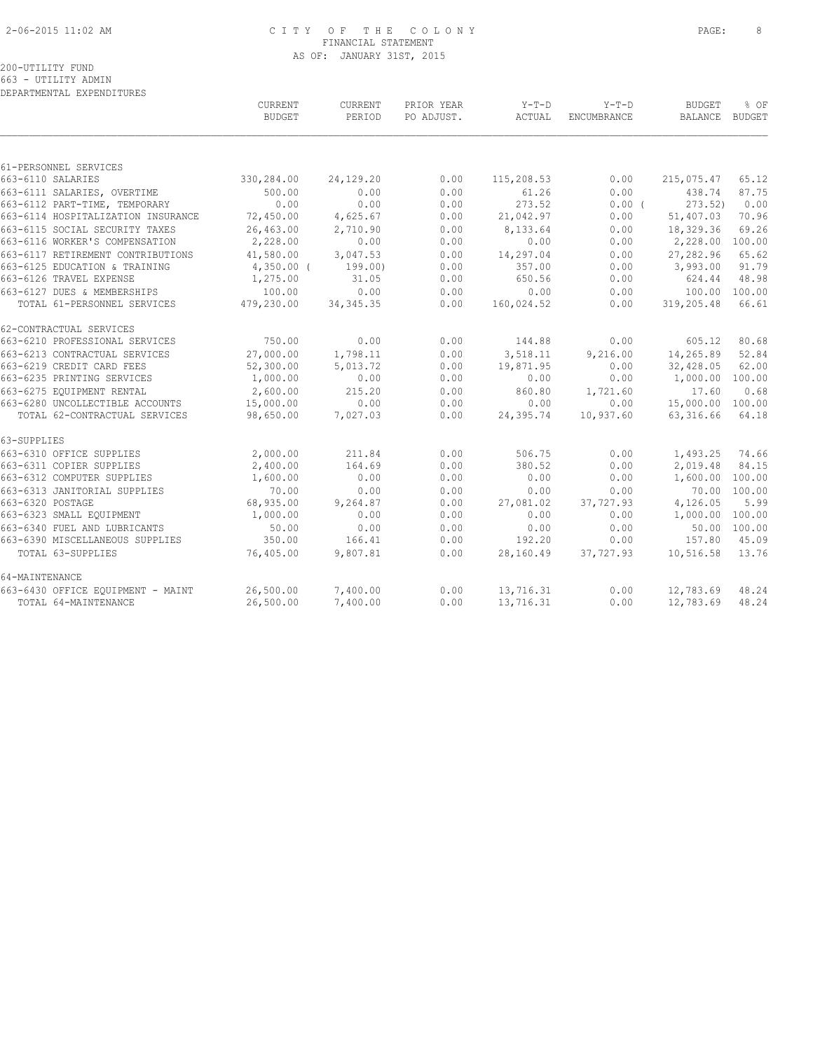CITY OF THE COLONY
FINANCIAL STATEMENT
AS OF: JANUARY 31ST, 2015

200-UTILITY FUND
663 - UTILITY ADMIN
DEPARTMENTAL EXPENDITURES

| | CURRENT BUDGET | CURRENT PERIOD | PRIOR YEAR PO ADJUST. | Y-T-D ACTUAL | Y-T-D ENCUMBRANCE | BUDGET BALANCE | % OF BUDGET |
|---|---|---|---|---|---|---|---|
| 61-PERSONNEL SERVICES | | | | | | | |
| 663-6110 SALARIES | 330,284.00 | 24,129.20 | 0.00 | 115,208.53 | 0.00 | 215,075.47 | 65.12 |
| 663-6111 SALARIES, OVERTIME | 500.00 | 0.00 | 0.00 | 61.26 | 0.00 | 438.74 | 87.75 |
| 663-6112 PART-TIME, TEMPORARY | 0.00 | 0.00 | 0.00 | 273.52 | 0.00 | ( 273.52) | 0.00 |
| 663-6114 HOSPITALIZATION INSURANCE | 72,450.00 | 4,625.67 | 0.00 | 21,042.97 | 0.00 | 51,407.03 | 70.96 |
| 663-6115 SOCIAL SECURITY TAXES | 26,463.00 | 2,710.90 | 0.00 | 8,133.64 | 0.00 | 18,329.36 | 69.26 |
| 663-6116 WORKER'S COMPENSATION | 2,228.00 | 0.00 | 0.00 | 0.00 | 0.00 | 2,228.00 | 100.00 |
| 663-6117 RETIREMENT CONTRIBUTIONS | 41,580.00 | 3,047.53 | 0.00 | 14,297.04 | 0.00 | 27,282.96 | 65.62 |
| 663-6125 EDUCATION & TRAINING | 4,350.00 | ( 199.00) | 0.00 | 357.00 | 0.00 | 3,993.00 | 91.79 |
| 663-6126 TRAVEL EXPENSE | 1,275.00 | 31.05 | 0.00 | 650.56 | 0.00 | 624.44 | 48.98 |
| 663-6127 DUES & MEMBERSHIPS | 100.00 | 0.00 | 0.00 | 0.00 | 0.00 | 100.00 | 100.00 |
| TOTAL 61-PERSONNEL SERVICES | 479,230.00 | 34,345.35 | 0.00 | 160,024.52 | 0.00 | 319,205.48 | 66.61 |
| 62-CONTRACTUAL SERVICES | | | | | | | |
| 663-6210 PROFESSIONAL SERVICES | 750.00 | 0.00 | 0.00 | 144.88 | 0.00 | 605.12 | 80.68 |
| 663-6213 CONTRACTUAL SERVICES | 27,000.00 | 1,798.11 | 0.00 | 3,518.11 | 9,216.00 | 14,265.89 | 52.84 |
| 663-6219 CREDIT CARD FEES | 52,300.00 | 5,013.72 | 0.00 | 19,871.95 | 0.00 | 32,428.05 | 62.00 |
| 663-6235 PRINTING SERVICES | 1,000.00 | 0.00 | 0.00 | 0.00 | 0.00 | 1,000.00 | 100.00 |
| 663-6275 EQUIPMENT RENTAL | 2,600.00 | 215.20 | 0.00 | 860.80 | 1,721.60 | 17.60 | 0.68 |
| 663-6280 UNCOLLECTIBLE ACCOUNTS | 15,000.00 | 0.00 | 0.00 | 0.00 | 0.00 | 15,000.00 | 100.00 |
| TOTAL 62-CONTRACTUAL SERVICES | 98,650.00 | 7,027.03 | 0.00 | 24,395.74 | 10,937.60 | 63,316.66 | 64.18 |
| 63-SUPPLIES | | | | | | | |
| 663-6310 OFFICE SUPPLIES | 2,000.00 | 211.84 | 0.00 | 506.75 | 0.00 | 1,493.25 | 74.66 |
| 663-6311 COPIER SUPPLIES | 2,400.00 | 164.69 | 0.00 | 380.52 | 0.00 | 2,019.48 | 84.15 |
| 663-6312 COMPUTER SUPPLIES | 1,600.00 | 0.00 | 0.00 | 0.00 | 0.00 | 1,600.00 | 100.00 |
| 663-6313 JANITORIAL SUPPLIES | 70.00 | 0.00 | 0.00 | 0.00 | 0.00 | 70.00 | 100.00 |
| 663-6320 POSTAGE | 68,935.00 | 9,264.87 | 0.00 | 27,081.02 | 37,727.93 | 4,126.05 | 5.99 |
| 663-6323 SMALL EQUIPMENT | 1,000.00 | 0.00 | 0.00 | 0.00 | 0.00 | 1,000.00 | 100.00 |
| 663-6340 FUEL AND LUBRICANTS | 50.00 | 0.00 | 0.00 | 0.00 | 0.00 | 50.00 | 100.00 |
| 663-6390 MISCELLANEOUS SUPPLIES | 350.00 | 166.41 | 0.00 | 192.20 | 0.00 | 157.80 | 45.09 |
| TOTAL 63-SUPPLIES | 76,405.00 | 9,807.81 | 0.00 | 28,160.49 | 37,727.93 | 10,516.58 | 13.76 |
| 64-MAINTENANCE | | | | | | | |
| 663-6430 OFFICE EQUIPMENT - MAINT | 26,500.00 | 7,400.00 | 0.00 | 13,716.31 | 0.00 | 12,783.69 | 48.24 |
| TOTAL 64-MAINTENANCE | 26,500.00 | 7,400.00 | 0.00 | 13,716.31 | 0.00 | 12,783.69 | 48.24 |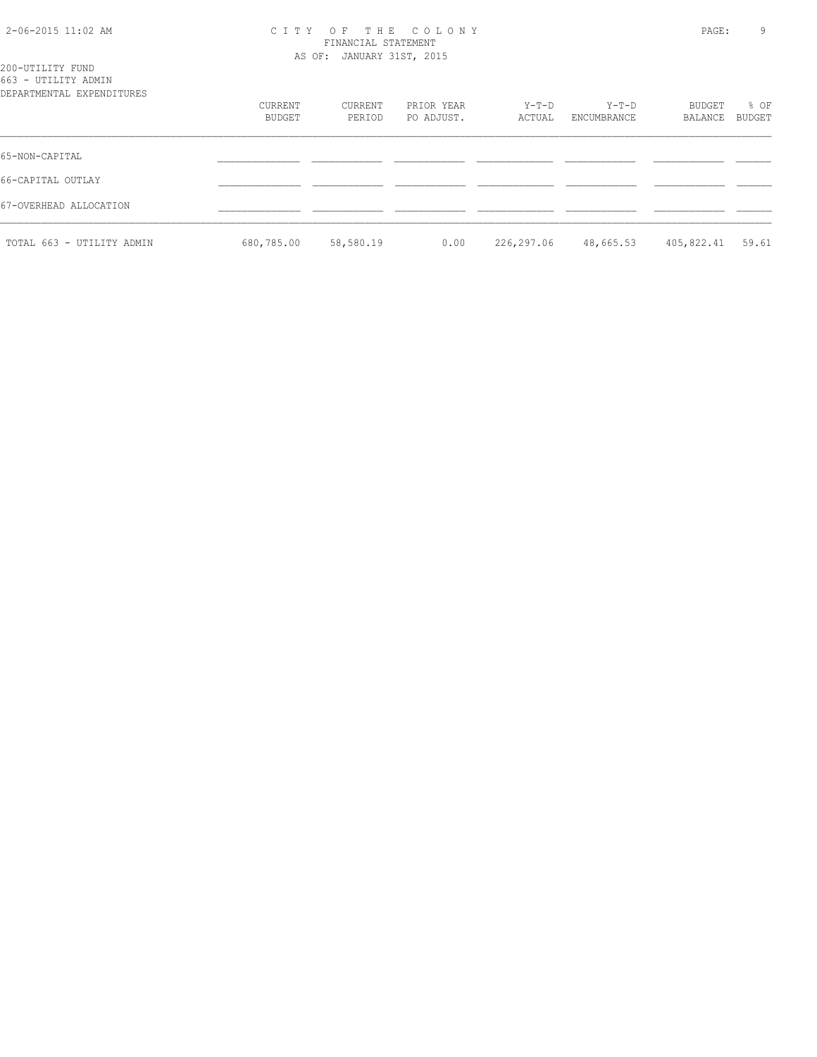200-UTILITY FUND
663 - UTILITY ADMIN
DEPARTMENTAL EXPENDITURES

| | CURRENT BUDGET | CURRENT PERIOD | PRIOR YEAR PO ADJUST. | Y-T-D ACTUAL | Y-T-D ENCUMBRANCE | BUDGET BALANCE | % OF BUDGET |
|---|---|---|---|---|---|---|---|
| 65-NON-CAPITAL | | | | | | | |
| 66-CAPITAL OUTLAY | | | | | | | |
| 67-OVERHEAD ALLOCATION | | | | | | | |
| TOTAL 663 - UTILITY ADMIN | 680,785.00 | 58,580.19 | 0.00 | 226,297.06 | 48,665.53 | 405,822.41 | 59.61 |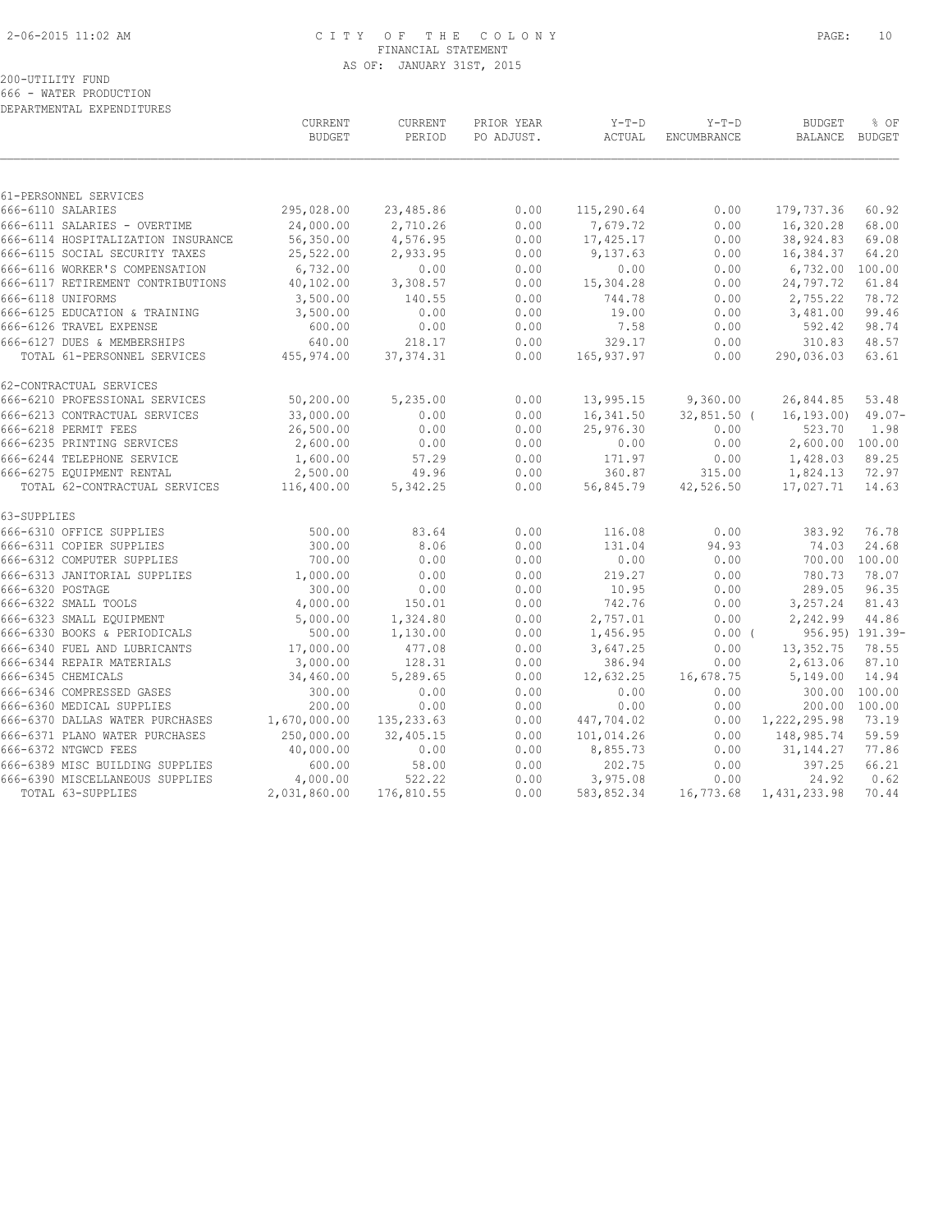CITY OF THE COLONY
FINANCIAL STATEMENT
AS OF: JANUARY 31ST, 2015

200-UTILITY FUND
666 - WATER PRODUCTION
DEPARTMENTAL EXPENDITURES

| | CURRENT BUDGET | CURRENT PERIOD | PRIOR YEAR PO ADJUST. | Y-T-D ACTUAL | Y-T-D ENCUMBRANCE | BUDGET BALANCE | % OF BUDGET |
|---|---|---|---|---|---|---|---|
| **61-PERSONNEL SERVICES** | | | | | | | |
| 666-6110 SALARIES | 295,028.00 | 23,485.86 | 0.00 | 115,290.64 | 0.00 | 179,737.36 | 60.92 |
| 666-6111 SALARIES - OVERTIME | 24,000.00 | 2,710.26 | 0.00 | 7,679.72 | 0.00 | 16,320.28 | 68.00 |
| 666-6114 HOSPITALIZATION INSURANCE | 56,350.00 | 4,576.95 | 0.00 | 17,425.17 | 0.00 | 38,924.83 | 69.08 |
| 666-6115 SOCIAL SECURITY TAXES | 25,522.00 | 2,933.95 | 0.00 | 9,137.63 | 0.00 | 16,384.37 | 64.20 |
| 666-6116 WORKER'S COMPENSATION | 6,732.00 | 0.00 | 0.00 | 0.00 | 0.00 | 6,732.00 | 100.00 |
| 666-6117 RETIREMENT CONTRIBUTIONS | 40,102.00 | 3,308.57 | 0.00 | 15,304.28 | 0.00 | 24,797.72 | 61.84 |
| 666-6118 UNIFORMS | 3,500.00 | 140.55 | 0.00 | 744.78 | 0.00 | 2,755.22 | 78.72 |
| 666-6125 EDUCATION & TRAINING | 3,500.00 | 0.00 | 0.00 | 19.00 | 0.00 | 3,481.00 | 99.46 |
| 666-6126 TRAVEL EXPENSE | 600.00 | 0.00 | 0.00 | 7.58 | 0.00 | 592.42 | 98.74 |
| 666-6127 DUES & MEMBERSHIPS | 640.00 | 218.17 | 0.00 | 329.17 | 0.00 | 310.83 | 48.57 |
| TOTAL 61-PERSONNEL SERVICES | 455,974.00 | 37,374.31 | 0.00 | 165,937.97 | 0.00 | 290,036.03 | 63.61 |
| **62-CONTRACTUAL SERVICES** | | | | | | | |
| 666-6210 PROFESSIONAL SERVICES | 50,200.00 | 5,235.00 | 0.00 | 13,995.15 | 9,360.00 | 26,844.85 | 53.48 |
| 666-6213 CONTRACTUAL SERVICES | 33,000.00 | 0.00 | 0.00 | 16,341.50 | 32,851.50 | ( 16,193.00) | 49.07- |
| 666-6218 PERMIT FEES | 26,500.00 | 0.00 | 0.00 | 25,976.30 | 0.00 | 523.70 | 1.98 |
| 666-6235 PRINTING SERVICES | 2,600.00 | 0.00 | 0.00 | 0.00 | 0.00 | 2,600.00 | 100.00 |
| 666-6244 TELEPHONE SERVICE | 1,600.00 | 57.29 | 0.00 | 171.97 | 0.00 | 1,428.03 | 89.25 |
| 666-6275 EQUIPMENT RENTAL | 2,500.00 | 49.96 | 0.00 | 360.87 | 315.00 | 1,824.13 | 72.97 |
| TOTAL 62-CONTRACTUAL SERVICES | 116,400.00 | 5,342.25 | 0.00 | 56,845.79 | 42,526.50 | 17,027.71 | 14.63 |
| **63-SUPPLIES** | | | | | | | |
| 666-6310 OFFICE SUPPLIES | 500.00 | 83.64 | 0.00 | 116.08 | 0.00 | 383.92 | 76.78 |
| 666-6311 COPIER SUPPLIES | 300.00 | 8.06 | 0.00 | 131.04 | 94.93 | 74.03 | 24.68 |
| 666-6312 COMPUTER SUPPLIES | 700.00 | 0.00 | 0.00 | 0.00 | 0.00 | 700.00 | 100.00 |
| 666-6313 JANITORIAL SUPPLIES | 1,000.00 | 0.00 | 0.00 | 219.27 | 0.00 | 780.73 | 78.07 |
| 666-6320 POSTAGE | 300.00 | 0.00 | 0.00 | 10.95 | 0.00 | 289.05 | 96.35 |
| 666-6322 SMALL TOOLS | 4,000.00 | 150.01 | 0.00 | 742.76 | 0.00 | 3,257.24 | 81.43 |
| 666-6323 SMALL EQUIPMENT | 5,000.00 | 1,324.80 | 0.00 | 2,757.01 | 0.00 | 2,242.99 | 44.86 |
| 666-6330 BOOKS & PERIODICALS | 500.00 | 1,130.00 | 0.00 | 1,456.95 | 0.00 | ( 956.95) | 191.39- |
| 666-6340 FUEL AND LUBRICANTS | 17,000.00 | 477.08 | 0.00 | 3,647.25 | 0.00 | 13,352.75 | 78.55 |
| 666-6344 REPAIR MATERIALS | 3,000.00 | 128.31 | 0.00 | 386.94 | 0.00 | 2,613.06 | 87.10 |
| 666-6345 CHEMICALS | 34,460.00 | 5,289.65 | 0.00 | 12,632.25 | 16,678.75 | 5,149.00 | 14.94 |
| 666-6346 COMPRESSED GASES | 300.00 | 0.00 | 0.00 | 0.00 | 0.00 | 300.00 | 100.00 |
| 666-6360 MEDICAL SUPPLIES | 200.00 | 0.00 | 0.00 | 0.00 | 0.00 | 200.00 | 100.00 |
| 666-6370 DALLAS WATER PURCHASES | 1,670,000.00 | 135,233.63 | 0.00 | 447,704.02 | 0.00 | 1,222,295.98 | 73.19 |
| 666-6371 PLANO WATER PURCHASES | 250,000.00 | 32,405.15 | 0.00 | 101,014.26 | 0.00 | 148,985.74 | 59.59 |
| 666-6372 NTGWCD FEES | 40,000.00 | 0.00 | 0.00 | 8,855.73 | 0.00 | 31,144.27 | 77.86 |
| 666-6389 MISC BUILDING SUPPLIES | 600.00 | 58.00 | 0.00 | 202.75 | 0.00 | 397.25 | 66.21 |
| 666-6390 MISCELLANEOUS SUPPLIES | 4,000.00 | 522.22 | 0.00 | 3,975.08 | 0.00 | 24.92 | 0.62 |
| TOTAL 63-SUPPLIES | 2,031,860.00 | 176,810.55 | 0.00 | 583,852.34 | 16,773.68 | 1,431,233.98 | 70.44 |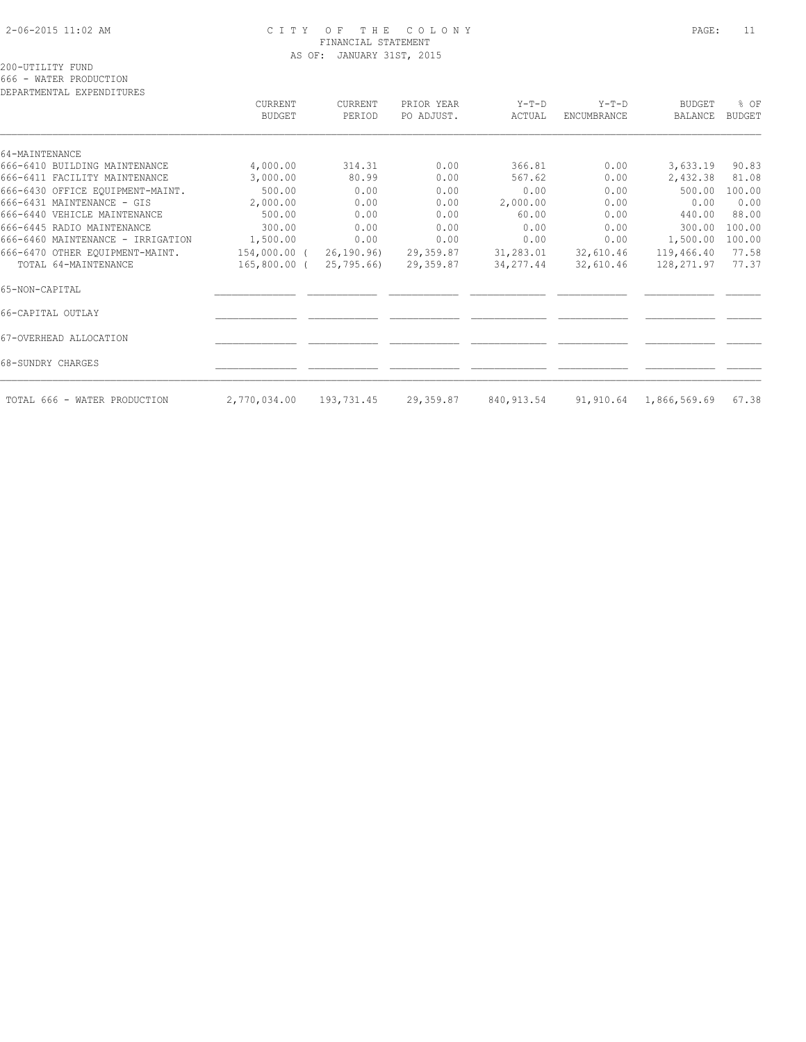CITY OF THE COLONY
FINANCIAL STATEMENT
AS OF: JANUARY 31ST, 2015

200-UTILITY FUND
666 - WATER PRODUCTION
DEPARTMENTAL EXPENDITURES

| | CURRENT BUDGET | CURRENT PERIOD | PRIOR YEAR PO ADJUST. | Y-T-D ACTUAL | Y-T-D ENCUMBRANCE | BUDGET BALANCE | % OF BUDGET |
|---|---|---|---|---|---|---|---|
| 64-MAINTENANCE | | | | | | | |
| 666-6410 BUILDING MAINTENANCE | 4,000.00 | 314.31 | 0.00 | 366.81 | 0.00 | 3,633.19 | 90.83 |
| 666-6411 FACILITY MAINTENANCE | 3,000.00 | 80.99 | 0.00 | 567.62 | 0.00 | 2,432.38 | 81.08 |
| 666-6430 OFFICE EQUIPMENT-MAINT. | 500.00 | 0.00 | 0.00 | 0.00 | 0.00 | 500.00 | 100.00 |
| 666-6431 MAINTENANCE - GIS | 2,000.00 | 0.00 | 0.00 | 2,000.00 | 0.00 | 0.00 | 0.00 |
| 666-6440 VEHICLE MAINTENANCE | 500.00 | 0.00 | 0.00 | 60.00 | 0.00 | 440.00 | 88.00 |
| 666-6445 RADIO MAINTENANCE | 300.00 | 0.00 | 0.00 | 0.00 | 0.00 | 300.00 | 100.00 |
| 666-6460 MAINTENANCE - IRRIGATION | 1,500.00 | 0.00 | 0.00 | 0.00 | 0.00 | 1,500.00 | 100.00 |
| 666-6470 OTHER EQUIPMENT-MAINT. | 154,000.00 | (26,190.96) | 29,359.87 | 31,283.01 | 32,610.46 | 119,466.40 | 77.58 |
| TOTAL 64-MAINTENANCE | 165,800.00 | (25,795.66) | 29,359.87 | 34,277.44 | 32,610.46 | 128,271.97 | 77.37 |
| 65-NON-CAPITAL | | | | | | | |
| 66-CAPITAL OUTLAY | | | | | | | |
| 67-OVERHEAD ALLOCATION | | | | | | | |
| 68-SUNDRY CHARGES | | | | | | | |
| TOTAL 666 - WATER PRODUCTION | 2,770,034.00 | 193,731.45 | 29,359.87 | 840,913.54 | 91,910.64 | 1,866,569.69 | 67.38 |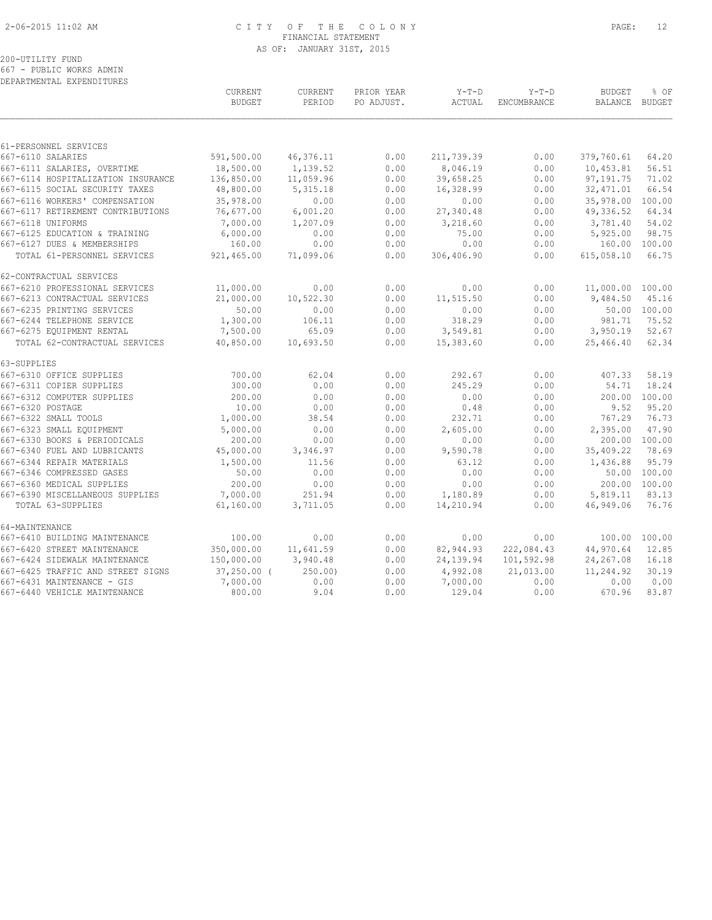# CITY OF THE COLONY
## FINANCIAL STATEMENT
### AS OF: JANUARY 31ST, 2015

200-UTILITY FUND
667 - PUBLIC WORKS ADMIN
DEPARTMENTAL EXPENDITURES

| | CURRENT BUDGET | CURRENT PERIOD | PRIOR YEAR PO ADJUST. | Y-T-D ACTUAL | Y-T-D ENCUMBRANCE | BUDGET BALANCE | % OF BUDGET |
|---|---|---|---|---|---|---|---|
| **61-PERSONNEL SERVICES** | | | | | | | |
| 667-6110 SALARIES | 591,500.00 | 46,376.11 | 0.00 | 211,739.39 | 0.00 | 379,760.61 | 64.20 |
| 667-6111 SALARIES, OVERTIME | 18,500.00 | 1,139.52 | 0.00 | 8,046.19 | 0.00 | 10,453.81 | 56.51 |
| 667-6114 HOSPITALIZATION INSURANCE | 136,850.00 | 11,059.96 | 0.00 | 39,658.25 | 0.00 | 97,191.75 | 71.02 |
| 667-6115 SOCIAL SECURITY TAXES | 48,800.00 | 5,315.18 | 0.00 | 16,328.99 | 0.00 | 32,471.01 | 66.54 |
| 667-6116 WORKERS' COMPENSATION | 35,978.00 | 0.00 | 0.00 | 0.00 | 0.00 | 35,978.00 | 100.00 |
| 667-6117 RETIREMENT CONTRIBUTIONS | 76,677.00 | 6,001.20 | 0.00 | 27,340.48 | 0.00 | 49,336.52 | 64.34 |
| 667-6118 UNIFORMS | 7,000.00 | 1,207.09 | 0.00 | 3,218.60 | 0.00 | 3,781.40 | 54.02 |
| 667-6125 EDUCATION & TRAINING | 6,000.00 | 0.00 | 0.00 | 75.00 | 0.00 | 5,925.00 | 98.75 |
| 667-6127 DUES & MEMBERSHIPS | 160.00 | 0.00 | 0.00 | 0.00 | 0.00 | 160.00 | 100.00 |
| TOTAL 61-PERSONNEL SERVICES | 921,465.00 | 71,099.06 | 0.00 | 306,406.90 | 0.00 | 615,058.10 | 66.75 |
| **62-CONTRACTUAL SERVICES** | | | | | | | |
| 667-6210 PROFESSIONAL SERVICES | 11,000.00 | 0.00 | 0.00 | 0.00 | 0.00 | 11,000.00 | 100.00 |
| 667-6213 CONTRACTUAL SERVICES | 21,000.00 | 10,522.30 | 0.00 | 11,515.50 | 0.00 | 9,484.50 | 45.16 |
| 667-6235 PRINTING SERVICES | 50.00 | 0.00 | 0.00 | 0.00 | 0.00 | 50.00 | 100.00 |
| 667-6244 TELEPHONE SERVICE | 1,300.00 | 106.11 | 0.00 | 318.29 | 0.00 | 981.71 | 75.52 |
| 667-6275 EQUIPMENT RENTAL | 7,500.00 | 65.09 | 0.00 | 3,549.81 | 0.00 | 3,950.19 | 52.67 |
| TOTAL 62-CONTRACTUAL SERVICES | 40,850.00 | 10,693.50 | 0.00 | 15,383.60 | 0.00 | 25,466.40 | 62.34 |
| **63-SUPPLIES** | | | | | | | |
| 667-6310 OFFICE SUPPLIES | 700.00 | 62.04 | 0.00 | 292.67 | 0.00 | 407.33 | 58.19 |
| 667-6311 COPIER SUPPLIES | 300.00 | 0.00 | 0.00 | 245.29 | 0.00 | 54.71 | 18.24 |
| 667-6312 COMPUTER SUPPLIES | 200.00 | 0.00 | 0.00 | 0.00 | 0.00 | 200.00 | 100.00 |
| 667-6320 POSTAGE | 10.00 | 0.00 | 0.00 | 0.48 | 0.00 | 9.52 | 95.20 |
| 667-6322 SMALL TOOLS | 1,000.00 | 38.54 | 0.00 | 232.71 | 0.00 | 767.29 | 76.73 |
| 667-6323 SMALL EQUIPMENT | 5,000.00 | 0.00 | 0.00 | 2,605.00 | 0.00 | 2,395.00 | 47.90 |
| 667-6330 BOOKS & PERIODICALS | 200.00 | 0.00 | 0.00 | 0.00 | 0.00 | 200.00 | 100.00 |
| 667-6340 FUEL AND LUBRICANTS | 45,000.00 | 3,346.97 | 0.00 | 9,590.78 | 0.00 | 35,409.22 | 78.69 |
| 667-6344 REPAIR MATERIALS | 1,500.00 | 11.56 | 0.00 | 63.12 | 0.00 | 1,436.88 | 95.79 |
| 667-6346 COMPRESSED GASES | 50.00 | 0.00 | 0.00 | 0.00 | 0.00 | 50.00 | 100.00 |
| 667-6360 MEDICAL SUPPLIES | 200.00 | 0.00 | 0.00 | 0.00 | 0.00 | 200.00 | 100.00 |
| 667-6390 MISCELLANEOUS SUPPLIES | 7,000.00 | 251.94 | 0.00 | 1,180.89 | 0.00 | 5,819.11 | 83.13 |
| TOTAL 63-SUPPLIES | 61,160.00 | 3,711.05 | 0.00 | 14,210.94 | 0.00 | 46,949.06 | 76.76 |
| **64-MAINTENANCE** | | | | | | | |
| 667-6410 BUILDING MAINTENANCE | 100.00 | 0.00 | 0.00 | 0.00 | 0.00 | 100.00 | 100.00 |
| 667-6420 STREET MAINTENANCE | 350,000.00 | 11,641.59 | 0.00 | 82,944.93 | 222,084.43 | 44,970.64 | 12.85 |
| 667-6424 SIDEWALK MAINTENANCE | 150,000.00 | 3,940.48 | 0.00 | 24,139.94 | 101,592.98 | 24,267.08 | 16.18 |
| 667-6425 TRAFFIC AND STREET SIGNS | 37,250.00 | ( 250.00) | 0.00 | 4,992.08 | 21,013.00 | 11,244.92 | 30.19 |
| 667-6431 MAINTENANCE - GIS | 7,000.00 | 0.00 | 0.00 | 7,000.00 | 0.00 | 0.00 | 0.00 |
| 667-6440 VEHICLE MAINTENANCE | 800.00 | 9.04 | 0.00 | 129.04 | 0.00 | 670.96 | 83.87 |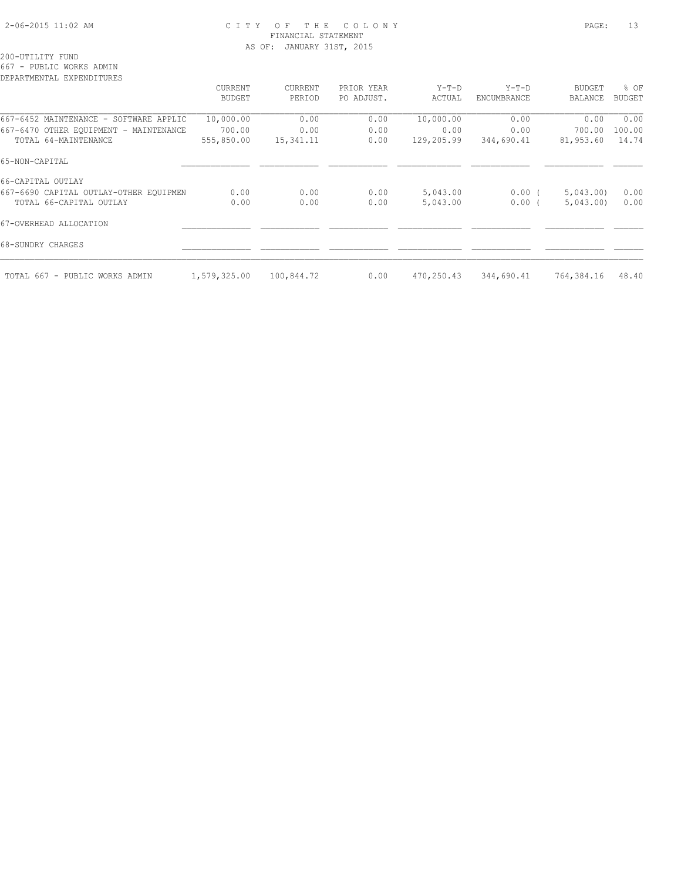# CITY OF THE COLONY

FINANCIAL STATEMENT

AS OF: JANUARY 31ST, 2015

200-UTILITY FUND

667 - PUBLIC WORKS ADMIN

DEPARTMENTAL EXPENDITURES

| | CURRENT BUDGET | CURRENT PERIOD | PRIOR YEAR PO ADJUST. | Y-T-D ACTUAL | Y-T-D ENCUMBRANCE | BUDGET BALANCE | % OF BUDGET |
|---|---|---|---|---|---|---|---|
| 667-6452 MAINTENANCE - SOFTWARE APPLIC | 10,000.00 | 0.00 | 0.00 | 10,000.00 | 0.00 | 0.00 | 0.00 |
| 667-6470 OTHER EQUIPMENT - MAINTENANCE | 700.00 | 0.00 | 0.00 | 0.00 | 0.00 | 700.00 | 100.00 |
| TOTAL 64-MAINTENANCE | 555,850.00 | 15,341.11 | 0.00 | 129,205.99 | 344,690.41 | 81,953.60 | 14.74 |
| 65-NON-CAPITAL | | | | | | | |
| 66-CAPITAL OUTLAY | | | | | | | |
| 667-6690 CAPITAL OUTLAY-OTHER EQUIPMEN | 0.00 | 0.00 | 0.00 | 5,043.00 | 0.00 | ( 5,043.00) | 0.00 |
| TOTAL 66-CAPITAL OUTLAY | 0.00 | 0.00 | 0.00 | 5,043.00 | 0.00 | ( 5,043.00) | 0.00 |
| 67-OVERHEAD ALLOCATION | | | | | | | |
| 68-SUNDRY CHARGES | | | | | | | |
| TOTAL 667 - PUBLIC WORKS ADMIN | 1,579,325.00 | 100,844.72 | 0.00 | 470,250.43 | 344,690.41 | 764,384.16 | 48.40 |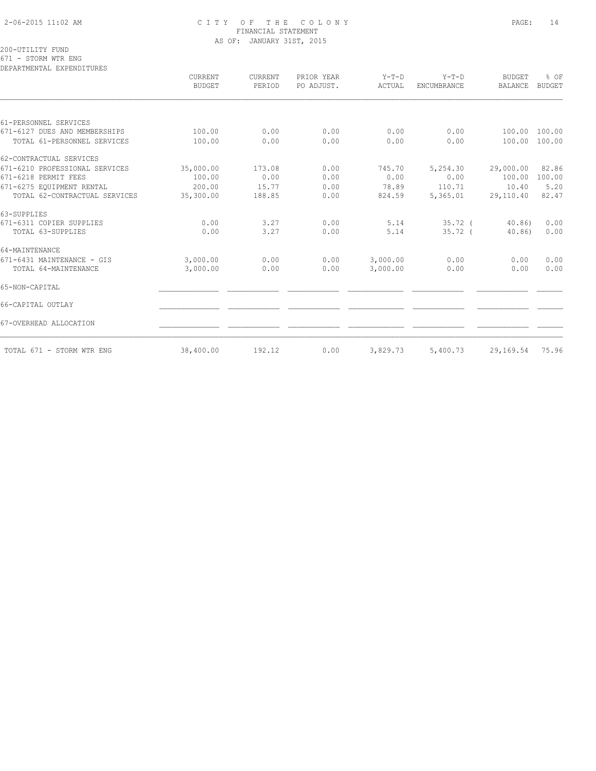CITY OF THE COLONY
FINANCIAL STATEMENT
AS OF: JANUARY 31ST, 2015

200-UTILITY FUND
671 - STORM WTR ENG
DEPARTMENTAL EXPENDITURES

| | CURRENT BUDGET | CURRENT PERIOD | PRIOR YEAR PO ADJUST. | Y-T-D ACTUAL | Y-T-D ENCUMBRANCE | BUDGET BALANCE | % OF BUDGET |
|---|---|---|---|---|---|---|---|
| 61-PERSONNEL SERVICES | | | | | | | |
| 671-6127 DUES AND MEMBERSHIPS | 100.00 | 0.00 | 0.00 | 0.00 | 0.00 | 100.00 | 100.00 |
| TOTAL 61-PERSONNEL SERVICES | 100.00 | 0.00 | 0.00 | 0.00 | 0.00 | 100.00 | 100.00 |
| 62-CONTRACTUAL SERVICES | | | | | | | |
| 671-6210 PROFESSIONAL SERVICES | 35,000.00 | 173.08 | 0.00 | 745.70 | 5,254.30 | 29,000.00 | 82.86 |
| 671-6218 PERMIT FEES | 100.00 | 0.00 | 0.00 | 0.00 | 0.00 | 100.00 | 100.00 |
| 671-6275 EQUIPMENT RENTAL | 200.00 | 15.77 | 0.00 | 78.89 | 110.71 | 10.40 | 5.20 |
| TOTAL 62-CONTRACTUAL SERVICES | 35,300.00 | 188.85 | 0.00 | 824.59 | 5,365.01 | 29,110.40 | 82.47 |
| 63-SUPPLIES | | | | | | | |
| 671-6311 COPIER SUPPLIES | 0.00 | 3.27 | 0.00 | 5.14 | 35.72 | ( 40.86) | 0.00 |
| TOTAL 63-SUPPLIES | 0.00 | 3.27 | 0.00 | 5.14 | 35.72 | ( 40.86) | 0.00 |
| 64-MAINTENANCE | | | | | | | |
| 671-6431 MAINTENANCE - GIS | 3,000.00 | 0.00 | 0.00 | 3,000.00 | 0.00 | 0.00 | 0.00 |
| TOTAL 64-MAINTENANCE | 3,000.00 | 0.00 | 0.00 | 3,000.00 | 0.00 | 0.00 | 0.00 |
| 65-NON-CAPITAL | | | | | | | |
| 66-CAPITAL OUTLAY | | | | | | | |
| 67-OVERHEAD ALLOCATION | | | | | | | |
| TOTAL 671 - STORM WTR ENG | 38,400.00 | 192.12 | 0.00 | 3,829.73 | 5,400.73 | 29,169.54 | 75.96 |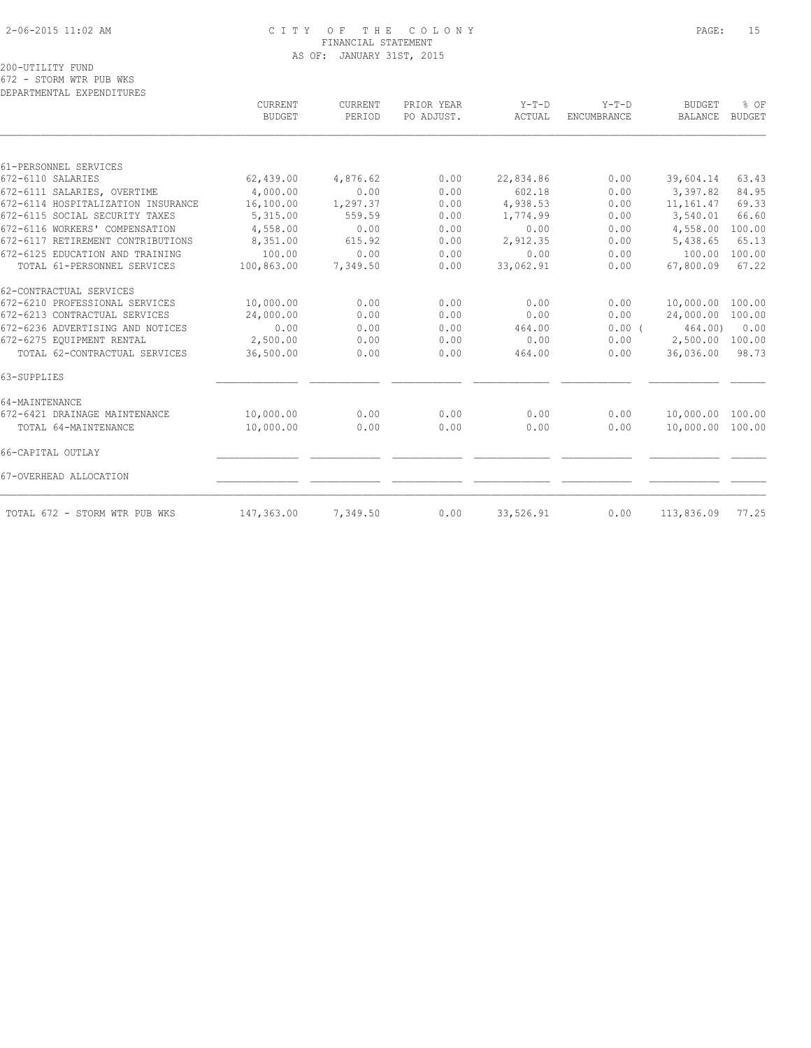# CITY OF THE COLONY
## FINANCIAL STATEMENT
### AS OF: JANUARY 31ST, 2015

200-UTILITY FUND
672 - STORM WTR PUB WKS
DEPARTMENTAL EXPENDITURES

| | CURRENT BUDGET | CURRENT PERIOD | PRIOR YEAR PO ADJUST. | Y-T-D ACTUAL | Y-T-D ENCUMBRANCE | BUDGET BALANCE | % OF BUDGET |
|---|---|---|---|---|---|---|---|
| **61-PERSONNEL SERVICES** | | | | | | | |
| 672-6110 SALARIES | 62,439.00 | 4,876.62 | 0.00 | 22,834.86 | 0.00 | 39,604.14 | 63.43 |
| 672-6111 SALARIES, OVERTIME | 4,000.00 | 0.00 | 0.00 | 602.18 | 0.00 | 3,397.82 | 84.95 |
| 672-6114 HOSPITALIZATION INSURANCE | 16,100.00 | 1,297.37 | 0.00 | 4,938.53 | 0.00 | 11,161.47 | 69.33 |
| 672-6115 SOCIAL SECURITY TAXES | 5,315.00 | 559.59 | 0.00 | 1,774.99 | 0.00 | 3,540.01 | 66.60 |
| 672-6116 WORKERS' COMPENSATION | 4,558.00 | 0.00 | 0.00 | 0.00 | 0.00 | 4,558.00 | 100.00 |
| 672-6117 RETIREMENT CONTRIBUTIONS | 8,351.00 | 615.92 | 0.00 | 2,912.35 | 0.00 | 5,438.65 | 65.13 |
| 672-6125 EDUCATION AND TRAINING | 100.00 | 0.00 | 0.00 | 0.00 | 0.00 | 100.00 | 100.00 |
| TOTAL 61-PERSONNEL SERVICES | 100,863.00 | 7,349.50 | 0.00 | 33,062.91 | 0.00 | 67,800.09 | 67.22 |
| **62-CONTRACTUAL SERVICES** | | | | | | | |
| 672-6210 PROFESSIONAL SERVICES | 10,000.00 | 0.00 | 0.00 | 0.00 | 0.00 | 10,000.00 | 100.00 |
| 672-6213 CONTRACTUAL SERVICES | 24,000.00 | 0.00 | 0.00 | 0.00 | 0.00 | 24,000.00 | 100.00 |
| 672-6236 ADVERTISING AND NOTICES | 0.00 | 0.00 | 0.00 | 464.00 | 0.00 | ( 464.00) | 0.00 |
| 672-6275 EQUIPMENT RENTAL | 2,500.00 | 0.00 | 0.00 | 0.00 | 0.00 | 2,500.00 | 100.00 |
| TOTAL 62-CONTRACTUAL SERVICES | 36,500.00 | 0.00 | 0.00 | 464.00 | 0.00 | 36,036.00 | 98.73 |
| **63-SUPPLIES** | | | | | | | |
| **64-MAINTENANCE** | | | | | | | |
| 672-6421 DRAINAGE MAINTENANCE | 10,000.00 | 0.00 | 0.00 | 0.00 | 0.00 | 10,000.00 | 100.00 |
| TOTAL 64-MAINTENANCE | 10,000.00 | 0.00 | 0.00 | 0.00 | 0.00 | 10,000.00 | 100.00 |
| **66-CAPITAL OUTLAY** | | | | | | | |
| **67-OVERHEAD ALLOCATION** | | | | | | | |
| TOTAL 672 - STORM WTR PUB WKS | 147,363.00 | 7,349.50 | 0.00 | 33,526.91 | 0.00 | 113,836.09 | 77.25 |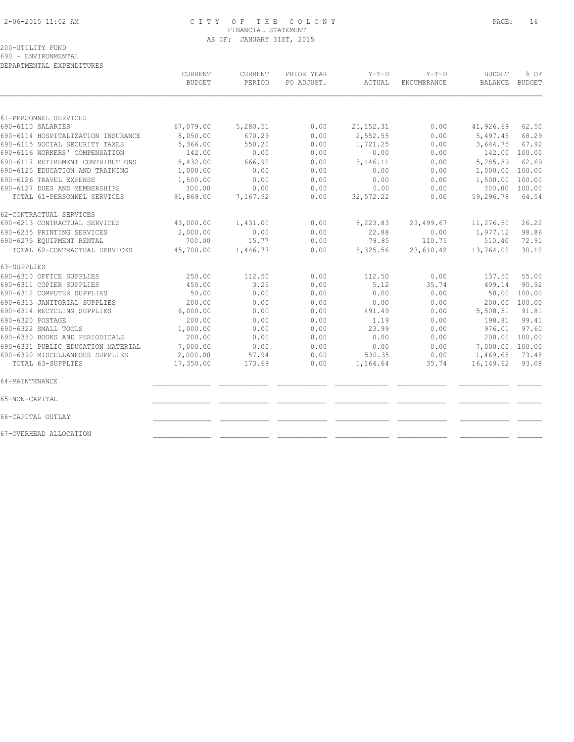CITY OF THE COLONY
FINANCIAL STATEMENT
AS OF: JANUARY 31ST, 2015

200-UTILITY FUND
690 - ENVIRONMENTAL
DEPARTMENTAL EXPENDITURES

| | CURRENT BUDGET | CURRENT PERIOD | PRIOR YEAR PO ADJUST. | Y-T-D ACTUAL | Y-T-D ENCUMBRANCE | BUDGET BALANCE | % OF BUDGET |
|---|---|---|---|---|---|---|---|
| 61-PERSONNEL SERVICES | | | | | | | |
| 690-6110 SALARIES | 67,079.00 | 5,280.51 | 0.00 | 25,152.31 | 0.00 | 41,926.69 | 62.50 |
| 690-6114 HOSPITALIZATION INSURANCE | 8,050.00 | 670.29 | 0.00 | 2,552.55 | 0.00 | 5,497.45 | 68.29 |
| 690-6115 SOCIAL SECURITY TAXES | 5,366.00 | 550.20 | 0.00 | 1,721.25 | 0.00 | 3,644.75 | 67.92 |
| 690-6116 WORKERS' COMPENSATION | 142.00 | 0.00 | 0.00 | 0.00 | 0.00 | 142.00 | 100.00 |
| 690-6117 RETIREMENT CONTRIBUTIONS | 8,432.00 | 666.92 | 0.00 | 3,146.11 | 0.00 | 5,285.89 | 62.69 |
| 690-6125 EDUCATION AND TRAINING | 1,000.00 | 0.00 | 0.00 | 0.00 | 0.00 | 1,000.00 | 100.00 |
| 690-6126 TRAVEL EXPENSE | 1,500.00 | 0.00 | 0.00 | 0.00 | 0.00 | 1,500.00 | 100.00 |
| 690-6127 DUES AND MEMBERSHIPS | 300.00 | 0.00 | 0.00 | 0.00 | 0.00 | 300.00 | 100.00 |
| TOTAL 61-PERSONNEL SERVICES | 91,869.00 | 7,167.92 | 0.00 | 32,572.22 | 0.00 | 59,296.78 | 64.54 |
| 62-CONTRACTUAL SERVICES | | | | | | | |
| 690-6213 CONTRACTUAL SERVICES | 43,000.00 | 1,431.00 | 0.00 | 8,223.83 | 23,499.67 | 11,276.50 | 26.22 |
| 690-6235 PRINTING SERVICES | 2,000.00 | 0.00 | 0.00 | 22.88 | 0.00 | 1,977.12 | 98.86 |
| 690-6275 EQUIPMENT RENTAL | 700.00 | 15.77 | 0.00 | 78.85 | 110.75 | 510.40 | 72.91 |
| TOTAL 62-CONTRACTUAL SERVICES | 45,700.00 | 1,446.77 | 0.00 | 8,325.56 | 23,610.42 | 13,764.02 | 30.12 |
| 63-SUPPLIES | | | | | | | |
| 690-6310 OFFICE SUPPLIES | 250.00 | 112.50 | 0.00 | 112.50 | 0.00 | 137.50 | 55.00 |
| 690-6311 COPIER SUPPLIES | 450.00 | 3.25 | 0.00 | 5.12 | 35.74 | 409.14 | 90.92 |
| 690-6312 COMPUTER SUPPLIES | 50.00 | 0.00 | 0.00 | 0.00 | 0.00 | 50.00 | 100.00 |
| 690-6313 JANITORIAL SUPPLIES | 200.00 | 0.00 | 0.00 | 0.00 | 0.00 | 200.00 | 100.00 |
| 690-6314 RECYCLING SUPPLIES | 6,000.00 | 0.00 | 0.00 | 491.49 | 0.00 | 5,508.51 | 91.81 |
| 690-6320 POSTAGE | 200.00 | 0.00 | 0.00 | 1.19 | 0.00 | 198.81 | 99.41 |
| 690-6322 SMALL TOOLS | 1,000.00 | 0.00 | 0.00 | 23.99 | 0.00 | 976.01 | 97.60 |
| 690-6330 BOOKS AND PERIODICALS | 200.00 | 0.00 | 0.00 | 0.00 | 0.00 | 200.00 | 100.00 |
| 690-6331 PUBLIC EDUCATION MATERIAL | 7,000.00 | 0.00 | 0.00 | 0.00 | 0.00 | 7,000.00 | 100.00 |
| 690-6390 MISCELLANEOUS SUPPLIES | 2,000.00 | 57.94 | 0.00 | 530.35 | 0.00 | 1,469.65 | 73.48 |
| TOTAL 63-SUPPLIES | 17,350.00 | 173.69 | 0.00 | 1,164.64 | 35.74 | 16,149.62 | 93.08 |
| 64-MAINTENANCE | | | | | | | |
| 65-NON-CAPITAL | | | | | | | |
| 66-CAPITAL OUTLAY | | | | | | | |
| 67-OVERHEAD ALLOCATION | | | | | | | |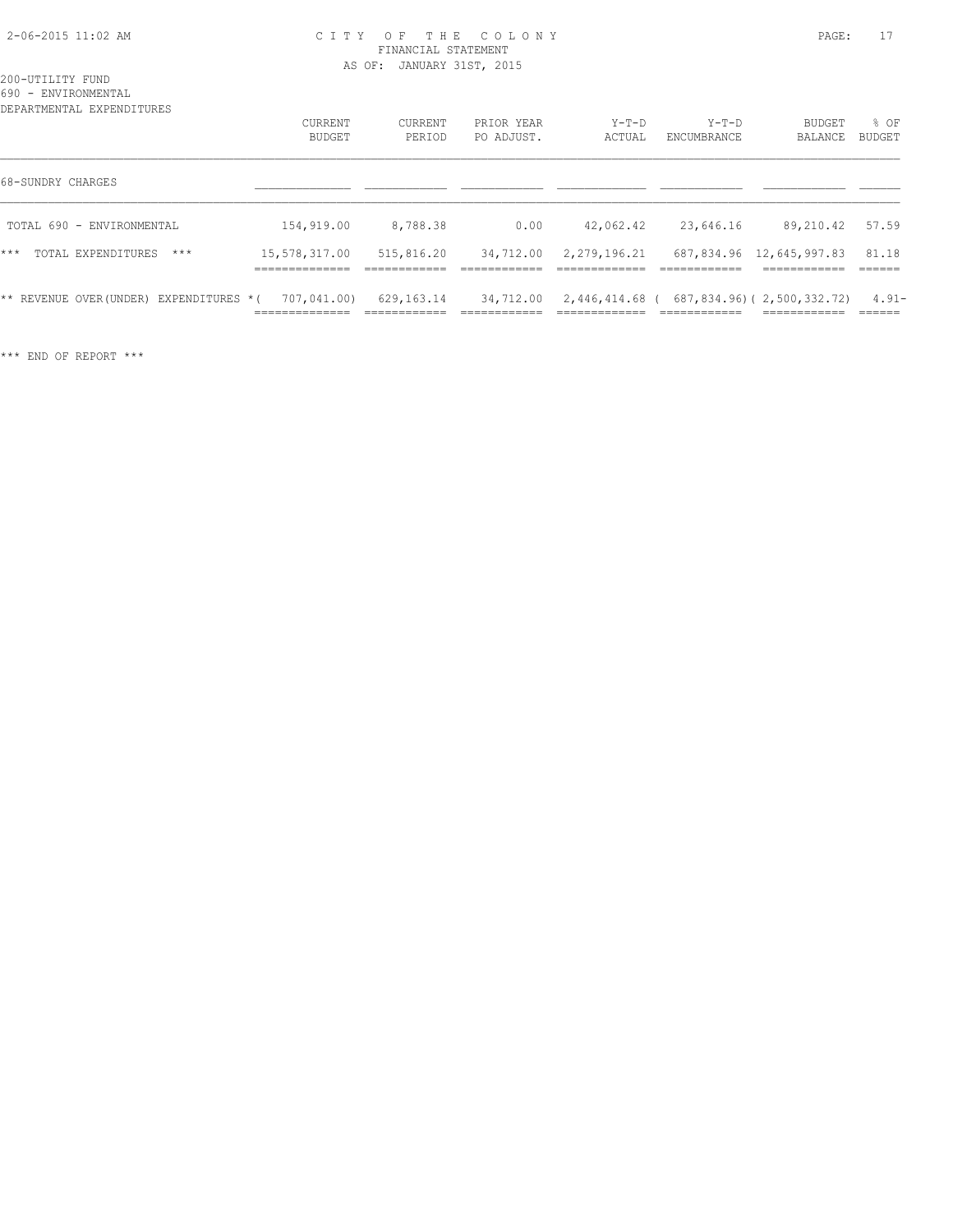2-06-2015 11:02 AM

CITY OF THE COLONY
FINANCIAL STATEMENT
AS OF: JANUARY 31ST, 2015

200-UTILITY FUND
690 - ENVIRONMENTAL
DEPARTMENTAL EXPENDITURES

| | CURRENT BUDGET | CURRENT PERIOD | PRIOR YEAR PO ADJUST. | Y-T-D ACTUAL | Y-T-D ENCUMBRANCE | BUDGET BALANCE | % OF BUDGET |
|---|---|---|---|---|---|---|---|
| 68-SUNDRY CHARGES | | | | | | | |
| TOTAL 690 - ENVIRONMENTAL | 154,919.00 | 8,788.38 | 0.00 | 42,062.42 | 23,646.16 | 89,210.42 | 57.59 |
| *** TOTAL EXPENDITURES *** | 15,578,317.00 | 515,816.20 | 34,712.00 | 2,279,196.21 | 687,834.96 | 12,645,997.83 | 81.18 |
| ** REVENUE OVER(UNDER) EXPENDITURES * | ( 707,041.00) | 629,163.14 | 34,712.00 | 2,446,414.68 | ( 687,834.96) | ( 2,500,332.72) | 4.91- |

*** END OF REPORT ***